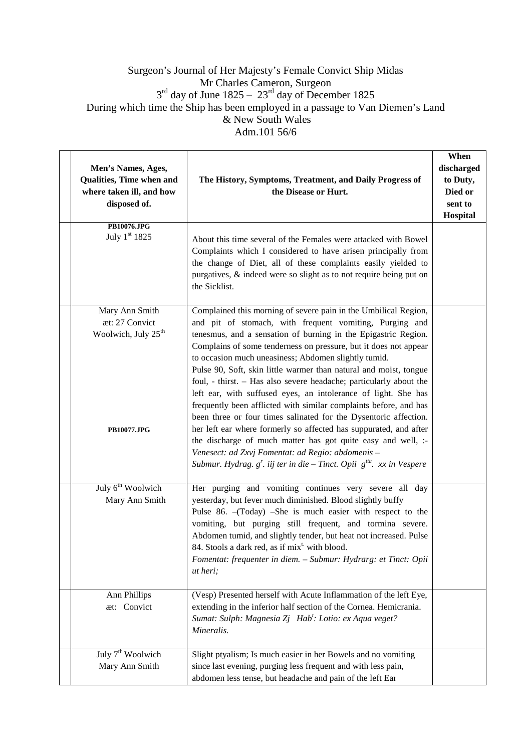Surgeon's Journal of Her Majesty's Female Convict Ship Midas
Mr Charles Cameron, Surgeon
3rd day of June 1825 – 23rd day of December 1825
During which time the Ship has been employed in a passage to Van Diemen's Land
& New South Wales
Adm.101 56/6

| | Men's Names, Ages, Qualities, Time when and where taken ill, and how disposed of. | The History, Symptoms, Treatment, and Daily Progress of the Disease or Hurt. | When discharged to Duty, Died or sent to Hospital |
|---|---|---|---|
| | **PB10076.JPG** July 1st 1825 | About this time several of the Females were attacked with Bowel Complaints which I considered to have arisen principally from the change of Diet, all of these complaints easily yielded to purgatives, & indeed were so slight as to not require being put on the Sicklist. | |
| | Mary Ann Smith æt: 27 Convict Woolwich, July 25th **PB10077.JPG** | Complained this morning of severe pain in the Umbilical Region, and pit of stomach, with frequent vomiting, Purging and tenesmus, and a sensation of burning in the Epigastric Region. Complains of some tenderness on pressure, but it does not appear to occasion much uneasiness; Abdomen slightly tumid. Pulse 90, Soft, skin little warmer than natural and moist, tongue foul, - thirst. – Has also severe headache; particularly about the left ear, with suffused eyes, an intolerance of light. She has frequently been afflicted with similar complaints before, and has been three or four times salinated for the Dysentoric affection. her left ear where formerly so affected has suppurated, and after the discharge of much matter has got quite easy and well, :- *Venesect: ad Ʒxvj Fomentat: ad Regio: abdomenis –* *Submur. Hydrag. gr. iij ter in die – Tinct. Opii gtta. xx in Vespere* | |
| | July 6th Woolwich Mary Ann Smith | Her purging and vomiting continues very severe all day yesterday, but fever much diminished. Blood slightly buffy Pulse 86. –(Today) –She is much easier with respect to the vomiting, but purging still frequent, and tormina severe. Abdomen tumid, and slightly tender, but heat not increased. Pulse 84. Stools a dark red, as if mixt. with blood. *Fomentat: frequenter in diem. – Submur: Hydrarg: et Tinct: Opii ut heri;* | |
| | Ann Phillips æt: Convict | (Vesp) Presented herself with Acute Inflammation of the left Eye, extending in the inferior half section of the Cornea. Hemicrania. *Sumat: Sulph: Magnesia Ʒj Habt: Lotio: ex Aqua veget? Mineralis.* | |
| | July 7th Woolwich Mary Ann Smith | Slight ptyalism; Is much easier in her Bowels and no vomiting since last evening, purging less frequent and with less pain, abdomen less tense, but headache and pain of the left Ear | |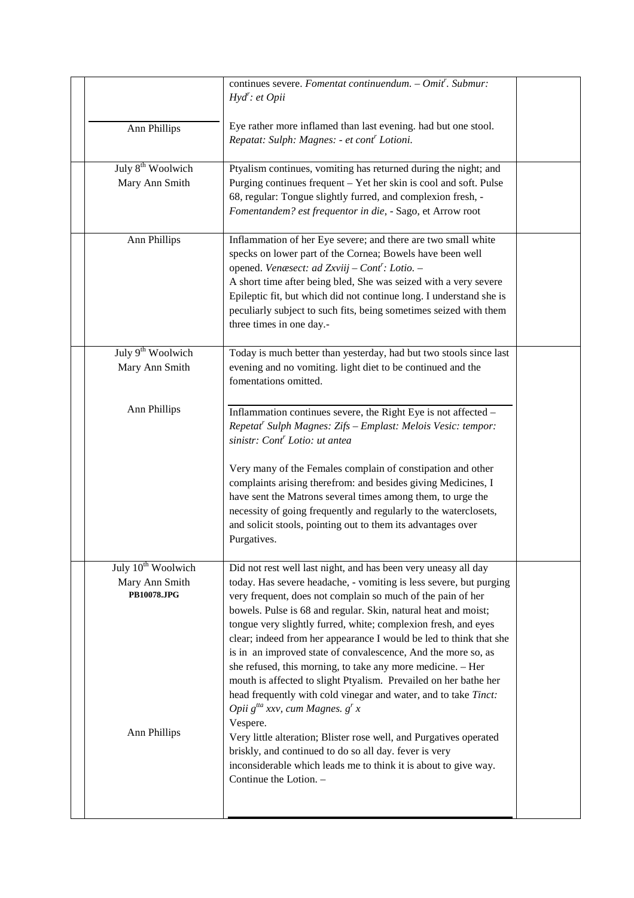| | | | |
|---|---|---|---|
| | | continues severe. *Fomentat continuendum. – Omit$^r$. Submur: Hyd$^r$: et Opii* | |
| | Ann Phillips | Eye rather more inflamed than last evening. had but one stool. *Repatat: Sulph: Magnes: - et cont$^r$ Lotioni.* | |
| | July 8$^{th}$ Woolwich<br>Mary Ann Smith | Ptyalism continues, vomiting has returned during the night; and Purging continues frequent – Yet her skin is cool and soft. Pulse 68, regular: Tongue slightly furred, and complexion fresh, - *Fomentandem? est frequentor in die*, - Sago, et Arrow root | |
| | Ann Phillips | Inflammation of her Eye severe; and there are two small white specks on lower part of the Cornea; Bowels have been well opened. *Venæsect: ad Zxviij – Cont$^r$: Lotio.* –<br>A short time after being bled, She was seized with a very severe Epileptic fit, but which did not continue long. I understand she is peculiarly subject to such fits, being sometimes seized with them three times in one day.- | |
| | July 9$^{th}$ Woolwich<br>Mary Ann Smith<br><br>Ann Phillips | Today is much better than yesterday, had but two stools since last evening and no vomiting. light diet to be continued and the fomentations omitted.<br><br>Inflammation continues severe, the Right Eye is not affected – *Repetat$^r$ Sulph Magnes: Zifs – Emplast: Melois Vesic: tempor: sinistr: Cont$^r$ Lotio: ut antea*<br><br>Very many of the Females complain of constipation and other complaints arising therefrom: and besides giving Medicines, I have sent the Matrons several times among them, to urge the necessity of going frequently and regularly to the waterclosets, and solicit stools, pointing out to them its advantages over Purgatives. | |
| | July 10$^{th}$ Woolwich<br>Mary Ann Smith<br>**PB10078.JPG**<br><br>Ann Phillips | Did not rest well last night, and has been very uneasy all day today. Has severe headache, - vomiting is less severe, but purging very frequent, does not complain so much of the pain of her bowels. Pulse is 68 and regular. Skin, natural heat and moist; tongue very slightly furred, white; complexion fresh, and eyes clear; indeed from her appearance I would be led to think that she is in an improved state of convalescence, And the more so, as she refused, this morning, to take any more medicine. – Her mouth is affected to slight Ptyalism. Prevailed on her bathe her head frequently with cold vinegar and water, and to take *Tinct: Opii g$^{tta}$ xxv, cum Magnes. g$^r$ x*<br>Vespere.<br>Very little alteration; Blister rose well, and Purgatives operated briskly, and continued to do so all day. fever is very inconsiderable which leads me to think it is about to give way. Continue the Lotion. – | |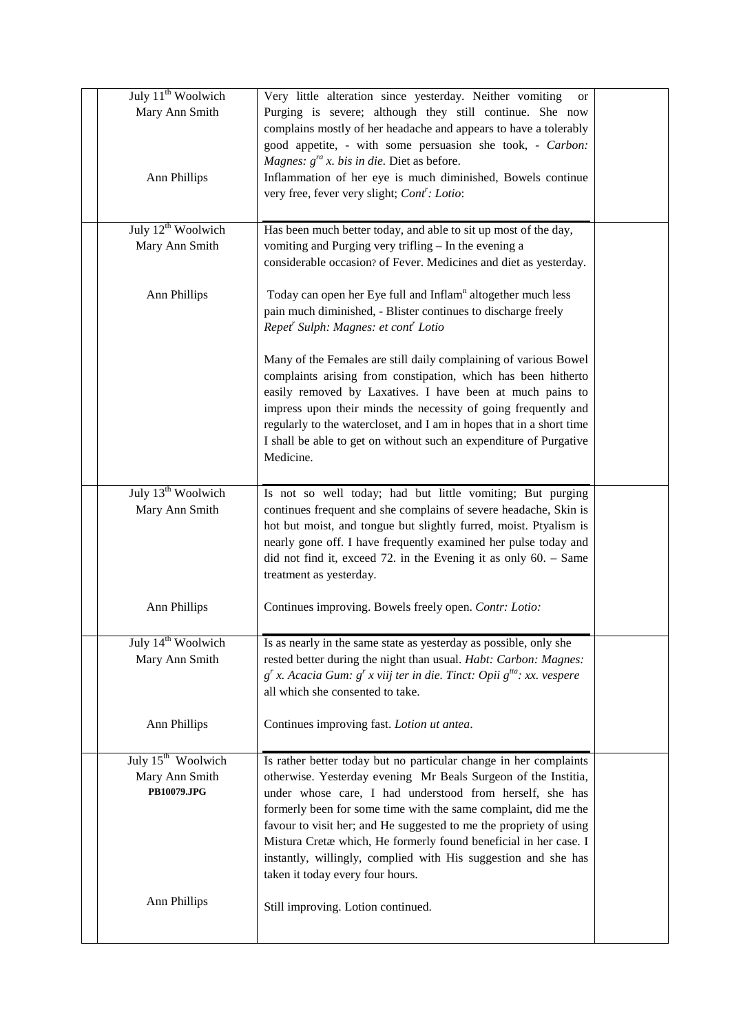| | | | |
|---|---|---|---|
| | July 11th Woolwich<br>Mary Ann Smith<br><br><br><br>Ann Phillips | Very little alteration since yesterday. Neither vomiting or Purging is severe; although they still continue. She now complains mostly of her headache and appears to have a tolerably good appetite, - with some persuasion she took, - *Carbon: Magnes: g^ra^ x. bis in die.* Diet as before.<br>Inflammation of her eye is much diminished, Bowels continue very free, fever very slight; *Cont^r^: Lotio*: | |
| | July 12th Woolwich<br>Mary Ann Smith<br><br><br>Ann Phillips | Has been much better today, and able to sit up most of the day, vomiting and Purging very trifling – In the evening a considerable occasion? of Fever. Medicines and diet as yesterday.<br><br>Today can open her Eye full and Inflam^n^ altogether much less pain much diminished, - Blister continues to discharge freely *Repet^r^ Sulph: Magnes: et cont^r^ Lotio*<br><br>Many of the Females are still daily complaining of various Bowel complaints arising from constipation, which has been hitherto easily removed by Laxatives. I have been at much pains to impress upon their minds the necessity of going frequently and regularly to the watercloset, and I am in hopes that in a short time I shall be able to get on without such an expenditure of Purgative Medicine. | |
| | July 13th Woolwich<br>Mary Ann Smith<br><br><br><br>Ann Phillips | Is not so well today; had but little vomiting; But purging continues frequent and she complains of severe headache, Skin is hot but moist, and tongue but slightly furred, moist. Ptyalism is nearly gone off. I have frequently examined her pulse today and did not find it, exceed 72. in the Evening it as only 60. – Same treatment as yesterday.<br><br>Continues improving. Bowels freely open. *Contr: Lotio:* | |
| | July 14th Woolwich<br>Mary Ann Smith<br><br><br>Ann Phillips | Is as nearly in the same state as possible, only she rested better during the night than usual. *Habt: Carbon: Magnes: g^r^ x. Acacia Gum: g^r^ x viij ter in die. Tinct: Opii g^tta^: xx. vespere* all which she consented to take.<br><br>Continues improving fast. *Lotion ut antea*. | |
| | July 15th Woolwich<br>Mary Ann Smith<br>**PB10079.JPG**<br><br><br><br><br>Ann Phillips | Is rather better today but no particular change in her complaints otherwise. Yesterday evening Mr Beals Surgeon of the Institia, under whose care, I had understood from herself, she has formerly been for some time with the same complaint, did me the favour to visit her; and He suggested to me the propriety of using Mistura Cretæ which, He formerly found beneficial in her case. I instantly, willingly, complied with His suggestion and she has taken it today every four hours.<br><br>Still improving. Lotion continued. | |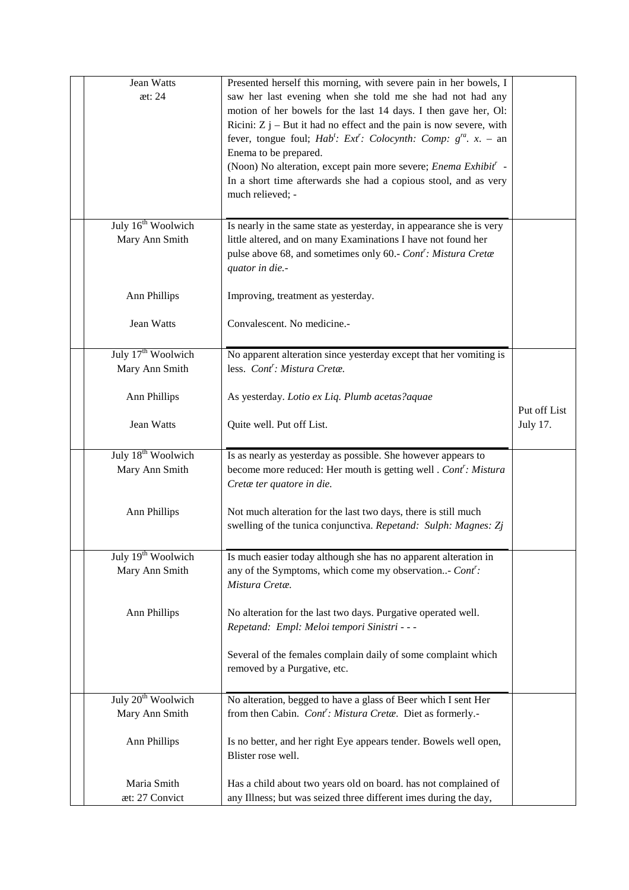| | | | |
|---|---|---|---|
| | Jean Watts<br>æt: 24 | Presented herself this morning, with severe pain in her bowels, I saw her last evening when she told me she had not had any motion of her bowels for the last 14 days. I then gave her, Ol: Ricini: Z j – But it had no effect and the pain is now severe, with fever, tongue foul; *Hab$^{t}$: Ext$^{r}$: Colocynth: Comp: g$^{ra}$. x.* – an Enema to be prepared.<br>(Noon) No alteration, except pain more severe; *Enema Exhibit$^{r}$* - In a short time afterwards she had a copious stool, and as very much relieved; - | |
| | July 16$^{th}$ Woolwich<br>Mary Ann Smith | Is nearly in the same state as yesterday, in appearance she is very little altered, and on many Examinations I have not found her pulse above 68, and sometimes only 60.- *Cont$^{r}$: Mistura Cretæ quator in die.-* | |
| | Ann Phillips | Improving, treatment as yesterday. | |
| | Jean Watts | Convalescent. No medicine.- | |
| | July 17$^{th}$ Woolwich<br>Mary Ann Smith | No apparent alteration since yesterday except that her vomiting is less. *Cont$^{r}$: Mistura Cretæ.* | |
| | Ann Phillips | As yesterday. *Lotio ex Liq. Plumb acetas?aquae* | |
| | Jean Watts | Quite well. Put off List. | Put off List July 17. |
| | July 18$^{th}$ Woolwich<br>Mary Ann Smith | Is as nearly as yesterday as possible. She however appears to become more reduced: Her mouth is getting well . *Cont$^{r}$: Mistura Cretæ ter quatore in die.* | |
| | Ann Phillips | Not much alteration for the last two days, there is still much swelling of the tunica conjunctiva. *Repetand: Sulph: Magnes: Zj* | |
| | July 19$^{th}$ Woolwich<br>Mary Ann Smith | Is much easier today although she has no apparent alteration in any of the Symptoms, which come my observation..- *Cont$^{r}$: Mistura Cretæ.* | |
| | Ann Phillips | No alteration for the last two days. Purgative operated well. *Repetand: Empl: Meloi tempori Sinistri - - -*<br><br>Several of the females complain daily of some complaint which removed by a Purgative, etc. | |
| | July 20$^{th}$ Woolwich<br>Mary Ann Smith | No alteration, begged to have a glass of Beer which I sent Her from then Cabin. *Cont$^{r}$: Mistura Cretæ.* Diet as formerly.- | |
| | Ann Phillips | Is no better, and her right Eye appears tender. Bowels well open, Blister rose well. | |
| | Maria Smith<br>æt: 27 Convict | Has a child about two years old on board. has not complained of any Illness; but was seized three different imes during the day, | |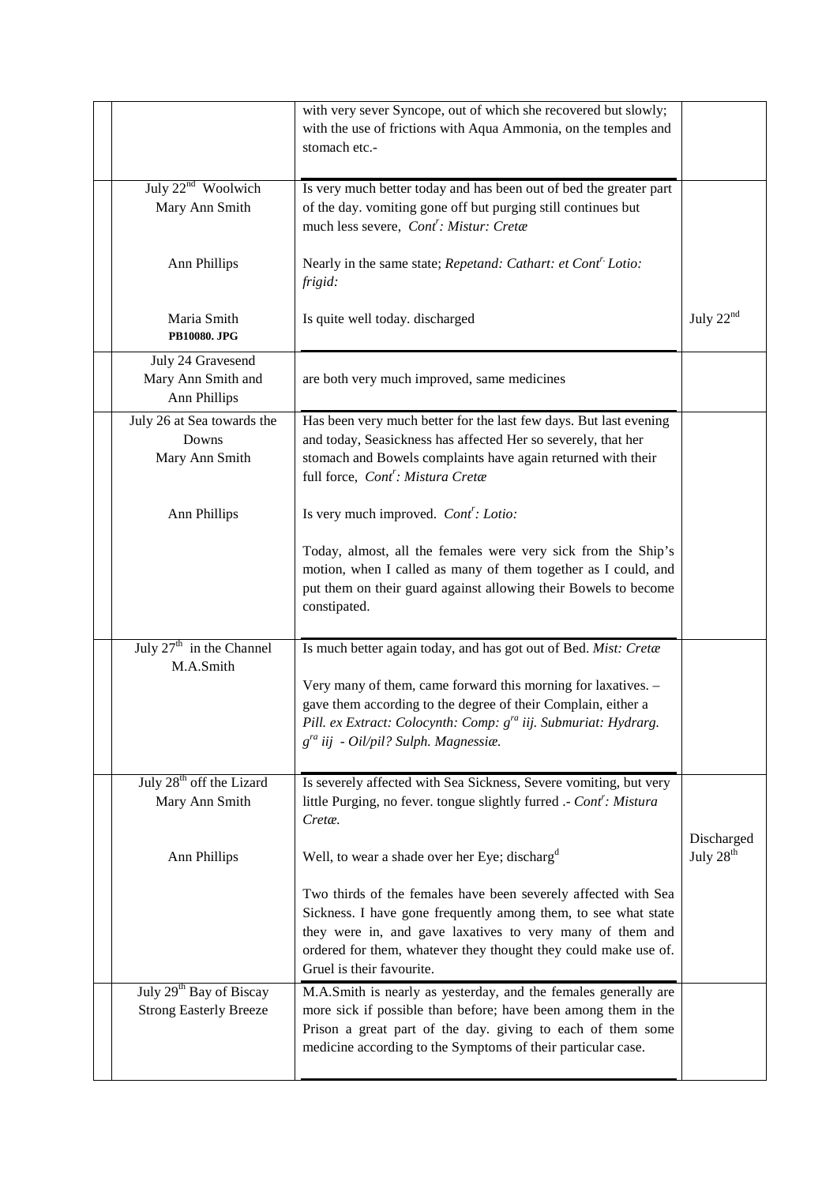| | | | |
|---|---|---|---|
| | | with very sever Syncope, out of which she recovered but slowly; with the use of frictions with Aqua Ammonia, on the temples and stomach etc.- | |
| | July 22nd Woolwich<br>Mary Ann Smith | Is very much better today and has been out of bed the greater part of the day. vomiting gone off but purging still continues but much less severe, *Cont^r: Mistur: Cretæ* | |
| | Ann Phillips | Nearly in the same state; *Repetand: Cathart: et Cont^r. Lotio: frigid:* | |
| | Maria Smith<br>**PB10080. JPG** | Is quite well today. discharged | July 22nd |
| | July 24 Gravesend<br>Mary Ann Smith and<br>Ann Phillips | are both very much improved, same medicines | |
| | July 26 at Sea towards the Downs<br>Mary Ann Smith | Has been very much better for the last few days. But last evening and today, Seasickness has affected Her so severely, that her stomach and Bowels complaints have again returned with their full force, *Cont^r: Mistura Cretæ* | |
| | Ann Phillips | Is very much improved. *Cont^r: Lotio:*<br><br>Today, almost, all the females were very sick from the Ship's motion, when I called as many of them together as I could, and put them on their guard against allowing their Bowels to become constipated. | |
| | July 27th in the Channel<br>M.A.Smith | Is much better again today, and has got out of Bed. *Mist: Cretæ*<br><br>Very many of them, came forward this morning for laxatives. – gave them according to the degree of their Complain, either a *Pill. ex Extract: Colocynth: Comp: g^ra iij. Submuriat: Hydrarg. g^ra iij - Oil/pil? Sulph. Magnessiæ.* | |
| | July 28th off the Lizard<br>Mary Ann Smith | Is severely affected with Sea Sickness, Severe vomiting, but very little Purging, no fever. tongue slightly furred .- *Cont^r: Mistura Cretæ.* | |
| | Ann Phillips | Well, to wear a shade over her Eye; discharg^d<br><br>Two thirds of the females have been severely affected with Sea Sickness. I have gone frequently among them, to see what state they were in, and gave laxatives to very many of them and ordered for them, whatever they thought they could make use of. Gruel is their favourite. | Discharged July 28th |
| | July 29th Bay of Biscay<br>Strong Easterly Breeze | M.A.Smith is nearly as yesterday, and the females generally are more sick if possible than before; have been among them in the Prison a great part of the day. giving to each of them some medicine according to the Symptoms of their particular case. | |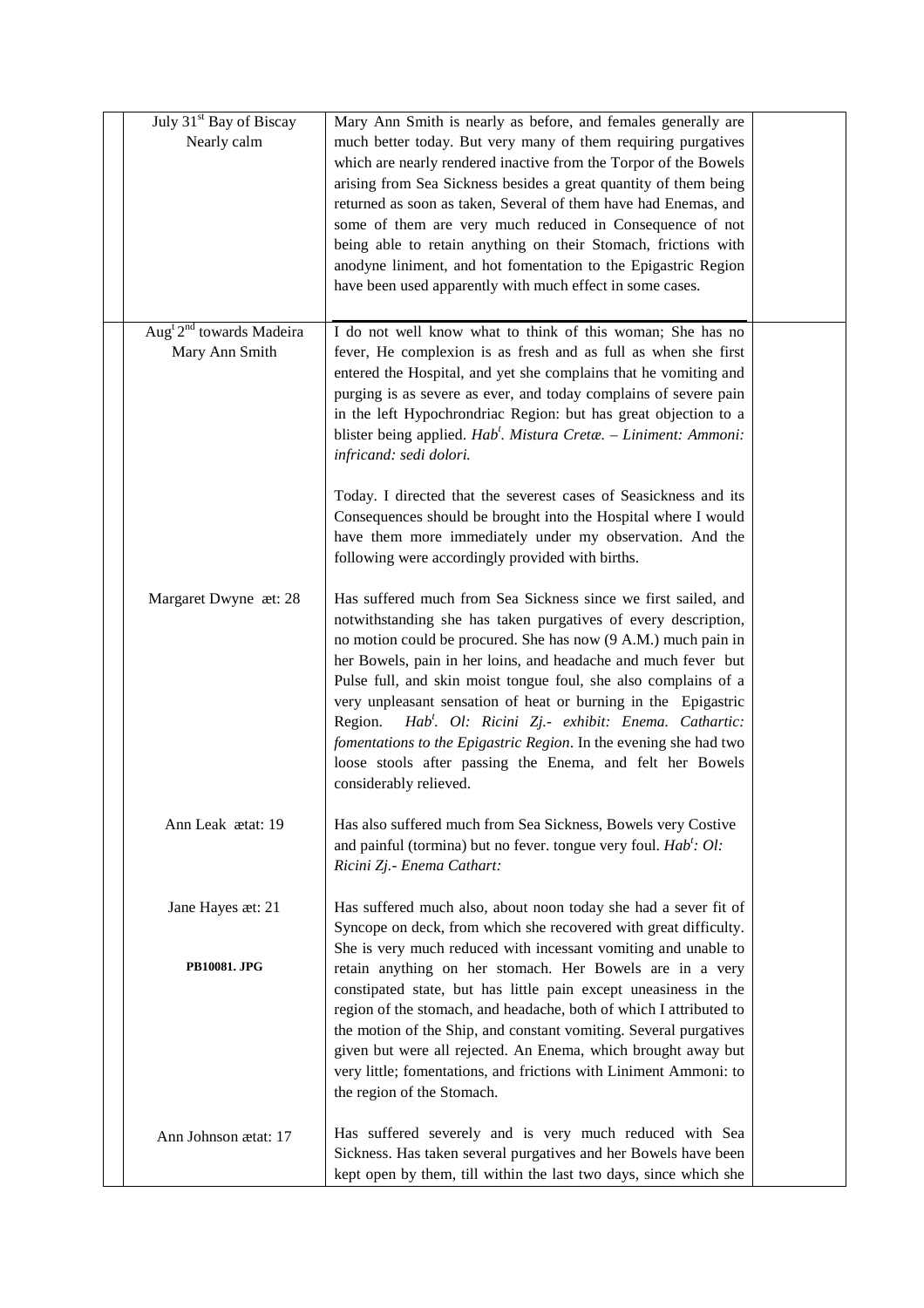| | | | |
|---|---|---|---|
| | July 31st Bay of Biscay<br>Nearly calm | Mary Ann Smith is nearly as before, and females generally are much better today. But very many of them requiring purgatives which are nearly rendered inactive from the Torpor of the Bowels arising from Sea Sickness besides a great quantity of them being returned as soon as taken, Several of them have had Enemas, and some of them are very much reduced in Consequence of not being able to retain anything on their Stomach, frictions with anodyne liniment, and hot fomentation to the Epigastric Region have been used apparently with much effect in some cases. | |
| | Augt 2nd towards Madeira<br>Mary Ann Smith | I do not well know what to think of this woman; She has no fever, He complexion is as fresh and as full as when she first entered the Hospital, and yet she complains that he vomiting and purging is as severe as ever, and today complains of severe pain in the left Hypochrondriac Region: but has great objection to a blister being applied. *Habt. Mistura Cretæ. – Liniment: Ammoni: infricand: sedi dolori.*<br><br>Today. I directed that the severest cases of Seasickness and its Consequences should be brought into the Hospital where I would have them more immediately under my observation. And the following were accordingly provided with births. | |
| | Margaret Dwyne æt: 28 | Has suffered much from Sea Sickness since we first sailed, and notwithstanding she has taken purgatives of every description, no motion could be procured. She has now (9 A.M.) much pain in her Bowels, pain in her loins, and headache and much fever but Pulse full, and skin moist tongue foul, she also complains of a very unpleasant sensation of heat or burning in the Epigastric Region. *Habt. Ol: Ricini Zj.- exhibit: Enema. Cathartic: fomentations to the Epigastric Region*. In the evening she had two loose stools after passing the Enema, and felt her Bowels considerably relieved. | |
| | Ann Leak ætat: 19 | Has also suffered much from Sea Sickness, Bowels very Costive and painful (tormina) but no fever. tongue very foul. *Habt: Ol: Ricini Zj.- Enema Cathart:* | |
| | Jane Hayes æt: 21<br><br>**PB10081. JPG** | Has suffered much also, about noon today she had a sever fit of Syncope on deck, from which she recovered with great difficulty. She is very much reduced with incessant vomiting and unable to retain anything on her stomach. Her Bowels are in a very constipated state, but has little pain except uneasiness in the region of the stomach, and headache, both of which I attributed to the motion of the Ship, and constant vomiting. Several purgatives given but were all rejected. An Enema, which brought away but very little; fomentations, and frictions with Liniment Ammoni: to the region of the Stomach. | |
| | Ann Johnson ætat: 17 | Has suffered severely and is very much reduced with Sea Sickness. Has taken several purgatives and her Bowels have been kept open by them, till within the last two days, since which she | |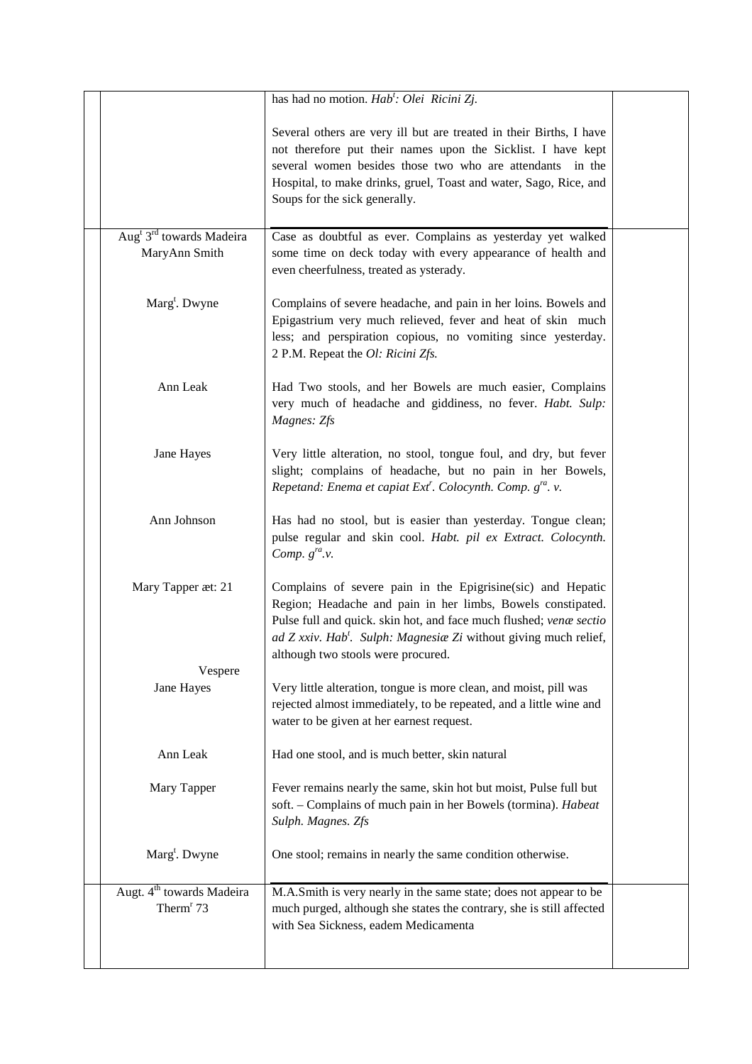| | | | |
|---|---|---|---|
| | | has had no motion. *Hab*[t]*: Olei Ricini Ʒj.*<br><br>Several others are very ill but are treated in their Births, I have not therefore put their names upon the Sicklist. I have kept several women besides those two who are attendants in the Hospital, to make drinks, gruel, Toast and water, Sago, Rice, and Soups for the sick generally. | |
| | Aug[t] 3[rd] towards Madeira<br>MaryAnn Smith | Case as doubtful as ever. Complains as yesterday yet walked some time on deck today with every appearance of health and even cheerfulness, treated as ysterady. | |
| | Marg[t]. Dwyne | Complains of severe headache, and pain in her loins. Bowels and Epigastrium very much relieved, fever and heat of skin much less; and perspiration copious, no vomiting since yesterday. 2 P.M. Repeat the *Ol: Ricini Ʒfs.* | |
| | Ann Leak | Had Two stools, and her Bowels are much easier, Complains very much of headache and giddiness, no fever. *Habt. Sulp: Magnes: Ʒfs* | |
| | Jane Hayes | Very little alteration, no stool, tongue foul, and dry, but fever slight; complains of headache, but no pain in her Bowels, *Repetand: Enema et capiat Ext*[r]*. Colocynth. Comp. g*[ra]*. v.* | |
| | Ann Johnson | Has had no stool, but is easier than yesterday. Tongue clean; pulse regular and skin cool. *Habt. pil ex Extract. Colocynth. Comp. g*[ra]*.v.* | |
| | Mary Tapper æt: 21 | Complains of severe pain in the Epigrisine(sic) and Hepatic Region; Headache and pain in her limbs, Bowels constipated. Pulse full and quick. skin hot, and face much flushed; *venæ sectio ad Ʒ xxiv. Hab*[t]*. Sulph: Magnesiæ Ʒi* without giving much relief, although two stools were procured. | |
| | Vespere<br>Jane Hayes | Very little alteration, tongue is more clean, and moist, pill was rejected almost immediately, to be repeated, and a little wine and water to be given at her earnest request. | |
| | Ann Leak | Had one stool, and is much better, skin natural | |
| | Mary Tapper | Fever remains nearly the same, skin hot but moist, Pulse full but soft. – Complains of much pain in her Bowels (tormina). *Habeat Sulph. Magnes. Ʒfs* | |
| | Marg[t]. Dwyne | One stool; remains in nearly the same condition otherwise. | |
| | Augt. 4[th] towards Madeira<br>Therm[r] 73 | M.A.Smith is very nearly in the same state; does not appear to be much purged, although she states the contrary, she is still affected with Sea Sickness, eadem Medicamenta | |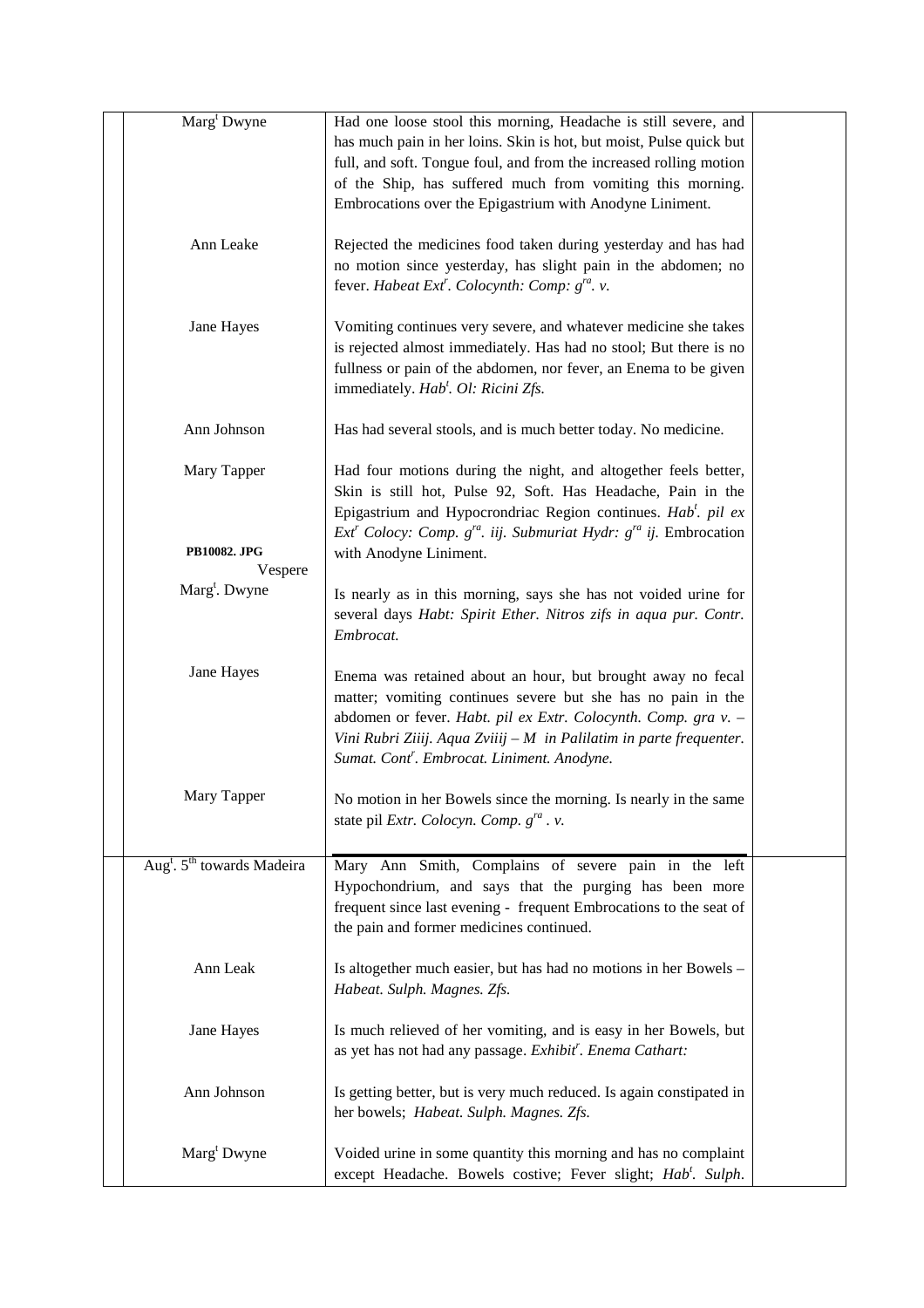| | | | |
|---|---|---|---|
| | Marg[t] Dwyne | Had one loose stool this morning, Headache is still severe, and has much pain in her loins. Skin is hot, but moist, Pulse quick but full, and soft. Tongue foul, and from the increased rolling motion of the Ship, has suffered much from vomiting this morning. Embrocations over the Epigastrium with Anodyne Liniment. | |
| | Ann Leake | Rejected the medicines food taken during yesterday and has had no motion since yesterday, has slight pain in the abdomen; no fever. *Habeat Ext[r]. Colocynth: Comp: g[ra]. v.* | |
| | Jane Hayes | Vomiting continues very severe, and whatever medicine she takes is rejected almost immediately. Has had no stool; But there is no fullness or pain of the abdomen, nor fever, an Enema to be given immediately. *Hab[t]. Ol: Ricini Zfs.* | |
| | Ann Johnson | Has had several stools, and is much better today. No medicine. | |
| | Mary Tapper | Had four motions during the night, and altogether feels better, Skin is still hot, Pulse 92, Soft. Has Headache, Pain in the Epigastrium and Hypocrondriac Region continues. *Hab[t]. pil ex Ext[r] Colocy: Comp. g[ra]. iij. Submuriat Hydr: g[ra] ij.* Embrocation with Anodyne Liniment. | |
| | **PB10082. JPG** Vespere Marg[t]. Dwyne | Is nearly as in this morning, says she has not voided urine for several days *Habt: Spirit Ether. Nitros zifs in aqua pur. Contr. Embrocat.* | |
| | Jane Hayes | Enema was retained about an hour, but brought away no fecal matter; vomiting continues severe but she has no pain in the abdomen or fever. *Habt. pil ex Extr. Colocynth. Comp. gra v. – Vini Rubri Ziiij. Aqua Zviiij – M in Palilatim in parte frequenter. Sumat. Cont[r]. Embrocat. Liniment. Anodyne.* | |
| | Mary Tapper | No motion in her Bowels since the morning. Is nearly in the same state pil *Extr. Colocyn. Comp. g[ra] . v.* | |
| | Aug[t]. 5[th] towards Madeira | Mary Ann Smith, Complains of severe pain in the left Hypochondrium, and says that the purging has been more frequent since last evening - frequent Embrocations to the seat of the pain and former medicines continued. | |
| | Ann Leak | Is altogether much easier, but has had no motions in her Bowels – *Habeat. Sulph. Magnes. Zfs.* | |
| | Jane Hayes | Is much relieved of her vomiting, and is easy in her Bowels, but as yet has not had any passage. *Exhibit[r]. Enema Cathart:* | |
| | Ann Johnson | Is getting better, but is very much reduced. Is again constipated in her bowels; *Habeat. Sulph. Magnes. Zfs.* | |
| | Marg[t] Dwyne | Voided urine in some quantity this morning and has no complaint except Headache. Bowels costive; Fever slight; *Hab[t]. Sulph.* | |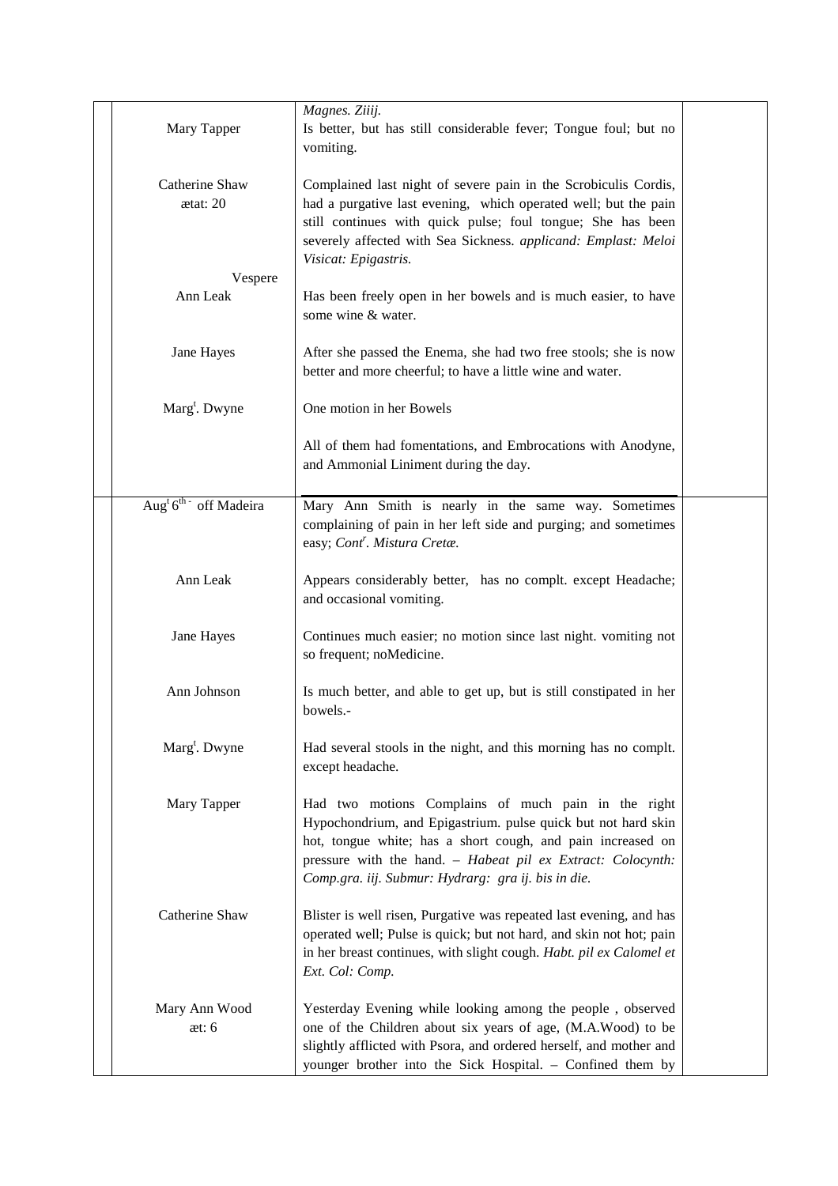| | | | |
|---|---|---|---|
| | | *Magnes. Ziiij.* | |
| | Mary Tapper | Is better, but has still considerable fever; Tongue foul; but no vomiting. | |
| | Catherine Shaw ætat: 20 | Complained last night of severe pain in the Scrobiculis Cordis, had a purgative last evening, which operated well; but the pain still continues with quick pulse; foul tongue; She has been severely affected with Sea Sickness. *applicand: Emplast: Meloi Visicat: Epigastris.* | |
| | Vespere Ann Leak | Has been freely open in her bowels and is much easier, to have some wine & water. | |
| | Jane Hayes | After she passed the Enema, she had two free stools; she is now better and more cheerful; to have a little wine and water. | |
| | Marg[t]. Dwyne | One motion in her Bowels | |
| | | All of them had fomentations, and Embrocations with Anodyne, and Ammonial Liniment during the day. | |
| | Aug[t] 6[th] - off Madeira | Mary Ann Smith is nearly in the same way. Sometimes complaining of pain in her left side and purging; and sometimes easy; *Cont[r]. Mistura Cretæ.* | |
| | Ann Leak | Appears considerably better, has no complt. except Headache; and occasional vomiting. | |
| | Jane Hayes | Continues much easier; no motion since last night. vomiting not so frequent; noMedicine. | |
| | Ann Johnson | Is much better, and able to get up, but is still constipated in her bowels.- | |
| | Marg[t]. Dwyne | Had several stools in the night, and this morning has no complt. except headache. | |
| | Mary Tapper | Had two motions Complains of much pain in the right Hypochondrium, and Epigastrium. pulse quick but not hard skin hot, tongue white; has a short cough, and pain increased on pressure with the hand. – *Habeat pil ex Extract: Colocynth: Comp.gra. iij. Submur: Hydrarg: gra ij. bis in die.* | |
| | Catherine Shaw | Blister is well risen, Purgative was repeated last evening, and has operated well; Pulse is quick; but not hard, and skin not hot; pain in her breast continues, with slight cough. *Habt. pil ex Calomel et Ext. Col: Comp.* | |
| | Mary Ann Wood æt: 6 | Yesterday Evening while looking among the people , observed one of the Children about six years of age, (M.A.Wood) to be slightly afflicted with Psora, and ordered herself, and mother and younger brother into the Sick Hospital. – Confined them by | |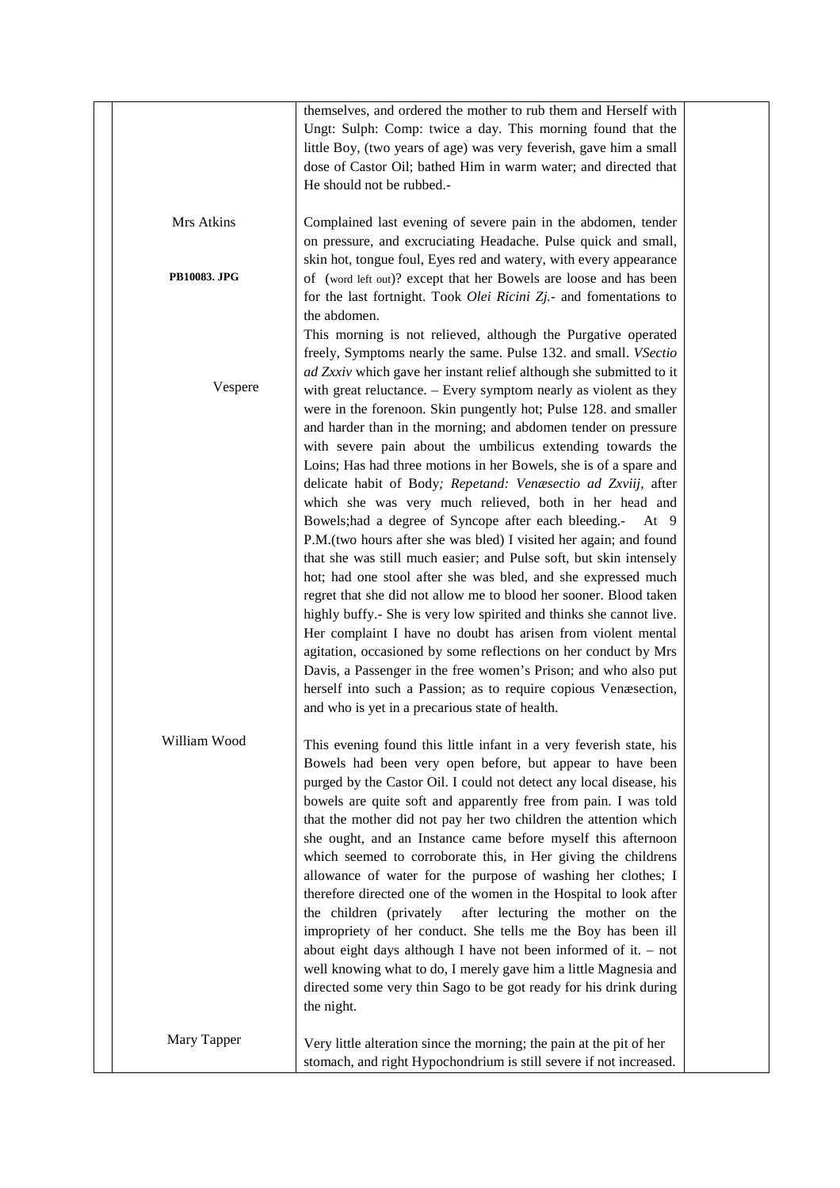| | | |
|---|---|---|
| | themselves, and ordered the mother to rub them and Herself with Ungt: Sulph: Comp: twice a day. This morning found that the little Boy, (two years of age) was very feverish, gave him a small dose of Castor Oil; bathed Him in warm water; and directed that He should not be rubbed.- | |
| Mrs Atkins<br><br>**PB10083. JPG**<br><br><br><br><br>Vespere | Complained last evening of severe pain in the abdomen, tender on pressure, and excruciating Headache. Pulse quick and small, skin hot, tongue foul, Eyes red and watery, with every appearance of (word left out)? except that her Bowels are loose and has been for the last fortnight. Took *Olei Ricini Zj.*- and fomentations to the abdomen.<br>This morning is not relieved, although the Purgative operated freely, Symptoms nearly the same. Pulse 132. and small. *VSectio ad Zxxiv* which gave her instant relief although she submitted to it with great reluctance. – Every symptom nearly as violent as they were in the forenoon. Skin pungently hot; Pulse 128. and smaller and harder than in the morning; and abdomen tender on pressure with severe pain about the umbilicus extending towards the Loins; Has had three motions in her Bowels, she is of a spare and delicate habit of Body*; Repetand: Venæsectio ad Zxviij,* after which she was very much relieved, both in her head and Bowels;had a degree of Syncope after each bleeding.- At 9 P.M.(two hours after she was bled) I visited her again; and found that she was still much easier; and Pulse soft, but skin intensely hot; had one stool after she was bled, and she expressed much regret that she did not allow me to blood her sooner. Blood taken highly buffy.- She is very low spirited and thinks she cannot live. Her complaint I have no doubt has arisen from violent mental agitation, occasioned by some reflections on her conduct by Mrs Davis, a Passenger in the free women's Prison; and who also put herself into such a Passion; as to require copious Venæsection, and who is yet in a precarious state of health. | |
| William Wood | This evening found this little infant in a very feverish state, his Bowels had been very open before, but appear to have been purged by the Castor Oil. I could not detect any local disease, his bowels are quite soft and apparently free from pain. I was told that the mother did not pay her two children the attention which she ought, and an Instance came before myself this afternoon which seemed to corroborate this, in Her giving the childrens allowance of water for the purpose of washing her clothes; I therefore directed one of the women in the Hospital to look after the children (privately after lecturing the mother on the impropriety of her conduct. She tells me the Boy has been ill about eight days although I have not been informed of it. – not well knowing what to do, I merely gave him a little Magnesia and directed some very thin Sago to be got ready for his drink during the night. | |
| Mary Tapper | Very little alteration since the morning; the pain at the pit of her stomach, and right Hypochondrium is still severe if not increased. | |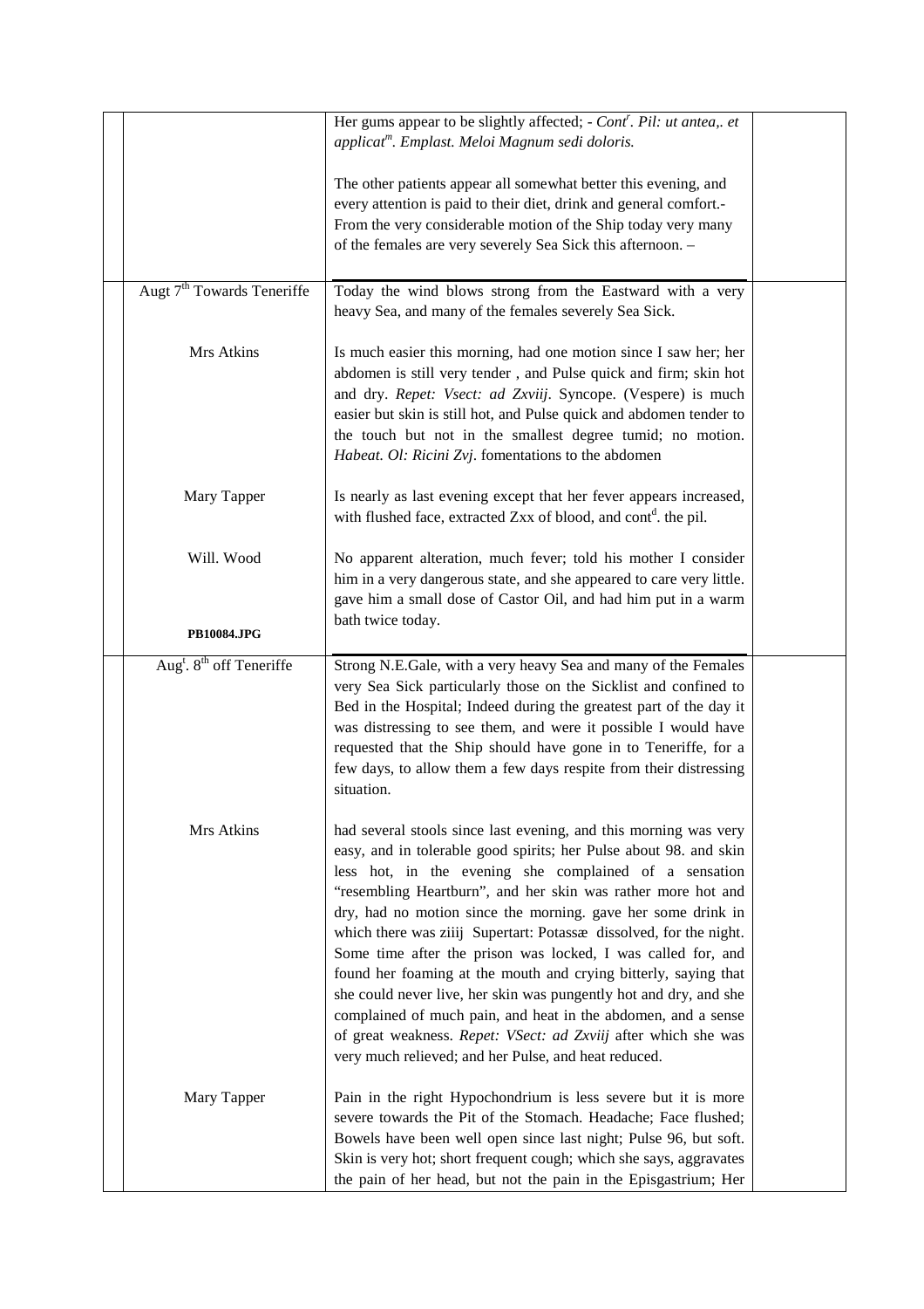| | | |
|---|---|---|
| | Her gums appear to be slightly affected; - *Cont[r]. Pil: ut antea,. et applicat[m]. Emplast. Meloi Magnum sedi doloris.*<br><br>The other patients appear all somewhat better this evening, and every attention is paid to their diet, drink and general comfort.- From the very considerable motion of the Ship today very many of the females are very severely Sea Sick this afternoon. – | |
| Augt 7[th] Towards Teneriffe | Today the wind blows strong from the Eastward with a very heavy Sea, and many of the females severely Sea Sick. | |
| Mrs Atkins | Is much easier this morning, had one motion since I saw her; her abdomen is still very tender , and Pulse quick and firm; skin hot and dry. *Repet: Vsect: ad Zxviij*. Syncope. (Vespere) is much easier but skin is still hot, and Pulse quick and abdomen tender to the touch but not in the smallest degree tumid; no motion. *Habeat. Ol: Ricini Zvj*. fomentations to the abdomen | |
| Mary Tapper | Is nearly as last evening except that her fever appears increased, with flushed face, extracted Zxx of blood, and cont[d]. the pil. | |
| Will. Wood | No apparent alteration, much fever; told his mother I consider him in a very dangerous state, and she appeared to care very little. gave him a small dose of Castor Oil, and had him put in a warm bath twice today. | |
| **PB10084.JPG** | | |
| Aug[t]. 8[th] off Teneriffe | Strong N.E.Gale, with a very heavy Sea and many of the Females very Sea Sick particularly those on the Sicklist and confined to Bed in the Hospital; Indeed during the greatest part of the day it was distressing to see them, and were it possible I would have requested that the Ship should have gone in to Teneriffe, for a few days, to allow them a few days respite from their distressing situation. | |
| Mrs Atkins | had several stools since last evening, and this morning was very easy, and in tolerable good spirits; her Pulse about 98. and skin less hot, in the evening she complained of a sensation "resembling Heartburn", and her skin was rather more hot and dry, had no motion since the morning. gave her some drink in which there was ziiij Supertart: Potassæ dissolved, for the night. Some time after the prison was locked, I was called for, and found her foaming at the mouth and crying bitterly, saying that she could never live, her skin was pungently hot and dry, and she complained of much pain, and heat in the abdomen, and a sense of great weakness. *Repet: VSect: ad Zxviij* after which she was very much relieved; and her Pulse, and heat reduced. | |
| Mary Tapper | Pain in the right Hypochondrium is less severe but it is more severe towards the Pit of the Stomach. Headache; Face flushed; Bowels have been well open since last night; Pulse 96, but soft. Skin is very hot; short frequent cough; which she says, aggravates the pain of her head, but not the pain in the Episgastrium; Her | |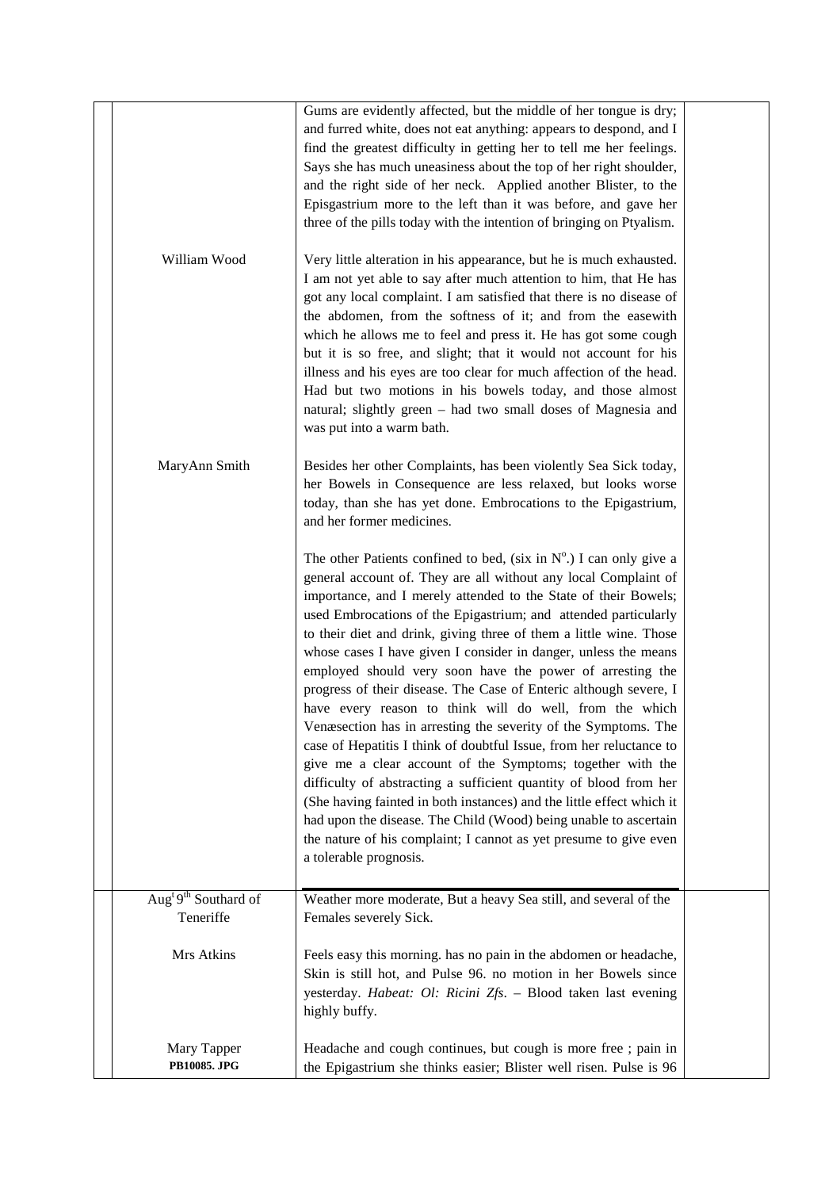| | | | |
|---|---|---|---|
| | | Gums are evidently affected, but the middle of her tongue is dry; and furred white, does not eat anything: appears to despond, and I find the greatest difficulty in getting her to tell me her feelings. Says she has much uneasiness about the top of her right shoulder, and the right side of her neck. Applied another Blister, to the Episgastrium more to the left than it was before, and gave her three of the pills today with the intention of bringing on Ptyalism. | |
| | William Wood | Very little alteration in his appearance, but he is much exhausted. I am not yet able to say after much attention to him, that He has got any local complaint. I am satisfied that there is no disease of the abdomen, from the softness of it; and from the easewith which he allows me to feel and press it. He has got some cough but it is so free, and slight; that it would not account for his illness and his eyes are too clear for much affection of the head. Had but two motions in his bowels today, and those almost natural; slightly green – had two small doses of Magnesia and was put into a warm bath. | |
| | MaryAnn Smith | Besides her other Complaints, has been violently Sea Sick today, her Bowels in Consequence are less relaxed, but looks worse today, than she has yet done. Embrocations to the Epigastrium, and her former medicines. | |
| | | The other Patients confined to bed, (six in N^o^.) I can only give a general account of. They are all without any local Complaint of importance, and I merely attended to the State of their Bowels; used Embrocations of the Epigastrium; and attended particularly to their diet and drink, giving three of them a little wine. Those whose cases I have given I consider in danger, unless the means employed should very soon have the power of arresting the progress of their disease. The Case of Enteric although severe, I have every reason to think will do well, from the which Venæsection has in arresting the severity of the Symptoms. The case of Hepatitis I think of doubtful Issue, from her reluctance to give me a clear account of the Symptoms; together with the difficulty of abstracting a sufficient quantity of blood from her (She having fainted in both instances) and the little effect which it had upon the disease. The Child (Wood) being unable to ascertain the nature of his complaint; I cannot as yet presume to give even a tolerable prognosis. | |
| | Aug^t^ 9^th^ Southard of Teneriffe | Weather more moderate, But a heavy Sea still, and several of the Females severely Sick. | |
| | Mrs Atkins | Feels easy this morning. has no pain in the abdomen or headache, Skin is still hot, and Pulse 96. no motion in her Bowels since yesterday. *Habeat: Ol: Ricini Zfs*. – Blood taken last evening highly buffy. | |
| | Mary Tapper | Headache and cough continues, but cough is more free ; pain in the Epigastrium she thinks easier; Blister well risen. Pulse is 96 | |

**PB10085. JPG**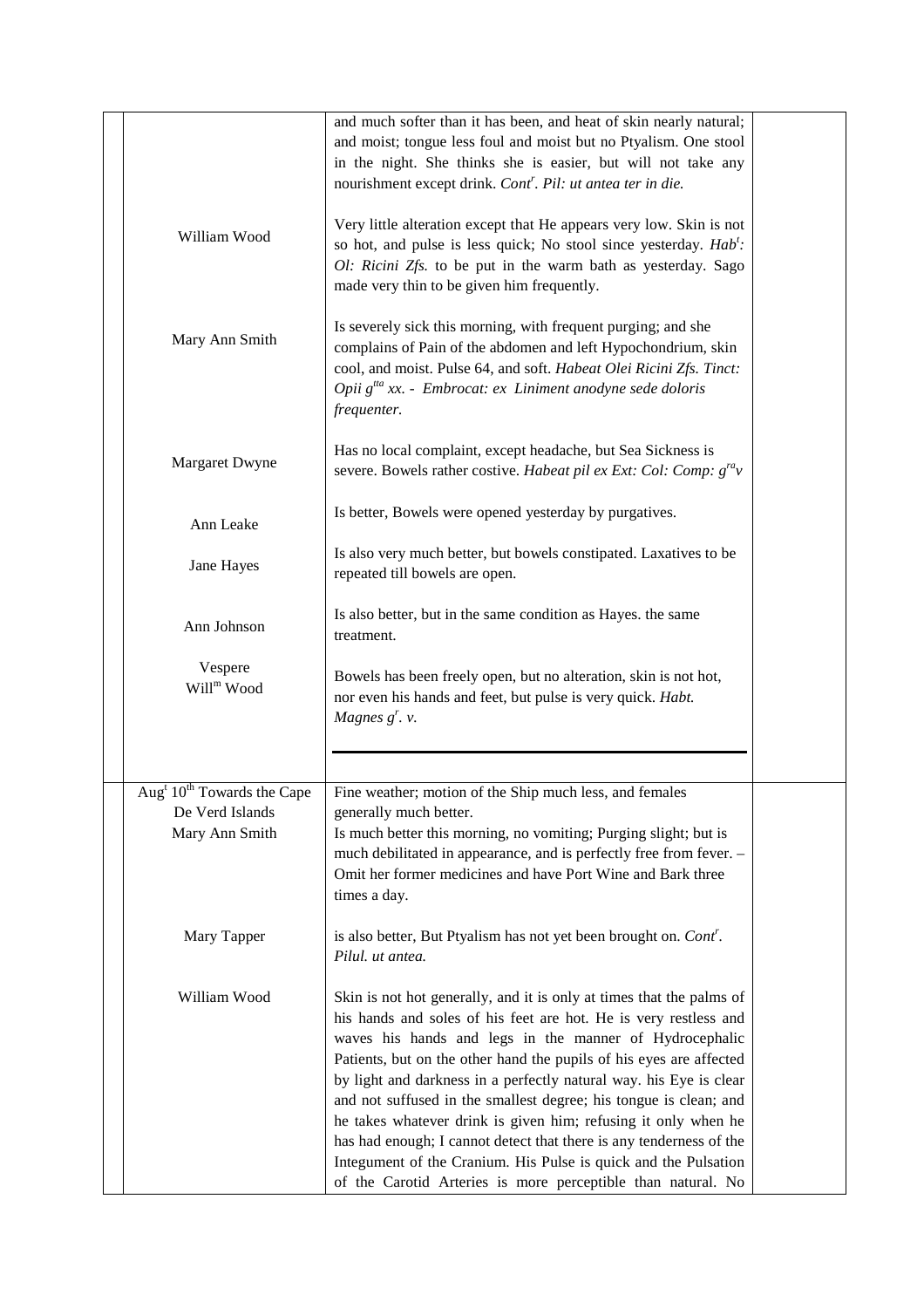| | | |
|---|---|---|
| | and much softer than it has been, and heat of skin nearly natural; and moist; tongue less foul and moist but no Ptyalism. One stool in the night. She thinks she is easier, but will not take any nourishment except drink. *Cont$^r$. Pil: ut antea ter in die.* | |
| William Wood | Very little alteration except that He appears very low. Skin is not so hot, and pulse is less quick; No stool since yesterday. *Hab$^t$: Ol: Ricini Zfs.* to be put in the warm bath as yesterday. Sago made very thin to be given him frequently. | |
| Mary Ann Smith | Is severely sick this morning, with frequent purging; and she complains of Pain of the abdomen and left Hypochondrium, skin cool, and moist. Pulse 64, and soft. *Habeat Olei Ricini Zfs. Tinct: Opii g$^{tta}$ xx. - Embrocat: ex Liniment anodyne sede doloris frequenter.* | |
| Margaret Dwyne | Has no local complaint, except headache, but Sea Sickness is severe. Bowels rather costive. *Habeat pil ex Ext: Col: Comp: g$^{ra}$v* | |
| Ann Leake | Is better, Bowels were opened yesterday by purgatives. | |
| Jane Hayes | Is also very much better, but bowels constipated. Laxatives to be repeated till bowels are open. | |
| Ann Johnson | Is also better, but in the same condition as Hayes. the same treatment. | |
| Vespere Will$^m$ Wood | Bowels has been freely open, but no alteration, skin is not hot, nor even his hands and feet, but pulse is very quick. *Habt. Magnes g$^r$. v.* | |
| Aug$^t$ 10$^{th}$ Towards the Cape De Verd Islands | Fine weather; motion of the Ship much less, and females generally much better. | |
| Mary Ann Smith | Is much better this morning, no vomiting; Purging slight; but is much debilitated in appearance, and is perfectly free from fever. – Omit her former medicines and have Port Wine and Bark three times a day. | |
| Mary Tapper | is also better, But Ptyalism has not yet been brought on. *Cont$^r$. Pilul. ut antea.* | |
| William Wood | Skin is not hot generally, and it is only at times that the palms of his hands and soles of his feet are hot. He is very restless and waves his hands and legs in the manner of Hydrocephalic Patients, but on the other hand the pupils of his eyes are affected by light and darkness in a perfectly natural way. his Eye is clear and not suffused in the smallest degree; his tongue is clean; and he takes whatever drink is given him; refusing it only when he has had enough; I cannot detect that there is any tenderness of the Integument of the Cranium. His Pulse is quick and the Pulsation of the Carotid Arteries is more perceptible than natural. No | |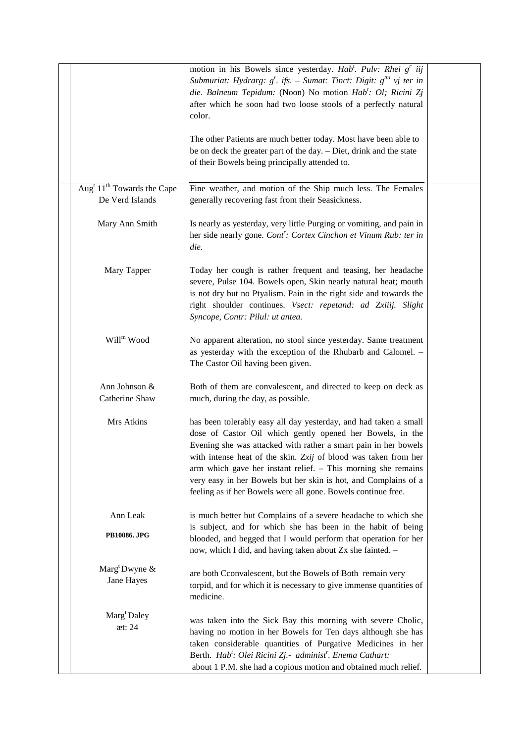| | | | |
|---|---|---|---|
| | | motion in his Bowels since yesterday. *Hab$^t$. Pulv: Rhei g$^r$ iij Submuriat: Hydrarg: g$^r$. ifs. – Sumat: Tinct: Digit: g$^{tta}$ vj ter in die. Balneum Tepidum:* (Noon) No motion *Hab$^t$: Ol; Ricini Zj* after which he soon had two loose stools of a perfectly natural color.<br><br>The other Patients are much better today. Most have been able to be on deck the greater part of the day. – Diet, drink and the state of their Bowels being principally attended to. | |
| | Aug$^t$ 11$^{th}$ Towards the Cape De Verd Islands | Fine weather, and motion of the Ship much less. The Females generally recovering fast from their Seasickness. | |
| | Mary Ann Smith | Is nearly as yesterday, very little Purging or vomiting, and pain in her side nearly gone. *Cont$^r$: Cortex Cinchon et Vinum Rub: ter in die.* | |
| | Mary Tapper | Today her cough is rather frequent and teasing, her headache severe, Pulse 104. Bowels open, Skin nearly natural heat; mouth is not dry but no Ptyalism. Pain in the right side and towards the right shoulder continues. *Vsect: repetand: ad Zxiiij. Slight Syncope, Contr: Pilul: ut antea.* | |
| | Will$^m$ Wood | No apparent alteration, no stool since yesterday. Same treatment as yesterday with the exception of the Rhubarb and Calomel. – The Castor Oil having been given. | |
| | Ann Johnson & Catherine Shaw | Both of them are convalescent, and directed to keep on deck as much, during the day, as possible. | |
| | Mrs Atkins | has been tolerably easy all day yesterday, and had taken a small dose of Castor Oil which gently opened her Bowels, in the Evening she was attacked with rather a smart pain in her bowels with intense heat of the skin. *Zxij* of blood was taken from her arm which gave her instant relief. – This morning she remains very easy in her Bowels but her skin is hot, and Complains of a feeling as if her Bowels were all gone. Bowels continue free. | |
| | Ann Leak<br><br>**PB10086. JPG** | is much better but Complains of a severe headache to which she is subject, and for which she has been in the habit of being blooded, and begged that I would perform that operation for her now, which I did, and having taken about Zx she fainted. – | |
| | Marg$^t$ Dwyne & Jane Hayes | are both Cconvalescent, but the Bowels of Both remain very torpid, and for which it is necessary to give immense quantities of medicine. | |
| | Marg$^t$ Daley<br>æt: 24 | was taken into the Sick Bay this morning with severe Cholic, having no motion in her Bowels for Ten days although she has taken considerable quantities of Purgative Medicines in her Berth. *Hab$^t$: Olei Ricini Zj.- administ$^r$. Enema Cathart:* about 1 P.M. she had a copious motion and obtained much relief. | |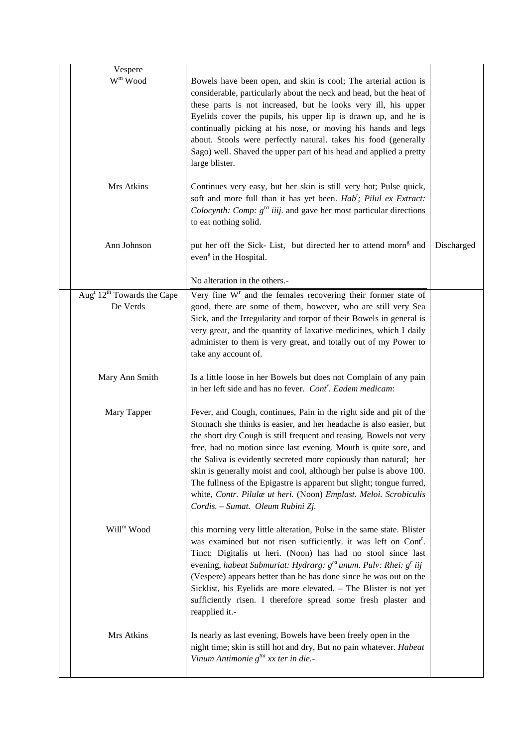| | | |
|---|---|---|
| Vespere<br>W$^{m}$ Wood | Bowels have been open, and skin is cool; The arterial action is considerable, particularly about the neck and head, but the heat of these parts is not increased, but he looks very ill, his upper Eyelids cover the pupils, his upper lip is drawn up, and he is continually picking at his nose, or moving his hands and legs about. Stools were perfectly natural. takes his food (generally Sago) well. Shaved the upper part of his head and applied a pretty large blister. | |
| Mrs Atkins | Continues very easy, but her skin is still very hot; Pulse quick, soft and more full than it has yet been. *Hab$^{t}$; Pilul ex Extract: Colocynth: Comp: g$^{ra}$ iiij.* and gave her most particular directions to eat nothing solid. | |
| Ann Johnson | put her off the Sick- List, but directed her to attend morn$^{g}$ and even$^{g}$ in the Hospital.<br><br>No alteration in the others.- | Discharged |
| Aug$^{t}$ 12$^{th}$ Towards the Cape De Verds | Very fine W$^{r}$ and the females recovering their former state of good, there are some of them, however, who are still very Sea Sick, and the Irregularity and torpor of their Bowels in general is very great, and the quantity of laxative medicines, which I daily administer to them is very great, and totally out of my Power to take any account of. | |
| Mary Ann Smith | Is a little loose in her Bowels but does not Complain of any pain in her left side and has no fever. *Cont$^{r}$. Eadem medicam*: | |
| Mary Tapper | Fever, and Cough, continues, Pain in the right side and pit of the Stomach she thinks is easier, and her headache is also easier, but the short dry Cough is still frequent and teasing. Bowels not very free, had no motion since last evening. Mouth is quite sore, and the Saliva is evidently secreted more copiously than natural; her skin is generally moist and cool, although her pulse is above 100. The fullness of the Epigastre is apparent but slight; tongue furred, white, *Contr. Pilulæ ut heri.* (Noon) *Emplast. Meloi. Scrobiculis Cordis. – Sumat. Oleum Rubini Zj.* | |
| Will$^{m}$ Wood | this morning very little alteration, Pulse in the same state. Blister was examined but not risen sufficiently. it was left on Cont$^{r}$. Tinct: Digitalis ut heri. (Noon) has had no stool since last evening, *habeat Submuriat: Hydrarg: g$^{ra}$ unum. Pulv: Rhei: g$^{r}$ iij* (Vespere) appears better than he has done since he was out on the Sicklist, his Eyelids are more elevated. – The Blister is not yet sufficiently risen. I therefore spread some fresh plaster and reapplied it.- | |
| Mrs Atkins | Is nearly as last evening, Bowels have been freely open in the night time; skin is still hot and dry, But no pain whatever. *Habeat Vinum Antimonie g$^{tta}$ xx ter in die.-* | |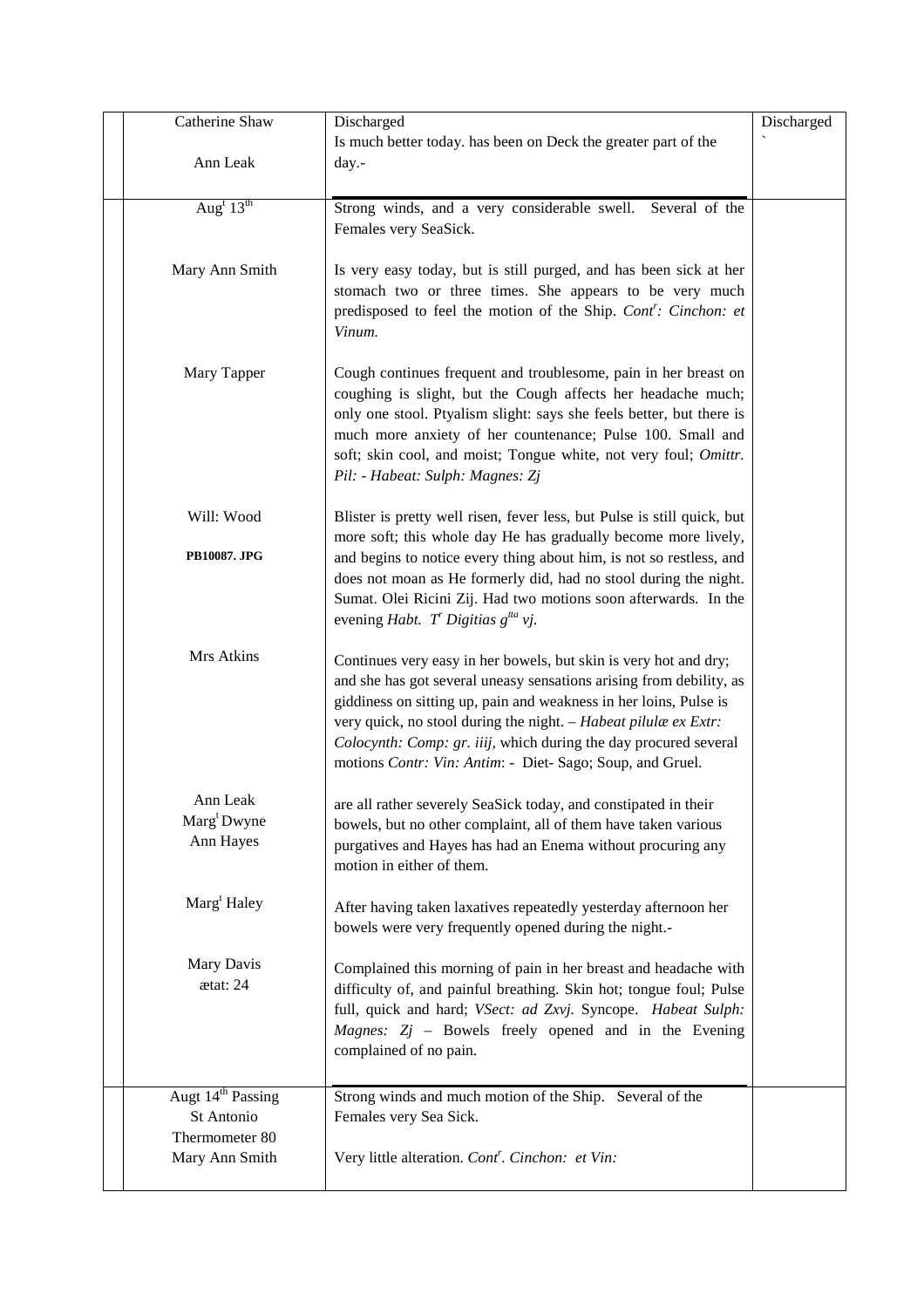| | | | |
|---|---|---|---|
| | Catherine Shaw<br><br>Ann Leak | Discharged<br>Is much better today. has been on Deck the greater part of the day.- | Discharged<br>` |
| | Aug[t] 13[th] | Strong winds, and a very considerable swell. Several of the Females very SeaSick. | |
| | Mary Ann Smith | Is very easy today, but is still purged, and has been sick at her stomach two or three times. She appears to be very much predisposed to feel the motion of the Ship. *Cont[r]: Cinchon: et Vinum.* | |
| | Mary Tapper | Cough continues frequent and troublesome, pain in her breast on coughing is slight, but the Cough affects her headache much; only one stool. Ptyalism slight: says she feels better, but there is much more anxiety of her countenance; Pulse 100. Small and soft; skin cool, and moist; Tongue white, not very foul; *Omittr. Pil: - Habeat: Sulph: Magnes: Zj* | |
| | Will: Wood<br><br>**PB10087. JPG** | Blister is pretty well risen, fever less, but Pulse is still quick, but more soft; this whole day He has gradually become more lively, and begins to notice every thing about him, is not so restless, and does not moan as He formerly did, had no stool during the night. Sumat. Olei Ricini Zij. Had two motions soon afterwards. In the evening *Habt. T[r] Digitias g[tta] vj.* | |
| | Mrs Atkins | Continues very easy in her bowels, but skin is very hot and dry; and she has got several uneasy sensations arising from debility, as giddiness on sitting up, pain and weakness in her loins, Pulse is very quick, no stool during the night. – *Habeat pilulæ ex Extr: Colocynth: Comp: gr. iiij,* which during the day procured several motions *Contr: Vin: Antim*: - Diet- Sago; Soup, and Gruel. | |
| | Ann Leak<br>Marg[t] Dwyne<br>Ann Hayes | are all rather severely SeaSick today, and constipated in their bowels, but no other complaint, all of them have taken various purgatives and Hayes has had an Enema without procuring any motion in either of them. | |
| | Marg[t] Haley | After having taken laxatives repeatedly yesterday afternoon her bowels were very frequently opened during the night.- | |
| | Mary Davis<br>ætat: 24 | Complained this morning of pain in her breast and headache with difficulty of, and painful breathing. Skin hot; tongue foul; Pulse full, quick and hard; *VSect: ad Zxvj.* Syncope. *Habeat Sulph: Magnes: Zj* – Bowels freely opened and in the Evening complained of no pain. | |
| | Augt 14[th] Passing St Antonio<br>Thermometer 80<br>Mary Ann Smith | Strong winds and much motion of the Ship. Several of the Females very Sea Sick.<br><br>Very little alteration. *Cont[r]. Cinchon: et Vin:* | |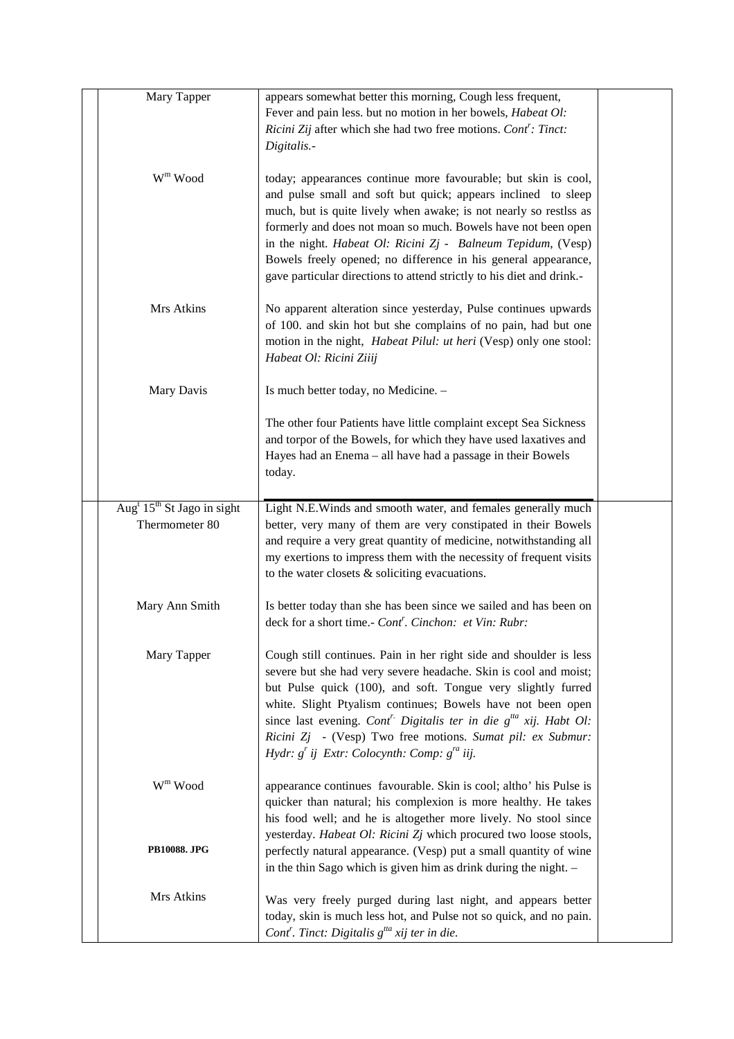| | | | |
|---|---|---|---|
| | Mary Tapper | appears somewhat better this morning, Cough less frequent, Fever and pain less. but no motion in her bowels, *Habeat Ol: Ricini Zij* after which she had two free motions. *Cont$^r$: Tinct: Digitalis.-* | |
| | W$^m$ Wood | today; appearances continue more favourable; but skin is cool, and pulse small and soft but quick; appears inclined to sleep much, but is quite lively when awake; is not nearly so restlss as formerly and does not moan so much. Bowels have not been open in the night. *Habeat Ol: Ricini Zj - Balneum Tepidum,* (Vesp) Bowels freely opened; no difference in his general appearance, gave particular directions to attend strictly to his diet and drink.- | |
| | Mrs Atkins | No apparent alteration since yesterday, Pulse continues upwards of 100. and skin hot but she complains of no pain, had but one motion in the night, *Habeat Pilul: ut heri* (Vesp) only one stool: *Habeat Ol: Ricini Ziiij* | |
| | Mary Davis | Is much better today, no Medicine. – | |
| | | The other four Patients have little complaint except Sea Sickness and torpor of the Bowels, for which they have used laxatives and Hayes had an Enema – all have had a passage in their Bowels today. | |
| | Aug$^t$ 15$^{th}$ St Jago in sight Thermometer 80 | Light N.E.Winds and smooth water, and females generally much better, very many of them are very constipated in their Bowels and require a very great quantity of medicine, notwithstanding all my exertions to impress them with the necessity of frequent visits to the water closets & soliciting evacuations. | |
| | Mary Ann Smith | Is better today than she has been since we sailed and has been on deck for a short time.- *Cont$^r$. Cinchon: et Vin: Rubr:* | |
| | Mary Tapper | Cough still continues. Pain in her right side and shoulder is less severe but she had very severe headache. Skin is cool and moist; but Pulse quick (100), and soft. Tongue very slightly furred white. Slight Ptyalism continues; Bowels have not been open since last evening. *Cont$^r$. Digitalis ter in die g$^{tta}$ xij. Habt Ol: Ricini Zj* - (Vesp) Two free motions. *Sumat pil: ex Submur: Hydr: g$^r$ ij Extr: Colocynth: Comp: g$^{ra}$ iij.* | |
| | W$^m$ Wood | appearance continues favourable. Skin is cool; altho' his Pulse is quicker than natural; his complexion is more healthy. He takes his food well; and he is altogether more lively. No stool since yesterday. *Habeat Ol: Ricini Zj* which procured two loose stools, perfectly natural appearance. (Vesp) put a small quantity of wine in the thin Sago which is given him as drink during the night. – | |
| | **PB10088. JPG** | | |
| | Mrs Atkins | Was very freely purged during last night, and appears better today, skin is much less hot, and Pulse not so quick, and no pain. *Cont$^r$. Tinct: Digitalis g$^{tta}$ xij ter in die.* | |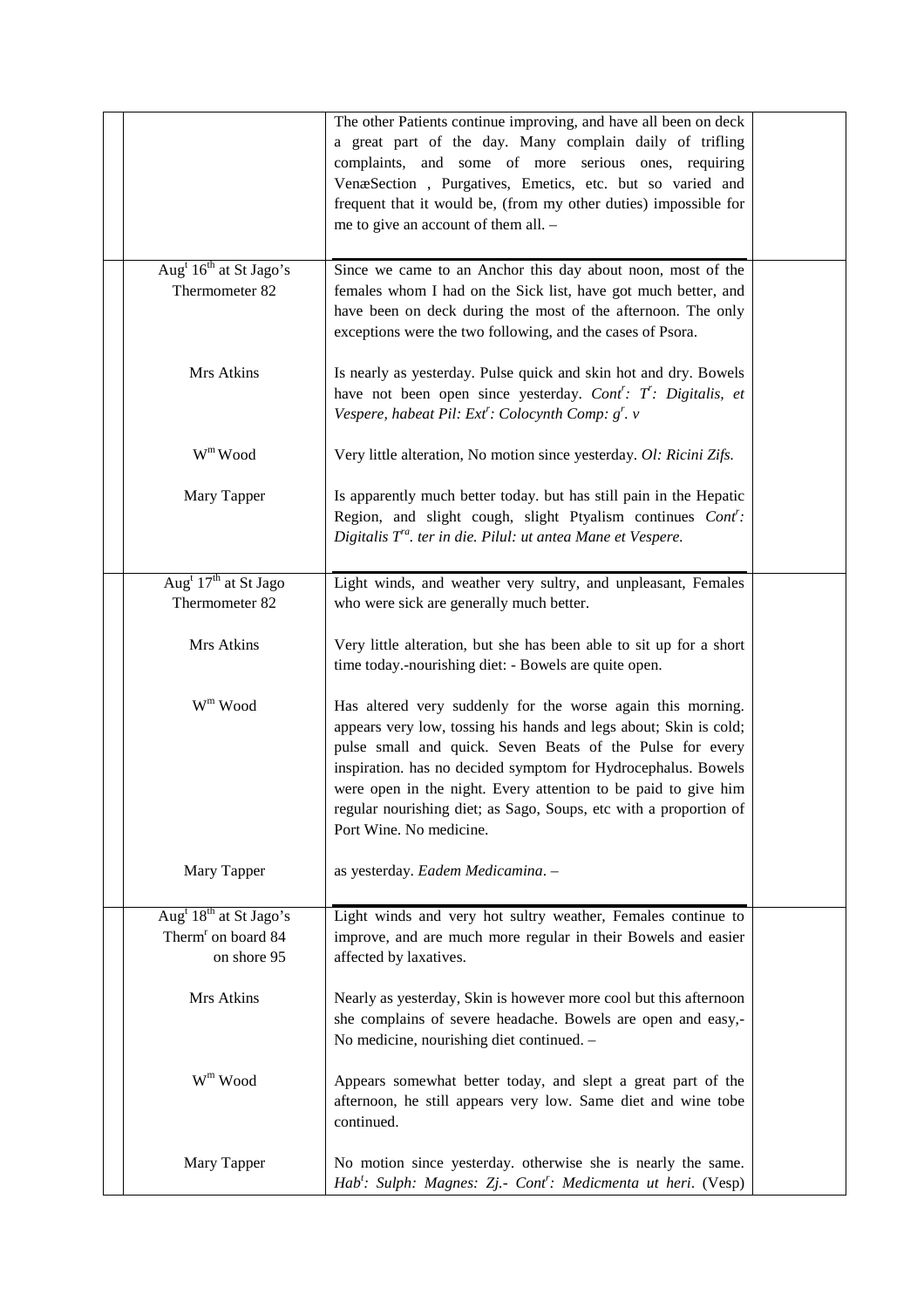| | | | |
|---|---|---|---|
| | | The other Patients continue improving, and have all been on deck a great part of the day. Many complain daily of trifling complaints, and some of more serious ones, requiring VenæSection , Purgatives, Emetics, etc. but so varied and frequent that it would be, (from my other duties) impossible for me to give an account of them all. – | |
| | Aug$^{t}$ 16$^{th}$ at St Jago's<br>Thermometer 82 | Since we came to an Anchor this day about noon, most of the females whom I had on the Sick list, have got much better, and have been on deck during the most of the afternoon. The only exceptions were the two following, and the cases of Psora. | |
| | Mrs Atkins | Is nearly as yesterday. Pulse quick and skin hot and dry. Bowels have not been open since yesterday. *Cont$^{r}$: T$^{r}$: Digitalis, et Vespere, habeat Pil: Ext$^{r}$: Colocynth Comp: g$^{r}$. v* | |
| | W$^{m}$ Wood | Very little alteration, No motion since yesterday. *Ol: Ricini Zifs.* | |
| | Mary Tapper | Is apparently much better today. but has still pain in the Hepatic Region, and slight cough, slight Ptyalism continues *Cont$^{r}$: Digitalis T$^{ra}$. ter in die. Pilul: ut antea Mane et Vespere.* | |
| | Aug$^{t}$ 17$^{th}$ at St Jago<br>Thermometer 82 | Light winds, and weather very sultry, and unpleasant, Females who were sick are generally much better. | |
| | Mrs Atkins | Very little alteration, but she has been able to sit up for a short time today.-nourishing diet: - Bowels are quite open. | |
| | W$^{m}$ Wood | Has altered very suddenly for the worse again this morning. appears very low, tossing his hands and legs about; Skin is cold; pulse small and quick. Seven Beats of the Pulse for every inspiration. has no decided symptom for Hydrocephalus. Bowels were open in the night. Every attention to be paid to give him regular nourishing diet; as Sago, Soups, etc with a proportion of Port Wine. No medicine. | |
| | Mary Tapper | as yesterday. *Eadem Medicamina*. – | |
| | Aug$^{t}$ 18$^{th}$ at St Jago's<br>Therm$^{r}$ on board 84<br>on shore 95 | Light winds and very hot sultry weather, Females continue to improve, and are much more regular in their Bowels and easier affected by laxatives. | |
| | Mrs Atkins | Nearly as yesterday, Skin is however more cool but this afternoon she complains of severe headache. Bowels are open and easy,- No medicine, nourishing diet continued. – | |
| | W$^{m}$ Wood | Appears somewhat better today, and slept a great part of the afternoon, he still appears very low. Same diet and wine tobe continued. | |
| | Mary Tapper | No motion since yesterday. otherwise she is nearly the same. *Hab$^{t}$: Sulph: Magnes: Zj.- Cont$^{r}$: Medicmenta ut heri.* (Vesp) | |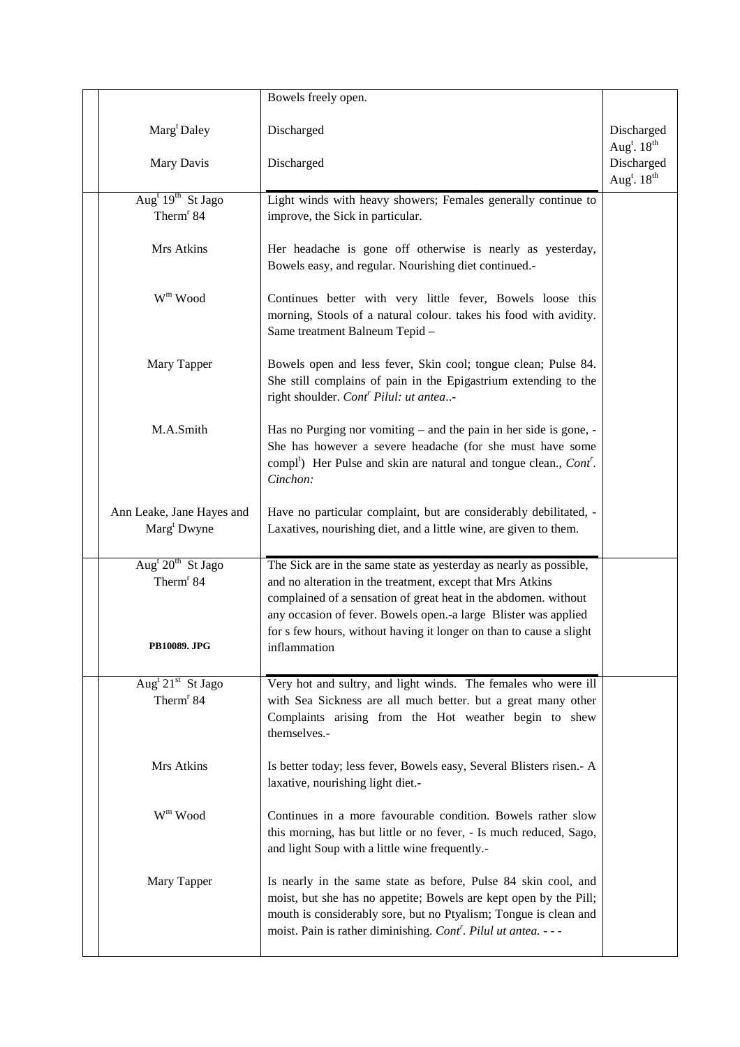| | | | |
|---|---|---|---|
| | | Bowels freely open. | |
| | Marg^t Daley | Discharged | Discharged Aug^t. 18^th |
| | Mary Davis | Discharged | Discharged Aug^t. 18^th |
| | Aug^t 19^th St Jago Therm^r 84 | Light winds with heavy showers; Females generally continue to improve, the Sick in particular. | |
| | Mrs Atkins | Her headache is gone off otherwise is nearly as yesterday, Bowels easy, and regular. Nourishing diet continued.- | |
| | W^m Wood | Continues better with very little fever, Bowels loose this morning, Stools of a natural colour. takes his food with avidity. Same treatment Balneum Tepid – | |
| | Mary Tapper | Bowels open and less fever, Skin cool; tongue clean; Pulse 84. She still complains of pain in the Epigastrium extending to the right shoulder. *Cont^r Pilul: ut antea*..- | |
| | M.A.Smith | Has no Purging nor vomiting – and the pain in her side is gone, - She has however a severe headache (for she must have some compl^t) Her Pulse and skin are natural and tongue clean., *Cont^r. Cinchon:* | |
| | Ann Leake, Jane Hayes and Marg^t Dwyne | Have no particular complaint, but are considerably debilitated, - Laxatives, nourishing diet, and a little wine, are given to them. | |
| | Aug^t 20^th St Jago Therm^r 84<br><br>**PB10089. JPG** | The Sick are in the same state as yesterday as nearly as possible, and no alteration in the treatment, except that Mrs Atkins complained of a sensation of great heat in the abdomen. without any occasion of fever. Bowels open.-a large Blister was applied for s few hours, without having it longer on than to cause a slight inflammation | |
| | Aug^t 21^st St Jago Therm^r 84 | Very hot and sultry, and light winds. The females who were ill with Sea Sickness are all much better. but a great many other Complaints arising from the Hot weather begin to shew themselves.- | |
| | Mrs Atkins | Is better today; less fever, Bowels easy, Several Blisters risen.- A laxative, nourishing light diet.- | |
| | W^m Wood | Continues in a more favourable condition. Bowels rather slow this morning, has but little or no fever, - Is much reduced, Sago, and light Soup with a little wine frequently.- | |
| | Mary Tapper | Is nearly in the same state as before, Pulse 84 skin cool, and moist, but she has no appetite; Bowels are kept open by the Pill; mouth is considerably sore, but no Ptyalism; Tongue is clean and moist. Pain is rather diminishing. *Cont^r. Pilul ut antea.* - - - | |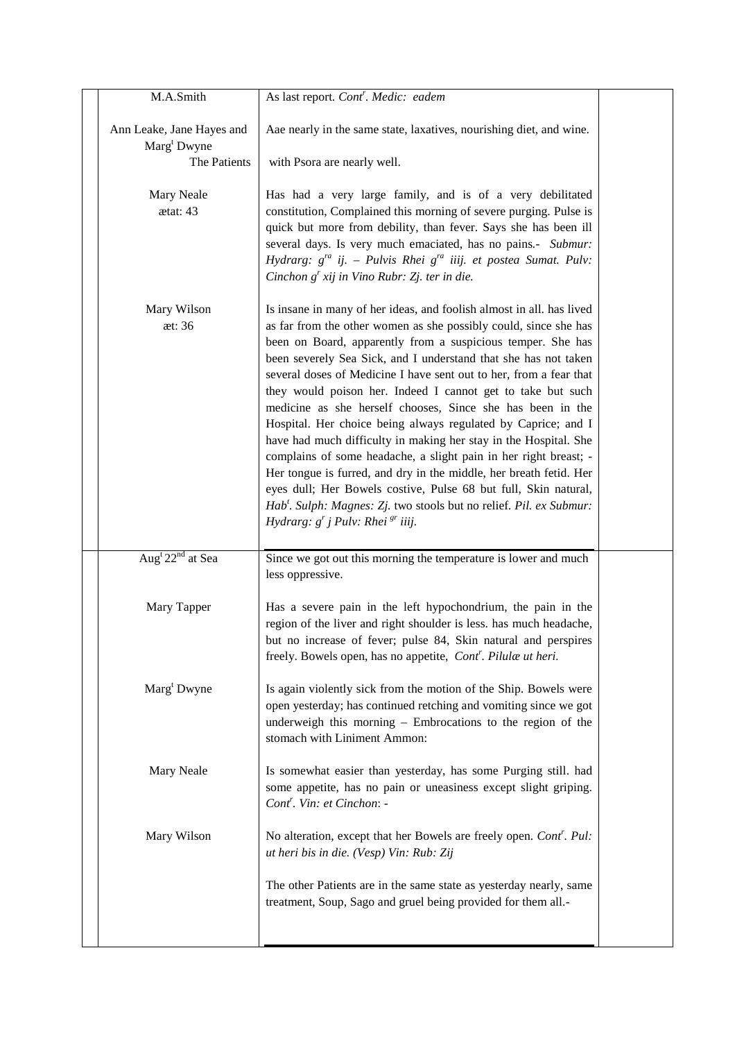| | | |
|---|---|---|
| M.A.Smith | As last report. *Cont^r. Medic: eadem* | |
| Ann Leake, Jane Hayes and Marg^t Dwyne<br>The Patients | Aae nearly in the same state, laxatives, nourishing diet, and wine.<br>with Psora are nearly well. | |
| Mary Neale<br>ætat: 43 | Has had a very large family, and is of a very debilitated constitution, Complained this morning of severe purging. Pulse is quick but more from debility, than fever. Says she has been ill several days. Is very much emaciated, has no pains.- *Submur: Hydrarg: g^ra ij. – Pulvis Rhei g^ra iiij. et postea Sumat. Pulv: Cinchon g^r xij in Vino Rubr: Zj. ter in die.* | |
| Mary Wilson<br>æt: 36 | Is insane in many of her ideas, and foolish almost in all. has lived as far from the other women as she possibly could, since she has been on Board, apparently from a suspicious temper. She has been severely Sea Sick, and I understand that she has not taken several doses of Medicine I have sent out to her, from a fear that they would poison her. Indeed I cannot get to take but such medicine as she herself chooses, Since she has been in the Hospital. Her choice being always regulated by Caprice; and I have had much difficulty in making her stay in the Hospital. She complains of some headache, a slight pain in her right breast; - Her tongue is furred, and dry in the middle, her breath fetid. Her eyes dull; Her Bowels costive, Pulse 68 but full, Skin natural, *Hab^t. Sulph: Magnes: Zj.* two stools but no relief. *Pil. ex Submur: Hydrarg: g^r j Pulv: Rhei ^gr iiij.* | |
| Aug^t 22^nd at Sea | Since we got out this morning the temperature is lower and much less oppressive. | |
| Mary Tapper | Has a severe pain in the left hypochondrium, the pain in the region of the liver and right shoulder is less. has much headache, but no increase of fever; pulse 84, Skin natural and perspires freely. Bowels open, has no appetite, *Cont^r. Pilulæ ut heri.* | |
| Marg^t Dwyne | Is again violently sick from the motion of the Ship. Bowels were open yesterday; has continued retching and vomiting since we got underweigh this morning – Embrocations to the region of the stomach with Liniment Ammon: | |
| Mary Neale | Is somewhat easier than yesterday, has some Purging still. had some appetite, has no pain or uneasiness except slight griping. *Cont^r. Vin: et Cinchon*: - | |
| Mary Wilson | No alteration, except that her Bowels are freely open. *Cont^r. Pul: ut heri bis in die. (Vesp) Vin: Rub: Zij* | |
| | The other Patients are in the same state as yesterday nearly, same treatment, Soup, Sago and gruel being provided for them all.- | |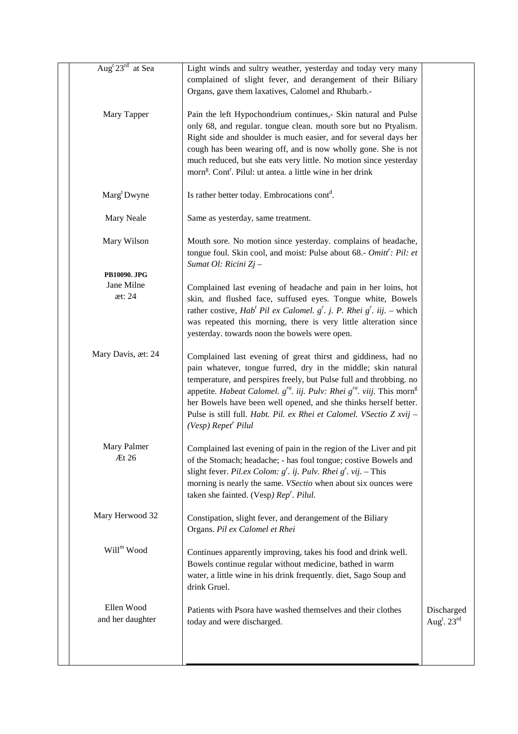| | | |
|---|---|---|
| Aug[t] 23[rd] at Sea | Light winds and sultry weather, yesterday and today very many complained of slight fever, and derangement of their Biliary Organs, gave them laxatives, Calomel and Rhubarb.- | |
| Mary Tapper | Pain the left Hypochondrium continues,- Skin natural and Pulse only 68, and regular. tongue clean. mouth sore but no Ptyalism. Right side and shoulder is much easier, and for several days her cough has been wearing off, and is now wholly gone. She is not much reduced, but she eats very little. No motion since yesterday morn[g]. Cont[r]. Pilul: ut antea. a little wine in her drink | |
| Marg[t] Dwyne | Is rather better today. Embrocations cont[d]. | |
| Mary Neale | Same as yesterday, same treatment. | |
| Mary Wilson | Mouth sore. No motion since yesterday. complains of headache, tongue foul. Skin cool, and moist: Pulse about 68.- *Omitt[r]: Pil: et Sumat Ol: Ricini Zj* – | |
| **PB10090. JPG**<br>Jane Milne<br>æt: 24 | Complained last evening of headache and pain in her loins, hot skin, and flushed face, suffused eyes. Tongue white, Bowels rather costive, *Hab[t] Pil ex Calomel. g[r]. j. P. Rhei g[r]. iij.* – which was repeated this morning, there is very little alteration since yesterday. towards noon the bowels were open. | |
| Mary Davis, æt: 24 | Complained last evening of great thirst and giddiness, had no pain whatever, tongue furred, dry in the middle; skin natural temperature, and perspires freely, but Pulse full and throbbing. no appetite. *Habeat Calomel. g[ra]. iij. Pulv: Rhei g[ra]. viij.* This morn[g] her Bowels have been well opened, and she thinks herself better. Pulse is still full. *Habt. Pil. ex Rhei et Calomel. VSectio Z xvij – (Vesp) Repet[r] Pilul* | |
| Mary Palmer<br>Ǽt 26 | Complained last evening of pain in the region of the Liver and pit of the Stomach; headache; - has foul tongue; costive Bowels and slight fever. *Pil.ex Colom: g[r]. ij. Pulv. Rhei g[r]. vij.* – This morning is nearly the same. *VSectio* when about six ounces were taken she fainted. (Vesp*) Rep[r]. Pilul.* | |
| Mary Herwood 32 | Constipation, slight fever, and derangement of the Biliary Organs. *Pil ex Calomel et Rhei* | |
| Will[m] Wood | Continues apparently improving, takes his food and drink well. Bowels continue regular without medicine, bathed in warm water, a little wine in his drink frequently. diet, Sago Soup and drink Gruel. | |
| Ellen Wood<br>and her daughter | Patients with Psora have washed themselves and their clothes today and were discharged. | Discharged Aug[t]. 23[rd] |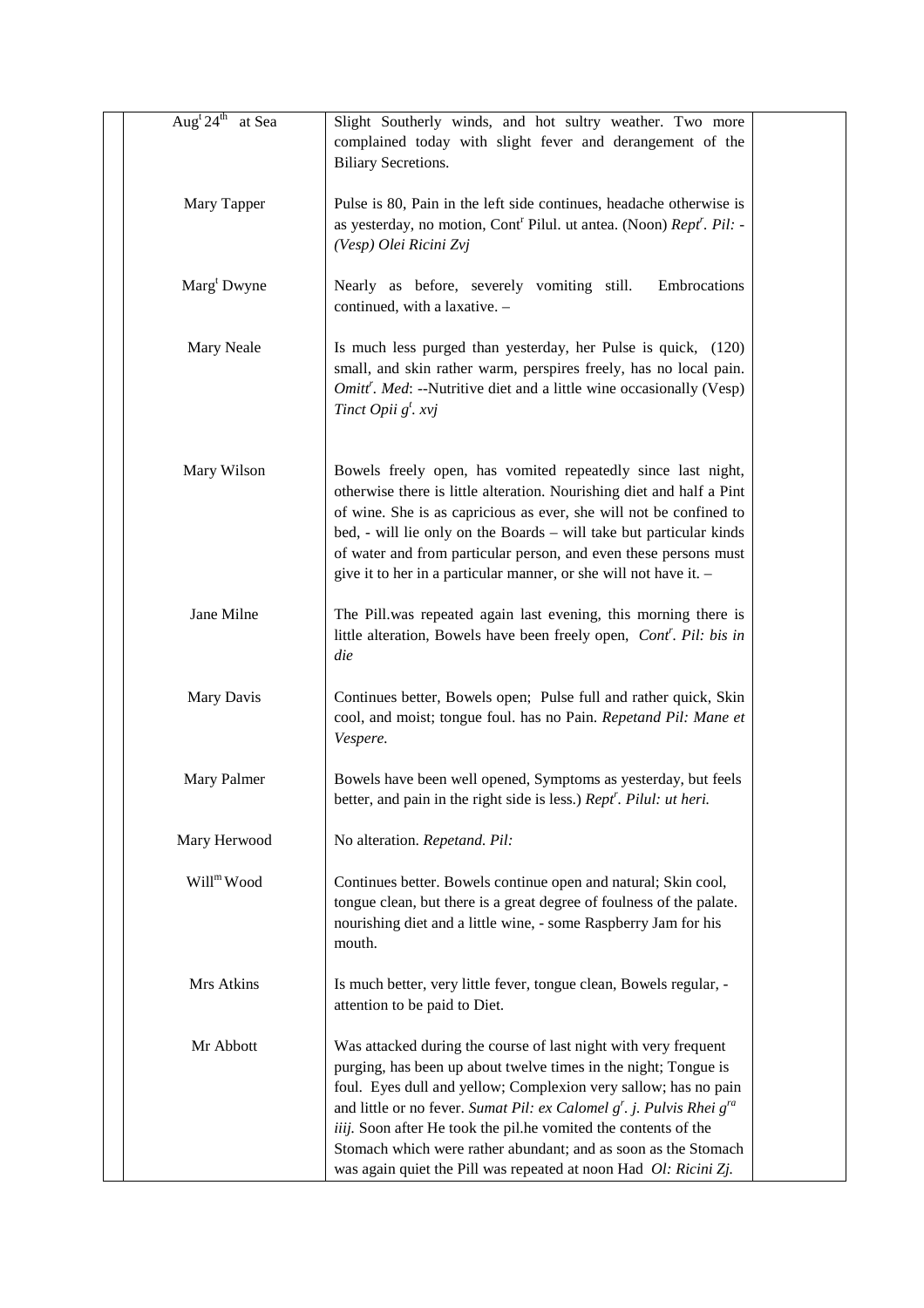| | | | |
|---|---|---|---|
| | Aug[t] 24[th] at Sea | Slight Southerly winds, and hot sultry weather. Two more complained today with slight fever and derangement of the Biliary Secretions. | |
| | Mary Tapper | Pulse is 80, Pain in the left side continues, headache otherwise is as yesterday, no motion, Cont[r] Pilul. ut antea. (Noon) *Rept[r]. Pil: - (Vesp) Olei Ricini Zvj* | |
| | Marg[t] Dwyne | Nearly as before, severely vomiting still. Embrocations continued, with a laxative. – | |
| | Mary Neale | Is much less purged than yesterday, her Pulse is quick, (120) small, and skin rather warm, perspires freely, has no local pain. *Omitt[r]. Med*: --Nutritive diet and a little wine occasionally (Vesp) *Tinct Opii g[t]. xvj* | |
| | Mary Wilson | Bowels freely open, has vomited repeatedly since last night, otherwise there is little alteration. Nourishing diet and half a Pint of wine. She is as capricious as ever, she will not be confined to bed, - will lie only on the Boards – will take but particular kinds of water and from particular person, and even these persons must give it to her in a particular manner, or she will not have it. – | |
| | Jane Milne | The Pill.was repeated again last evening, this morning there is little alteration, Bowels have been freely open, *Cont[r]. Pil: bis in die* | |
| | Mary Davis | Continues better, Bowels open; Pulse full and rather quick, Skin cool, and moist; tongue foul. has no Pain. *Repetand Pil: Mane et Vespere.* | |
| | Mary Palmer | Bowels have been well opened, Symptoms as yesterday, but feels better, and pain in the right side is less.) *Rept[r]. Pilul: ut heri.* | |
| | Mary Herwood | No alteration. *Repetand. Pil:* | |
| | Will[m] Wood | Continues better. Bowels continue open and natural; Skin cool, tongue clean, but there is a great degree of foulness of the palate. nourishing diet and a little wine, - some Raspberry Jam for his mouth. | |
| | Mrs Atkins | Is much better, very little fever, tongue clean, Bowels regular, - attention to be paid to Diet. | |
| | Mr Abbott | Was attacked during the course of last night with very frequent purging, has been up about twelve times in the night; Tongue is foul. Eyes dull and yellow; Complexion very sallow; has no pain and little or no fever. *Sumat Pil: ex Calomel g[r]. j. Pulvis Rhei g[ra] iiij.* Soon after He took the pil.he vomited the contents of the Stomach which were rather abundant; and as soon as the Stomach was again quiet the Pill was repeated at noon Had *Ol: Ricini Zj.* | |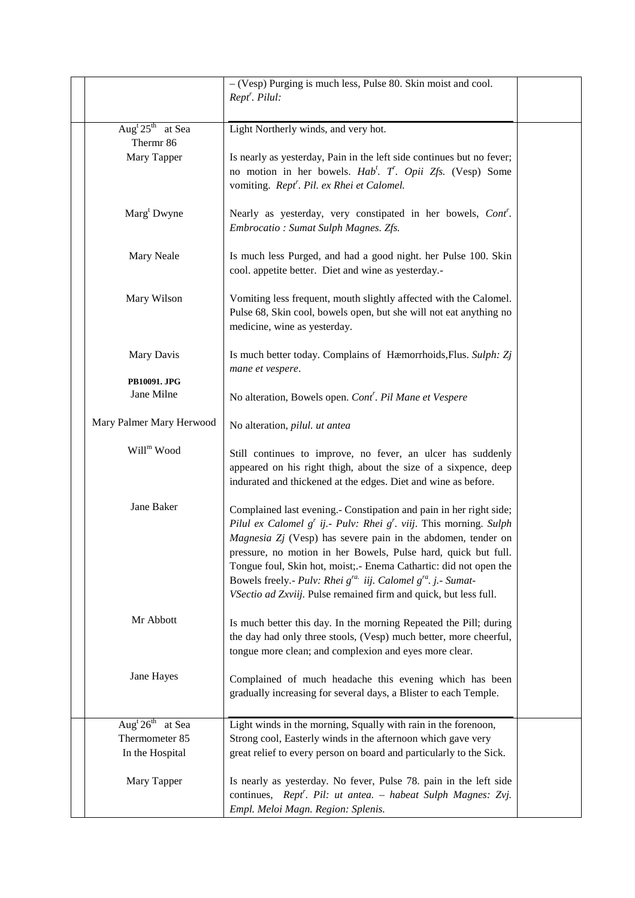| | | |
|---|---|---|
| | – (Vesp) Purging is much less, Pulse 80. Skin moist and cool. *Rept^r. Pilul:* | |
| Aug^t 25^th at Sea Thermr 86 | Light Northerly winds, and very hot. | |
| Mary Tapper | Is nearly as yesterday, Pain in the left side continues but no fever; no motion in her bowels. *Hab^t. T^r. Opii Zfs.* (Vesp) Some vomiting. *Rept^r. Pil. ex Rhei et Calomel.* | |
| Marg^t Dwyne | Nearly as yesterday, very constipated in her bowels, *Cont^r. Embrocatio : Sumat Sulph Magnes. Zfs.* | |
| Mary Neale | Is much less Purged, and had a good night. her Pulse 100. Skin cool. appetite better. Diet and wine as yesterday.- | |
| Mary Wilson | Vomiting less frequent, mouth slightly affected with the Calomel. Pulse 68, Skin cool, bowels open, but she will not eat anything no medicine, wine as yesterday. | |
| Mary Davis | Is much better today. Complains of Hæmorrhoids,Flus. *Sulph: Zj mane et vespere*. | |
| **PB10091. JPG** Jane Milne | No alteration, Bowels open. *Cont^r. Pil Mane et Vespere* | |
| Mary Palmer Mary Herwood | No alteration, *pilul. ut antea* | |
| Will^m Wood | Still continues to improve, no fever, an ulcer has suddenly appeared on his right thigh, about the size of a sixpence, deep indurated and thickened at the edges. Diet and wine as before. | |
| Jane Baker | Complained last evening.- Constipation and pain in her right side; *Pilul ex Calomel g^r ij.- Pulv: Rhei g^r. viij*. This morning. *Sulph Magnesia Zj* (Vesp) has severe pain in the abdomen, tender on pressure, no motion in her Bowels, Pulse hard, quick but full. Tongue foul, Skin hot, moist;.- Enema Cathartic: did not open the Bowels freely.- *Pulv: Rhei g^ra. iij. Calomel g^ra. j.- Sumat- VSectio ad Zxviij.* Pulse remained firm and quick, but less full. | |
| Mr Abbott | Is much better this day. In the morning Repeated the Pill; during the day had only three stools, (Vesp) much better, more cheerful, tongue more clean; and complexion and eyes more clear. | |
| Jane Hayes | Complained of much headache this evening which has been gradually increasing for several days, a Blister to each Temple. | |
| Aug^t 26^th at Sea Thermometer 85 In the Hospital | Light winds in the morning, Squally with rain in the forenoon, Strong cool, Easterly winds in the afternoon which gave very great relief to every person on board and particularly to the Sick. | |
| Mary Tapper | Is nearly as yesterday. No fever, Pulse 78. pain in the left side continues, *Rept^r. Pil: ut antea. – habeat Sulph Magnes: Zvj. Empl. Meloi Magn. Region: Splenis.* | |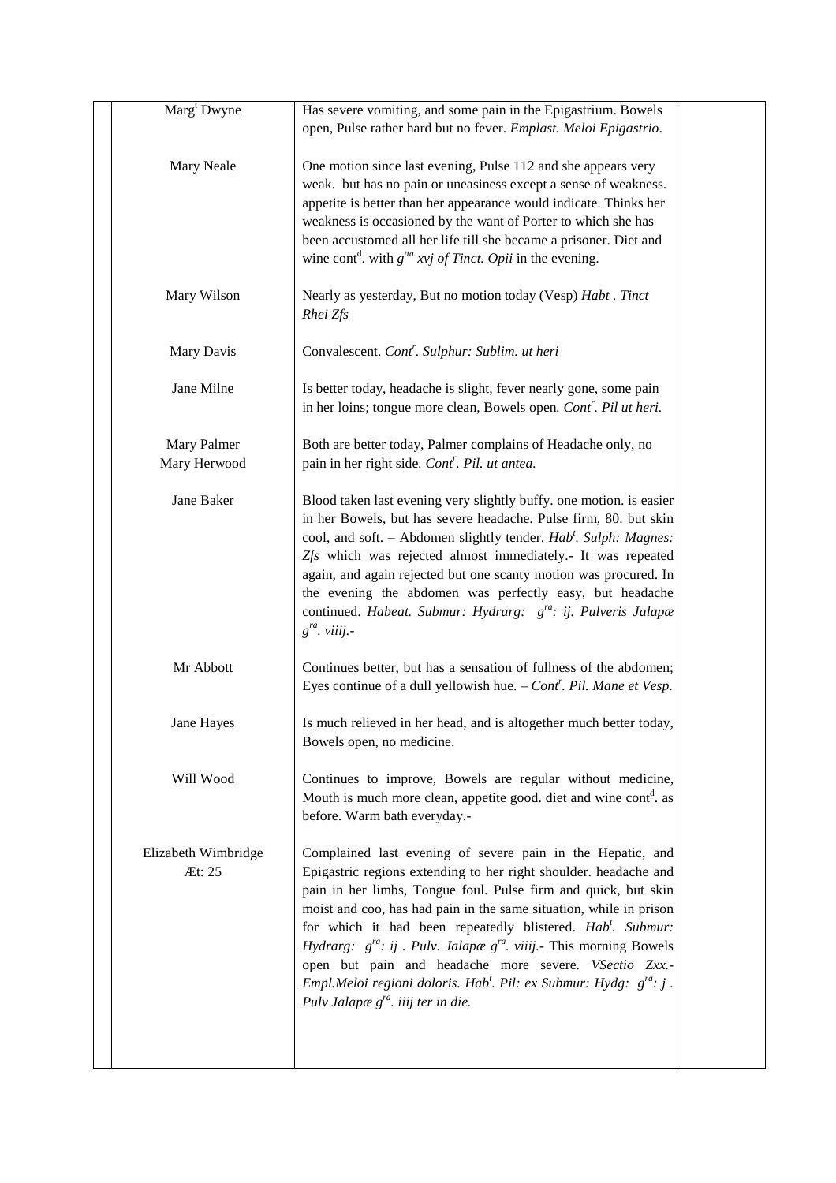| | | |
|---|---|---|
| Marg[t] Dwyne | Has severe vomiting, and some pain in the Epigastrium. Bowels open, Pulse rather hard but no fever. *Emplast. Meloi Epigastrio*. | |
| Mary Neale | One motion since last evening, Pulse 112 and she appears very weak. but has no pain or uneasiness except a sense of weakness. appetite is better than her appearance would indicate. Thinks her weakness is occasioned by the want of Porter to which she has been accustomed all her life till she became a prisoner. Diet and wine cont[d]. with *g[tta] xvj of Tinct. Opii* in the evening. | |
| Mary Wilson | Nearly as yesterday, But no motion today (Vesp) *Habt . Tinct Rhei Zfs* | |
| Mary Davis | Convalescent. *Cont[r]. Sulphur: Sublim. ut heri* | |
| Jane Milne | Is better today, headache is slight, fever nearly gone, some pain in her loins; tongue more clean, Bowels open. *Cont[r]. Pil ut heri.* | |
| Mary Palmer<br>Mary Herwood | Both are better today, Palmer complains of Headache only, no pain in her right side. *Cont[r]. Pil. ut antea.* | |
| Jane Baker | Blood taken last evening very slightly buffy. one motion. is easier in her Bowels, but has severe headache. Pulse firm, 80. but skin cool, and soft. – Abdomen slightly tender. *Hab[t]. Sulph: Magnes: Zfs* which was rejected almost immediately.- It was repeated again, and again rejected but one scanty motion was procured. In the evening the abdomen was perfectly easy, but headache continued. *Habeat. Submur: Hydrarg: g[ra]: ij. Pulveris Jalapæ g[ra]. viiij.-* | |
| Mr Abbott | Continues better, but has a sensation of fullness of the abdomen; Eyes continue of a dull yellowish hue. – *Cont[r]. Pil. Mane et Vesp.* | |
| Jane Hayes | Is much relieved in her head, and is altogether much better today, Bowels open, no medicine. | |
| Will Wood | Continues to improve, Bowels are regular without medicine, Mouth is much more clean, appetite good. diet and wine cont[d]. as before. Warm bath everyday.- | |
| Elizabeth Wimbridge<br>Æt: 25 | Complained last evening of severe pain in the Hepatic, and Epigastric regions extending to her right shoulder. headache and pain in her limbs, Tongue foul. Pulse firm and quick, but skin moist and coo, has had pain in the same situation, while in prison for which it had been repeatedly blistered. *Hab[t]. Submur: Hydrarg: g[ra]: ij . Pulv. Jalapæ g[ra]. viiij.-* This morning Bowels open but pain and headache more severe. *VSectio Zxx.- Empl.Meloi regioni doloris. Hab[t]. Pil: ex Submur: Hydg: g[ra]: j . Pulv Jalapæ g[ra]. iiij ter in die.* | |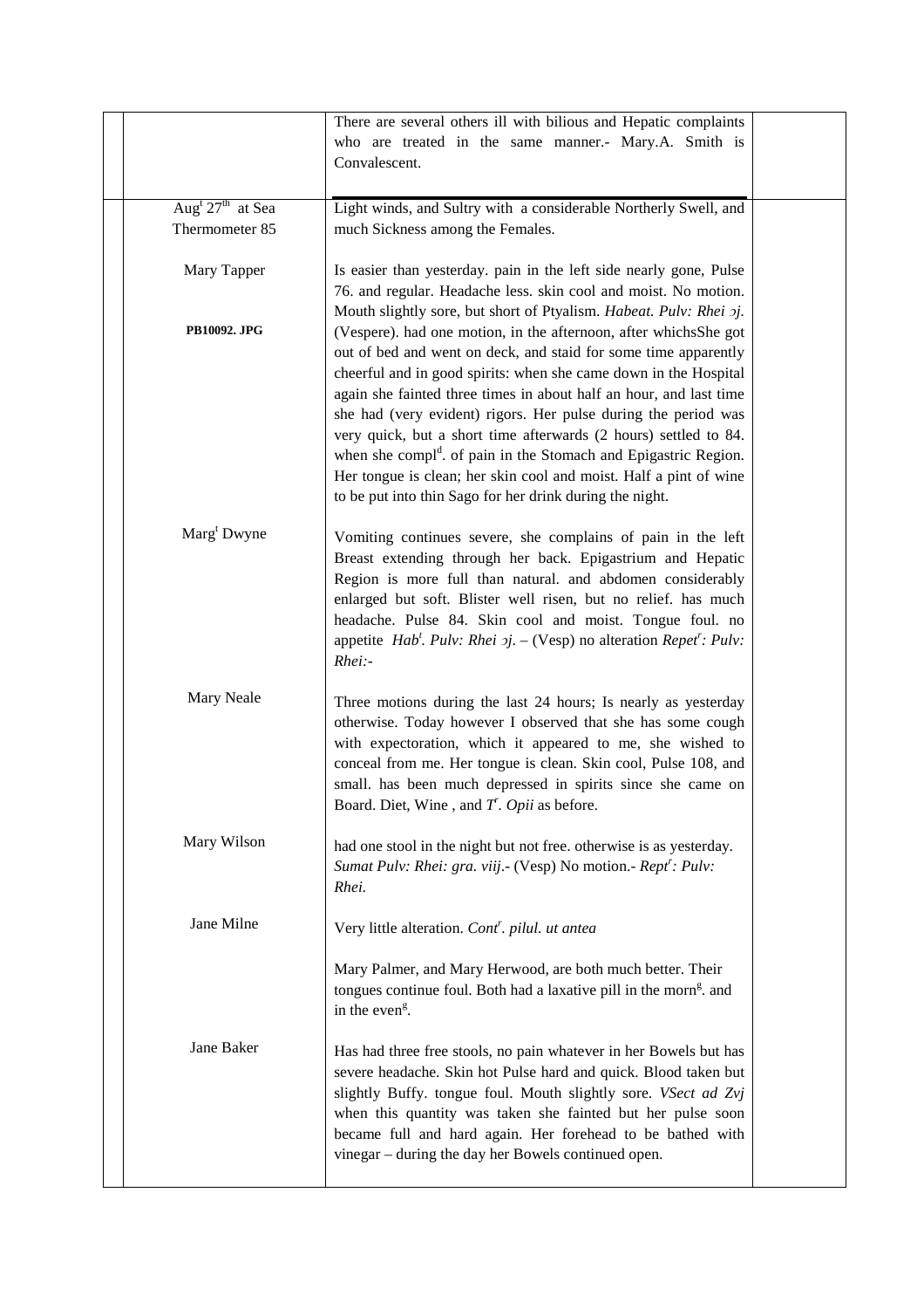| | | | |
|---|---|---|---|
| | | There are several others ill with bilious and Hepatic complaints who are treated in the same manner.- Mary.A. Smith is Convalescent. | |
| | Aug[t] 27[th] at Sea<br>Thermometer 85 | Light winds, and Sultry with a considerable Northerly Swell, and much Sickness among the Females. | |
| | Mary Tapper<br><br>**PB10092. JPG** | Is easier than yesterday. pain in the left side nearly gone, Pulse 76. and regular. Headache less. skin cool and moist. No motion. Mouth slightly sore, but short of Ptyalism. *Habeat. Pulv: Rhei ɔj.* (Vespere). had one motion, in the afternoon, after whichsShe got out of bed and went on deck, and staid for some time apparently cheerful and in good spirits: when she came down in the Hospital again she fainted three times in about half an hour, and last time she had (very evident) rigors. Her pulse during the period was very quick, but a short time afterwards (2 hours) settled to 84. when she compl[d]. of pain in the Stomach and Epigastric Region. Her tongue is clean; her skin cool and moist. Half a pint of wine to be put into thin Sago for her drink during the night. | |
| | Marg[t] Dwyne | Vomiting continues severe, she complains of pain in the left Breast extending through her back. Epigastrium and Hepatic Region is more full than natural. and abdomen considerably enlarged but soft. Blister well risen, but no relief. has much headache. Pulse 84. Skin cool and moist. Tongue foul. no appetite *Hab[t]. Pulv: Rhei ɔj.* – (Vesp) no alteration *Repet[r]: Pulv: Rhei:-* | |
| | Mary Neale | Three motions during the last 24 hours; Is nearly as yesterday otherwise. Today however I observed that she has some cough with expectoration, which it appeared to me, she wished to conceal from me. Her tongue is clean. Skin cool, Pulse 108, and small. has been much depressed in spirits since she came on Board. Diet, Wine , and *T[r]. Opii* as before. | |
| | Mary Wilson | had one stool in the night but not free. otherwise is as yesterday. *Sumat Pulv: Rhei: gra. viij*.- (Vesp) No motion.- *Rept[r]: Pulv: Rhei.* | |
| | Jane Milne | Very little alteration. *Cont[r]. pilul. ut antea* | |
| | | Mary Palmer, and Mary Herwood, are both much better. Their tongues continue foul. Both had a laxative pill in the morn[g]. and in the even[g]. | |
| | Jane Baker | Has had three free stools, no pain whatever in her Bowels but has severe headache. Skin hot Pulse hard and quick. Blood taken but slightly Buffy. tongue foul. Mouth slightly sore. *VSect ad Zvj* when this quantity was taken she fainted but her pulse soon became full and hard again. Her forehead to be bathed with vinegar – during the day her Bowels continued open. | |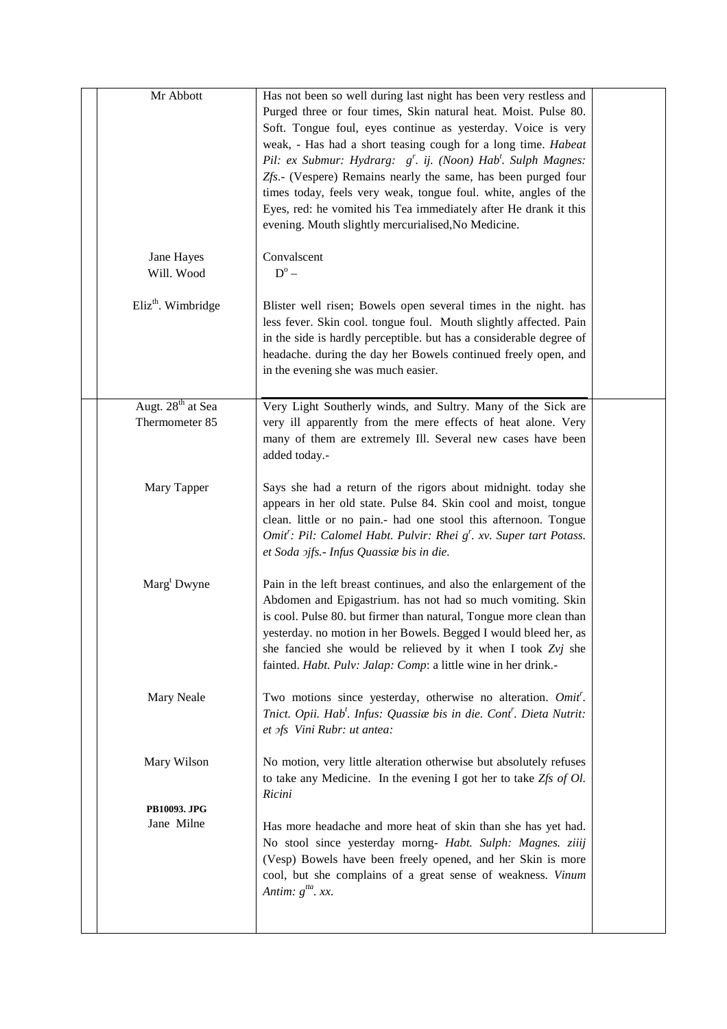| | | |
|---|---|---|
| Mr Abbott | Has not been so well during last night has been very restless and Purged three or four times, Skin natural heat. Moist. Pulse 80. Soft. Tongue foul, eyes continue as yesterday. Voice is very weak, - Has had a short teasing cough for a long time. *Habeat Pil: ex Submur: Hydrarg: g^r^. ij. (Noon) Hab^t^. Sulph Magnes: Zfs*.- (Vespere) Remains nearly the same, has been purged four times today, feels very weak, tongue foul. white, angles of the Eyes, red: he vomited his Tea immediately after He drank it this evening. Mouth slightly mercurialised,No Medicine. | |
| Jane Hayes<br>Will. Wood | Convalscent<br>D^o^ – | |
| Eliz^th^. Wimbridge | Blister well risen; Bowels open several times in the night. has less fever. Skin cool. tongue foul. Mouth slightly affected. Pain in the side is hardly perceptible. but has a considerable degree of headache. during the day her Bowels continued freely open, and in the evening she was much easier. | |
| Augt. 28^th^ at Sea<br>Thermometer 85 | Very Light Southerly winds, and Sultry. Many of the Sick are very ill apparently from the mere effects of heat alone. Very many of them are extremely Ill. Several new cases have been added today.- | |
| Mary Tapper | Says she had a return of the rigors about midnight. today she appears in her old state. Pulse 84. Skin cool and moist, tongue clean. little or no pain.- had one stool this afternoon. Tongue *Omit^r^: Pil: Calomel Habt. Pulvir: Rhei g^r^. xv. Super tart Potass. et Soda ↄjfs.- Infus Quassiæ bis in die.* | |
| Marg^t^ Dwyne | Pain in the left breast continues, and also the enlargement of the Abdomen and Epigastrium. has not had so much vomiting. Skin is cool. Pulse 80. but firmer than natural, Tongue more clean than yesterday. no motion in her Bowels. Begged I would bleed her, as she fancied she would be relieved by it when I took *Zvj* she fainted. *Habt. Pulv: Jalap: Comp*: a little wine in her drink.- | |
| Mary Neale | Two motions since yesterday, otherwise no alteration. *Omit^r^. Tnict. Opii. Hab^t^. Infus: Quassiæ bis in die. Cont^r^. Dieta Nutrit: et ↄfs Vini Rubr: ut antea:* | |
| Mary Wilson | No motion, very little alteration otherwise but absolutely refuses to take any Medicine. In the evening I got her to take *Zfs of Ol. Ricini* | |
| **PB10093. JPG**<br>Jane Milne | Has more headache and more heat of skin than she has yet had. No stool since yesterday morng- *Habt. Sulph: Magnes. ziiij* (Vesp) Bowels have been freely opened, and her Skin is more cool, but she complains of a great sense of weakness. *Vinum Antim: g^tta^. xx.* | |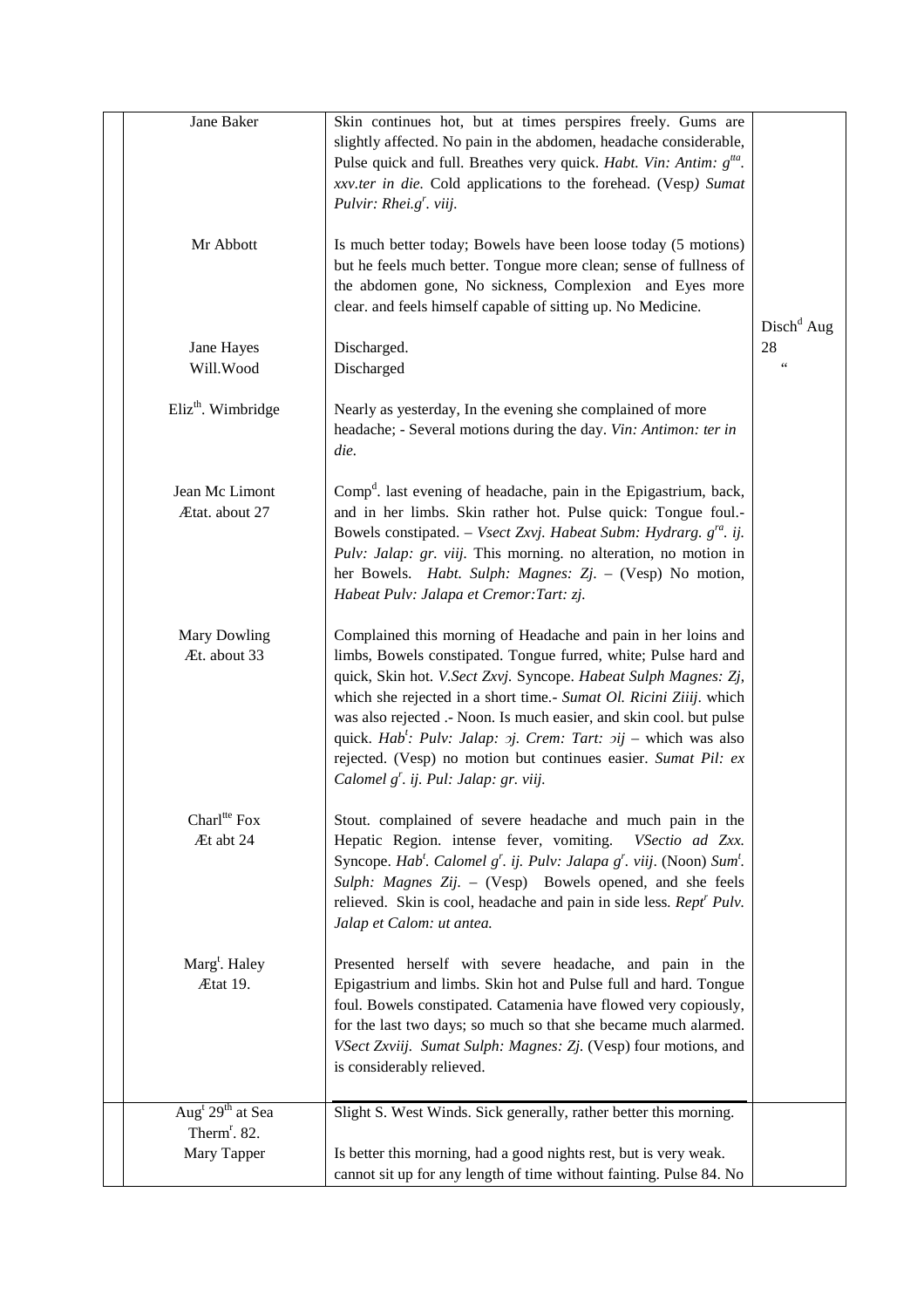| | | |
|---|---|---|
| Jane Baker | Skin continues hot, but at times perspires freely. Gums are slightly affected. No pain in the abdomen, headache considerable, Pulse quick and full. Breathes very quick. *Habt. Vin: Antim: g[tta]. xxv.ter in die.* Cold applications to the forehead. (Vesp*) Sumat Pulvir: Rhei.g[r]. viij.* | |
| Mr Abbott | Is much better today; Bowels have been loose today (5 motions) but he feels much better. Tongue more clean; sense of fullness of the abdomen gone, No sickness, Complexion and Eyes more clear. and feels himself capable of sitting up. No Medicine. | |
| Jane Hayes | Discharged. | Disch[d] Aug 28 |
| Will.Wood | Discharged | " |
| Eliz[th]. Wimbridge | Nearly as yesterday, In the evening she complained of more headache; - Several motions during the day. *Vin: Antimon: ter in die.* | |
| Jean Mc Limont Ætat. about 27 | Comp[d]. last evening of headache, pain in the Epigastrium, back, and in her limbs. Skin rather hot. Pulse quick: Tongue foul.- Bowels constipated. – *Vsect Ʒxvj. Habeat Subm: Hydrarg. g[ra]. ij. Pulv: Jalap: gr. viij.* This morning. no alteration, no motion in her Bowels. *Habt. Sulph: Magnes: Ʒj.* – (Vesp) No motion, *Habeat Pulv: Jalapa et Cremor:Tart: ʒj.* | |
| Mary Dowling Æt. about 33 | Complained this morning of Headache and pain in her loins and limbs, Bowels constipated. Tongue furred, white; Pulse hard and quick, Skin hot. *V.Sect Ʒxvj.* Syncope. *Habeat Sulph Magnes: Ʒj,* which she rejected in a short time.- *Sumat Ol. Ricini Ʒiij.* which was also rejected .- Noon. Is much easier, and skin cool. but pulse quick. *Hab[t]: Pulv: Jalap: ℈j. Crem: Tart: ℈ij* – which was also rejected. (Vesp) no motion but continues easier. *Sumat Pil: ex Calomel g[r]. ij. Pul: Jalap: gr. viij.* | |
| Charl[tte] Fox Æt abt 24 | Stout. complained of severe headache and much pain in the Hepatic Region. intense fever, vomiting. *VSectio ad Ʒxx.* Syncope. *Hab[t]. Calomel g[r]. ij. Pulv: Jalapa g[r]. viij*. (Noon) *Sum[t]. Sulph: Magnes Ʒij.* – (Vesp) Bowels opened, and she feels relieved. Skin is cool, headache and pain in side less. *Rept[r] Pulv. Jalap et Calom: ut antea.* | |
| Marg[t]. Haley Ætat 19. | Presented herself with severe headache, and pain in the Epigastrium and limbs. Skin hot and Pulse full and hard. Tongue foul. Bowels constipated. Catamenia have flowed very copiously, for the last two days; so much so that she became much alarmed. *VSect Ʒxviij. Sumat Sulph: Magnes: Ʒj.* (Vesp) four motions, and is considerably relieved. | |
| Aug[t] 29[th] at Sea Therm[r]. 82. | Slight S. West Winds. Sick generally, rather better this morning. | |
| Mary Tapper | Is better this morning, had a good nights rest, but is very weak. cannot sit up for any length of time without fainting. Pulse 84. No | |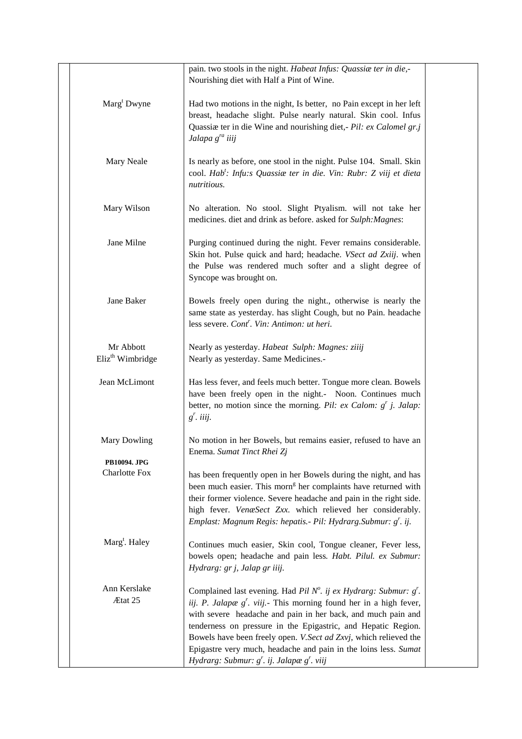| | | | |
|---|---|---|---|
| | | pain. two stools in the night. *Habeat Infus: Quassiæ ter in die,-* Nourishing diet with Half a Pint of Wine. | |
| | Marg[t] Dwyne | Had two motions in the night, Is better, no Pain except in her left breast, headache slight. Pulse nearly natural. Skin cool. Infus Quassiæ ter in die Wine and nourishing diet,- *Pil: ex Calomel gr.j Jalapa g[ra] iiij* | |
| | Mary Neale | Is nearly as before, one stool in the night. Pulse 104. Small. Skin cool. *Hab[t]: Infu:s Quassiæ ter in die. Vin: Rubr: Z viij et dieta nutritious.* | |
| | Mary Wilson | No alteration. No stool. Slight Ptyalism. will not take her medicines. diet and drink as before. asked for *Sulph:Magnes*: | |
| | Jane Milne | Purging continued during the night. Fever remains considerable. Skin hot. Pulse quick and hard; headache. *VSect ad Zxij*. when the Pulse was rendered much softer and a slight degree of Syncope was brought on. | |
| | Jane Baker | Bowels freely open during the night., otherwise is nearly the same state as yesterday. has slight Cough, but no Pain. headache less severe. *Cont[r]. Vin: Antimon: ut heri.* | |
| | Mr Abbott | Nearly as yesterday. *Habeat Sulph: Magnes: ziiij* | |
| | Eliz[th] Wimbridge | Nearly as yesterday. Same Medicines.- | |
| | Jean McLimont | Has less fever, and feels much better. Tongue more clean. Bowels have been freely open in the night.- Noon. Continues much better, no motion since the morning. *Pil: ex Calom: g[r] j. Jalap: g[r]. iiij.* | |
| | Mary Dowling | No motion in her Bowels, but remains easier, refused to have an Enema. *Sumat Tinct Rhei Zj* | |
| | **PB10094. JPG** Charlotte Fox | has been frequently open in her Bowels during the night, and has been much easier. This morn[g] her complaints have returned with their former violence. Severe headache and pain in the right side. high fever. *VenæSect Zxx.* which relieved her considerably. *Emplast: Magnum Regis: hepatis.- Pil: Hydrarg.Submur: g[r]. ij.* | |
| | Marg[t]. Haley | Continues much easier, Skin cool, Tongue cleaner, Fever less, bowels open; headache and pain less. *Habt. Pilul. ex Submur: Hydrarg: gr j, Jalap gr iiij.* | |
| | Ann Kerslake Ætat 25 | Complained last evening. Had *Pil N[o]. ij ex Hydrarg: Submur: g[r]. iij. P. Jalapæ g[r]. viij.*- This morning found her in a high fever, with severe headache and pain in her back, and much pain and tenderness on pressure in the Epigastric, and Hepatic Region. Bowels have been freely open. *V.Sect ad Zxvj*, which relieved the Epigastre very much, headache and pain in the loins less. *Sumat Hydrarg: Submur: g[r]. ij. Jalapæ g[r]. viij* | |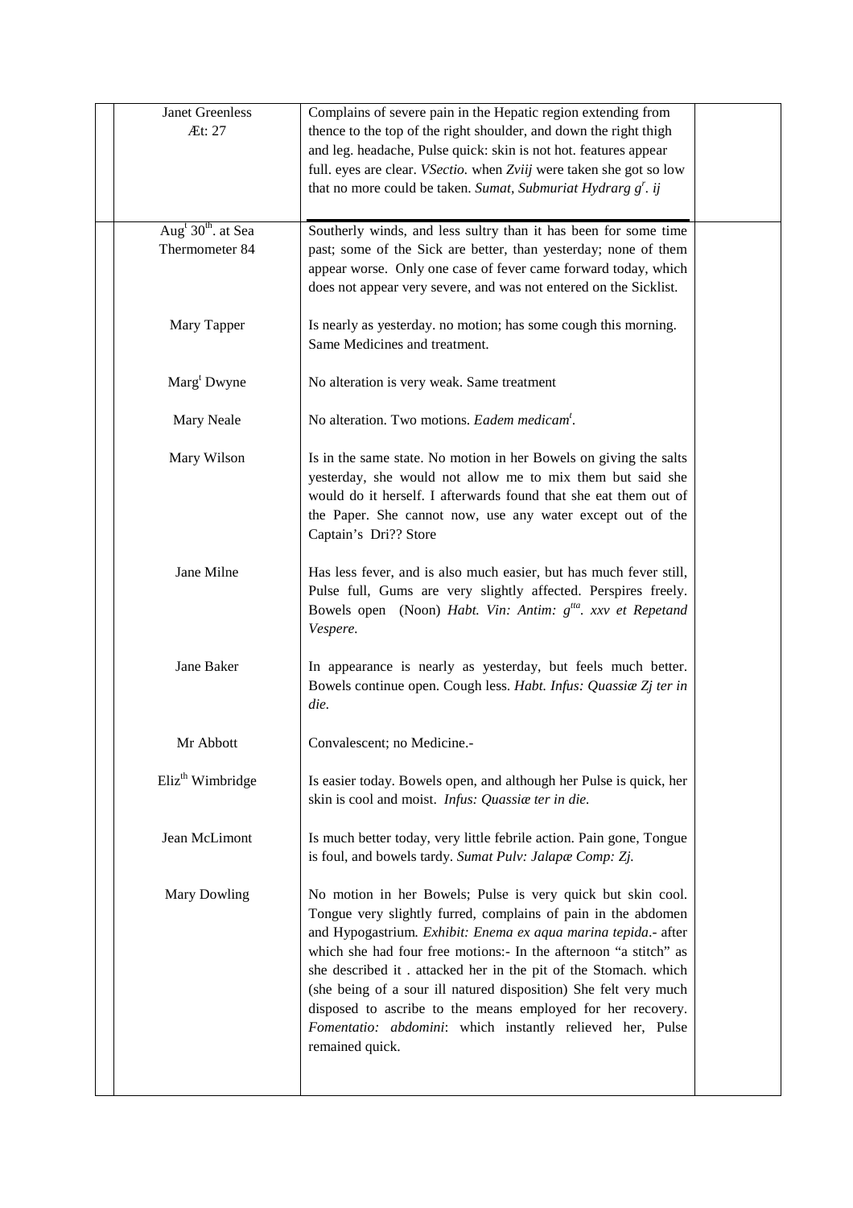| | | |
|---|---|---|
| Janet Greenless<br>Æt: 27 | Complains of severe pain in the Hepatic region extending from thence to the top of the right shoulder, and down the right thigh and leg. headache, Pulse quick: skin is not hot. features appear full. eyes are clear. *VSectio.* when *Zviij* were taken she got so low that no more could be taken. *Sumat, Submuriat Hydrarg g$^{r}$. ij* | |
| Aug$^{t}$ 30$^{th}$. at Sea<br>Thermometer 84 | Southerly winds, and less sultry than it has been for some time past; some of the Sick are better, than yesterday; none of them appear worse. Only one case of fever came forward today, which does not appear very severe, and was not entered on the Sicklist. | |
| Mary Tapper | Is nearly as yesterday. no motion; has some cough this morning. Same Medicines and treatment. | |
| Marg$^{t}$ Dwyne | No alteration is very weak. Same treatment | |
| Mary Neale | No alteration. Two motions. *Eadem medicam$^{t}$.* | |
| Mary Wilson | Is in the same state. No motion in her Bowels on giving the salts yesterday, she would not allow me to mix them but said she would do it herself. I afterwards found that she eat them out of the Paper. She cannot now, use any water except out of the Captain's Dri?? Store | |
| Jane Milne | Has less fever, and is also much easier, but has much fever still, Pulse full, Gums are very slightly affected. Perspires freely. Bowels open (Noon) *Habt. Vin: Antim: g$^{tta}$. xxv et Repetand Vespere.* | |
| Jane Baker | In appearance is nearly as yesterday, but feels much better. Bowels continue open. Cough less. *Habt. Infus: Quassiæ Zj ter in die.* | |
| Mr Abbott | Convalescent; no Medicine.- | |
| Eliz$^{th}$ Wimbridge | Is easier today. Bowels open, and although her Pulse is quick, her skin is cool and moist. *Infus: Quassiæ ter in die.* | |
| Jean McLimont | Is much better today, very little febrile action. Pain gone, Tongue is foul, and bowels tardy. *Sumat Pulv: Jalapæ Comp: Zj.* | |
| Mary Dowling | No motion in her Bowels; Pulse is very quick but skin cool. Tongue very slightly furred, complains of pain in the abdomen and Hypogastrium. *Exhibit: Enema ex aqua marina tepida*.- after which she had four free motions:- In the afternoon "a stitch" as she described it . attacked her in the pit of the Stomach. which (she being of a sour ill natured disposition) She felt very much disposed to ascribe to the means employed for her recovery. *Fomentatio: abdomini*: which instantly relieved her, Pulse remained quick. | |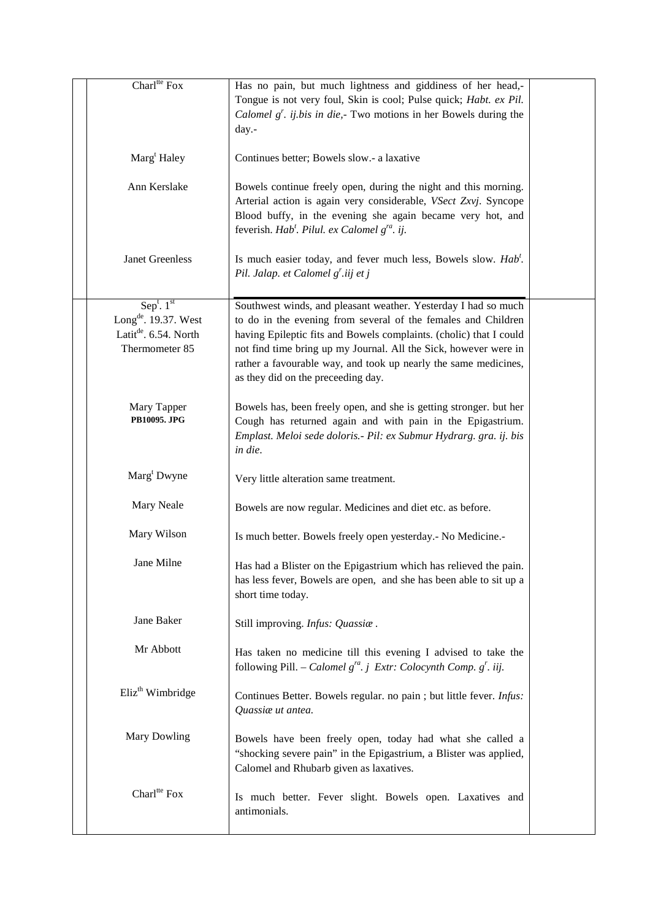| | | | |
|---|---|---|---|
| | Charl[tte] Fox | Has no pain, but much lightness and giddiness of her head,- Tongue is not very foul, Skin is cool; Pulse quick; *Habt. ex Pil. Calomel g[r]. ij.bis in die,*- Two motions in her Bowels during the day.- | |
| | Marg[t] Haley | Continues better; Bowels slow.- a laxative | |
| | Ann Kerslake | Bowels continue freely open, during the night and this morning. Arterial action is again very considerable, *VSect Zxvj*. Syncope Blood buffy, in the evening she again became very hot, and feverish. *Hab[t]. Pilul. ex Calomel g[ra]. ij.* | |
| | Janet Greenless | Is much easier today, and fever much less, Bowels slow. *Hab[t]. Pil. Jalap. et Calomel g[r].iij et j* | |
| | Sep[t]. 1[st] Long[de]. 19.37. West Latit[de]. 6.54. North Thermometer 85 | Southwest winds, and pleasant weather. Yesterday I had so much to do in the evening from several of the females and Children having Epileptic fits and Bowels complaints. (cholic) that I could not find time bring up my Journal. All the Sick, however were in rather a favourable way, and took up nearly the same medicines, as they did on the preceeding day. | |
| | Mary Tapper **PB10095. JPG** | Bowels has, been freely open, and she is getting stronger. but her Cough has returned again and with pain in the Epigastrium. *Emplast. Meloi sede doloris.- Pil: ex Submur Hydrarg. gra. ij. bis in die.* | |
| | Marg[t] Dwyne | Very little alteration same treatment. | |
| | Mary Neale | Bowels are now regular. Medicines and diet etc. as before. | |
| | Mary Wilson | Is much better. Bowels freely open yesterday.- No Medicine.- | |
| | Jane Milne | Has had a Blister on the Epigastrium which has relieved the pain. has less fever, Bowels are open, and she has been able to sit up a short time today. | |
| | Jane Baker | Still improving. *Infus: Quassiæ .* | |
| | Mr Abbott | Has taken no medicine till this evening I advised to take the following Pill. – *Calomel g[ra]. j Extr: Colocynth Comp. g[r]. iij.* | |
| | Eliz[th] Wimbridge | Continues Better. Bowels regular. no pain ; but little fever. *Infus: Quassiæ ut antea.* | |
| | Mary Dowling | Bowels have been freely open, today had what she called a "shocking severe pain" in the Epigastrium, a Blister was applied, Calomel and Rhubarb given as laxatives. | |
| | Charl[tte] Fox | Is much better. Fever slight. Bowels open. Laxatives and antimonials. | |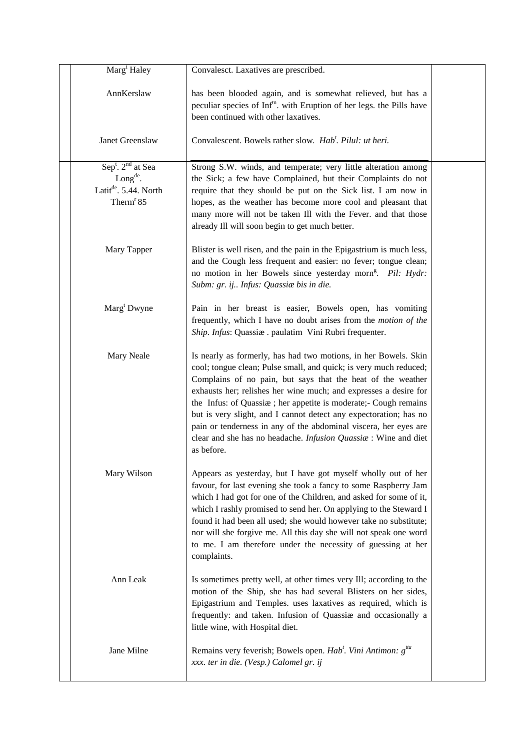| | | | |
|---|---|---|---|
| | Marg[t] Haley | Convalesct. Laxatives are prescribed. | |
| | AnnKerslaw | has been blooded again, and is somewhat relieved, but has a peculiar species of Inf[m]. with Eruption of her legs. the Pills have been continued with other laxatives. | |
| | Janet Greenslaw | Convalescent. Bowels rather slow. *Hab[t]. Pilul: ut heri.* | |
| | Sep[t]. 2[nd] at Sea<br>Long[de].<br>Latit[de]. 5.44. North<br>Therm[r] 85 | Strong S.W. winds, and temperate; very little alteration among the Sick; a few have Complained, but their Complaints do not require that they should be put on the Sick list. I am now in hopes, as the weather has become more cool and pleasant that many more will not be taken Ill with the Fever. and that those already Ill will soon begin to get much better. | |
| | Mary Tapper | Blister is well risen, and the pain in the Epigastrium is much less, and the Cough less frequent and easier: no fever; tongue clean; no motion in her Bowels since yesterday morn[g]. *Pil: Hydr: Subm: gr. ij.. Infus: Quassiæ bis in die.* | |
| | Marg[t] Dwyne | Pain in her breast is easier, Bowels open, has vomiting frequently, which I have no doubt arises from the *motion of the Ship. Infus*: Quassiæ . paulatim Vini Rubri frequenter. | |
| | Mary Neale | Is nearly as formerly, has had two motions, in her Bowels. Skin cool; tongue clean; Pulse small, and quick; is very much reduced; Complains of no pain, but says that the heat of the weather exhausts her; relishes her wine much; and expresses a desire for the Infus: of Quassiæ ; her appetite is moderate;- Cough remains but is very slight, and I cannot detect any expectoration; has no pain or tenderness in any of the abdominal viscera, her eyes are clear and she has no headache. *Infusion Quassiæ* : Wine and diet as before. | |
| | Mary Wilson | Appears as yesterday, but I have got myself wholly out of her favour, for last evening she took a fancy to some Raspberry Jam which I had got for one of the Children, and asked for some of it, which I rashly promised to send her. On applying to the Steward I found it had been all used; she would however take no substitute; nor will she forgive me. All this day she will not speak one word to me. I am therefore under the necessity of guessing at her complaints. | |
| | Ann Leak | Is sometimes pretty well, at other times very Ill; according to the motion of the Ship, she has had several Blisters on her sides, Epigastrium and Temples. uses laxatives as required, which is frequently: and taken. Infusion of Quassiæ and occasionally a little wine, with Hospital diet. | |
| | Jane Milne | Remains very feverish; Bowels open. *Hab[t]. Vini Antimon: g[tta] xxx. ter in die. (Vesp.) Calomel gr. ij* | |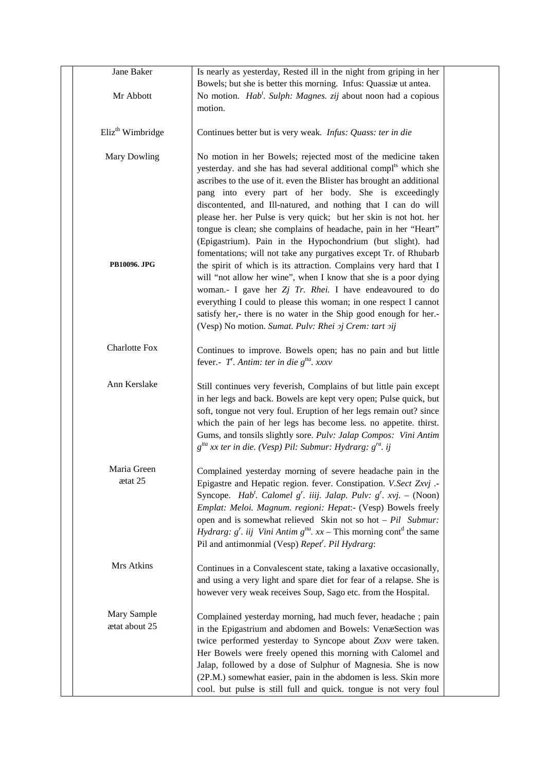| | | | |
|---|---|---|---|
| | Jane Baker | Is nearly as yesterday, Rested ill in the night from griping in her Bowels; but she is better this morning. Infus: Quassiæ ut antea. | |
| | Mr Abbott | No motion. *Hab*[t]. *Sulph: Magnes. ʒij* about noon had a copious motion. | |
| | Eliz[th] Wimbridge | Continues better but is very weak. *Infus: Quass: ter in die* | |
| | Mary Dowling<br><br>**PB10096. JPG** | No motion in her Bowels; rejected most of the medicine taken yesterday. and she has had several additional compl[ts] which she ascribes to the use of it. even the Blister has brought an additional pang into every part of her body. She is exceedingly discontented, and Ill-natured, and nothing that I can do will please her. her Pulse is very quick; but her skin is not hot. her tongue is clean; she complains of headache, pain in her "Heart" (Epigastrium). Pain in the Hypochondrium (but slight). had fomentations; will not take any purgatives except Tr. of Rhubarb the spirit of which is its attraction. Complains very hard that I will "not allow her wine", when I know that she is a poor dying woman.- I gave her *ʒj Tr. Rhei.* I have endeavoured to do everything I could to please this woman; in one respect I cannot satisfy her,- there is no water in the Ship good enough for her.- (Vesp) No motion. *Sumat. Pulv: Rhei ɔj Crem: tart ɔij* | |
| | Charlotte Fox | Continues to improve. Bowels open; has no pain and but little fever.- *T*[r]. *Antim: ter in die g*[tta]. *xxxv* | |
| | Ann Kerslake | Still continues very feverish, Complains of but little pain except in her legs and back. Bowels are kept very open; Pulse quick, but soft, tongue not very foul. Eruption of her legs remain out? since which the pain of her legs has become less. no appetite. thirst. Gums, and tonsils slightly sore. *Pulv: Jalap Compos: Vini Antim g*[tta] *xx ter in die. (Vesp) Pil: Submur: Hydrarg: g*[ra]. *ij* | |
| | Maria Green<br>ætat 25 | Complained yesterday morning of severe headache pain in the Epigastre and Hepatic region. fever. Constipation. *V.Sect ℥xvj* .- Syncope. *Hab*[t]. *Calomel g*[r]. *iiij. Jalap. Pulv: g*[r]. *xvj.* – (Noon) *Emplat: Meloi. Magnum. regioni: Hepat*:- (Vesp) Bowels freely open and is somewhat relieved Skin not so hot – *Pil Submur: Hydrarg: g*[r]. *iij Vini Antim g*[tta]. *xx* – This morning cont[d] the same Pil and antimonmial (Vesp) *Repet*[r]. *Pil Hydrarg*: | |
| | Mrs Atkins | Continues in a Convalescent state, taking a laxative occasionally, and using a very light and spare diet for fear of a relapse. She is however very weak receives Soup, Sago etc. from the Hospital. | |
| | Mary Sample<br>ætat about 25 | Complained yesterday morning, had much fever, headache ; pain in the Epigastrium and abdomen and Bowels: VenæSection was twice performed yesterday to Syncope about *℥xxv* were taken. Her Bowels were freely opened this morning with Calomel and Jalap, followed by a dose of Sulphur of Magnesia. She is now (2P.M.) somewhat easier, pain in the abdomen is less. Skin more cool. but pulse is still full and quick. tongue is not very foul | |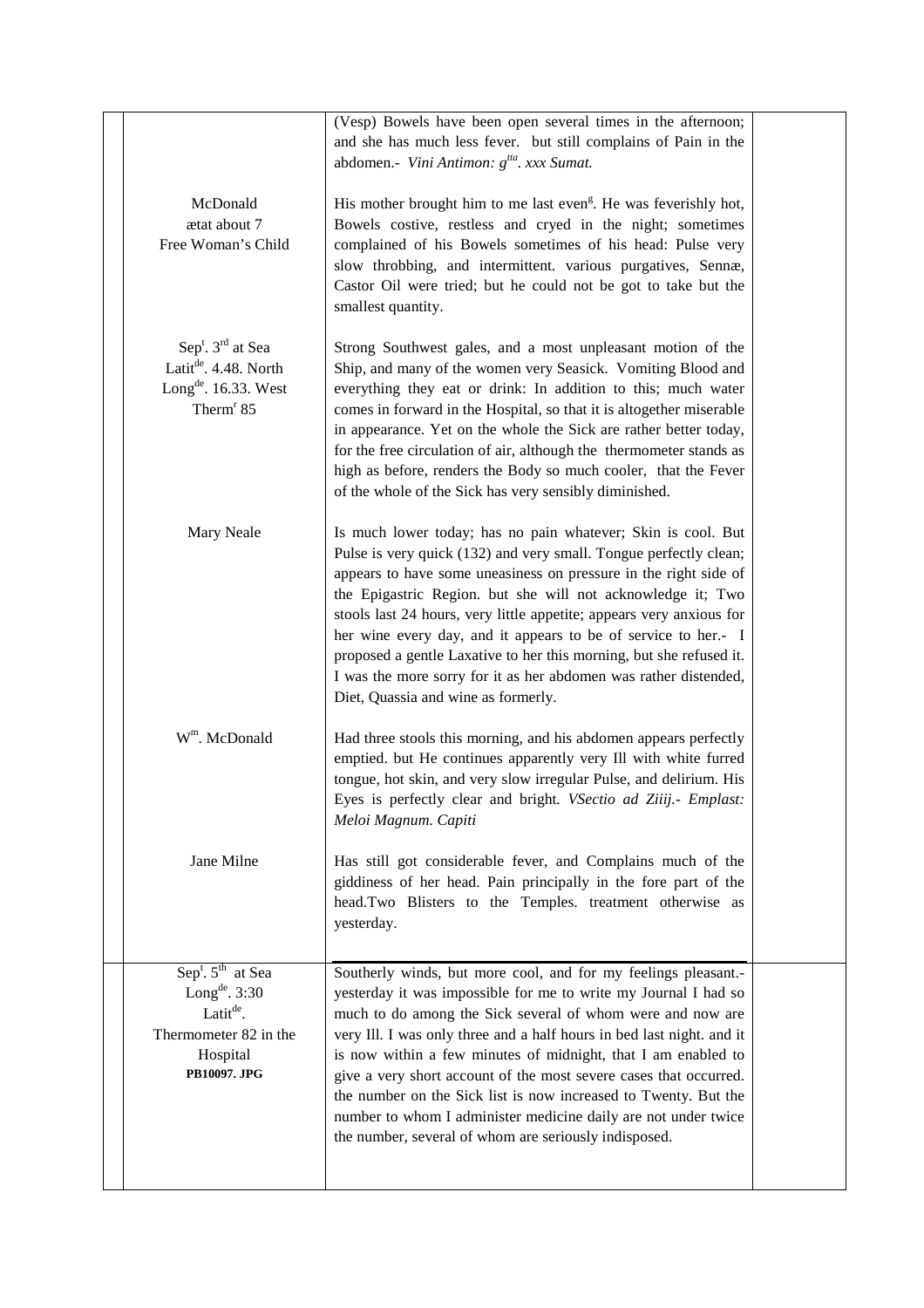| | | |
|---|---|---|
| | (Vesp) Bowels have been open several times in the afternoon; and she has much less fever. but still complains of Pain in the abdomen.- *Vini Antimon: $g^{tta}$. xxx Sumat.* | |
| McDonald<br>ætat about 7<br>Free Woman's Child | His mother brought him to me last even$^{g}$. He was feverishly hot, Bowels costive, restless and cryed in the night; sometimes complained of his Bowels sometimes of his head: Pulse very slow throbbing, and intermittent. various purgatives, Sennæ, Castor Oil were tried; but he could not be got to take but the smallest quantity. | |
| Sep$^{t}$. 3$^{rd}$ at Sea<br>Latit$^{de}$. 4.48. North<br>Long$^{de}$. 16.33. West<br>Therm$^{r}$ 85 | Strong Southwest gales, and a most unpleasant motion of the Ship, and many of the women very Seasick. Vomiting Blood and everything they eat or drink: In addition to this; much water comes in forward in the Hospital, so that it is altogether miserable in appearance. Yet on the whole the Sick are rather better today, for the free circulation of air, although the thermometer stands as high as before, renders the Body so much cooler, that the Fever of the whole of the Sick has very sensibly diminished. | |
| Mary Neale | Is much lower today; has no pain whatever; Skin is cool. But Pulse is very quick (132) and very small. Tongue perfectly clean; appears to have some uneasiness on pressure in the right side of the Epigastric Region. but she will not acknowledge it; Two stools last 24 hours, very little appetite; appears very anxious for her wine every day, and it appears to be of service to her.- I proposed a gentle Laxative to her this morning, but she refused it. I was the more sorry for it as her abdomen was rather distended, Diet, Quassia and wine as formerly. | |
| W$^{m}$. McDonald | Had three stools this morning, and his abdomen appears perfectly emptied. but He continues apparently very Ill with white furred tongue, hot skin, and very slow irregular Pulse, and delirium. His Eyes is perfectly clear and bright. *VSectio ad Ziiij.- Emplast: Meloi Magnum. Capiti* | |
| Jane Milne | Has still got considerable fever, and Complains much of the giddiness of her head. Pain principally in the fore part of the head.Two Blisters to the Temples. treatment otherwise as yesterday. | |
| Sep$^{t}$. 5$^{th}$ at Sea<br>Long$^{de}$. 3:30<br>Latit$^{de}$.<br>Thermometer 82 in the Hospital<br>**PB10097. JPG** | Southerly winds, but more cool, and for my feelings pleasant.- yesterday it was impossible for me to write my Journal I had so much to do among the Sick several of whom were and now are very Ill. I was only three and a half hours in bed last night. and it is now within a few minutes of midnight, that I am enabled to give a very short account of the most severe cases that occurred. the number on the Sick list is now increased to Twenty. But the number to whom I administer medicine daily are not under twice the number, several of whom are seriously indisposed. | |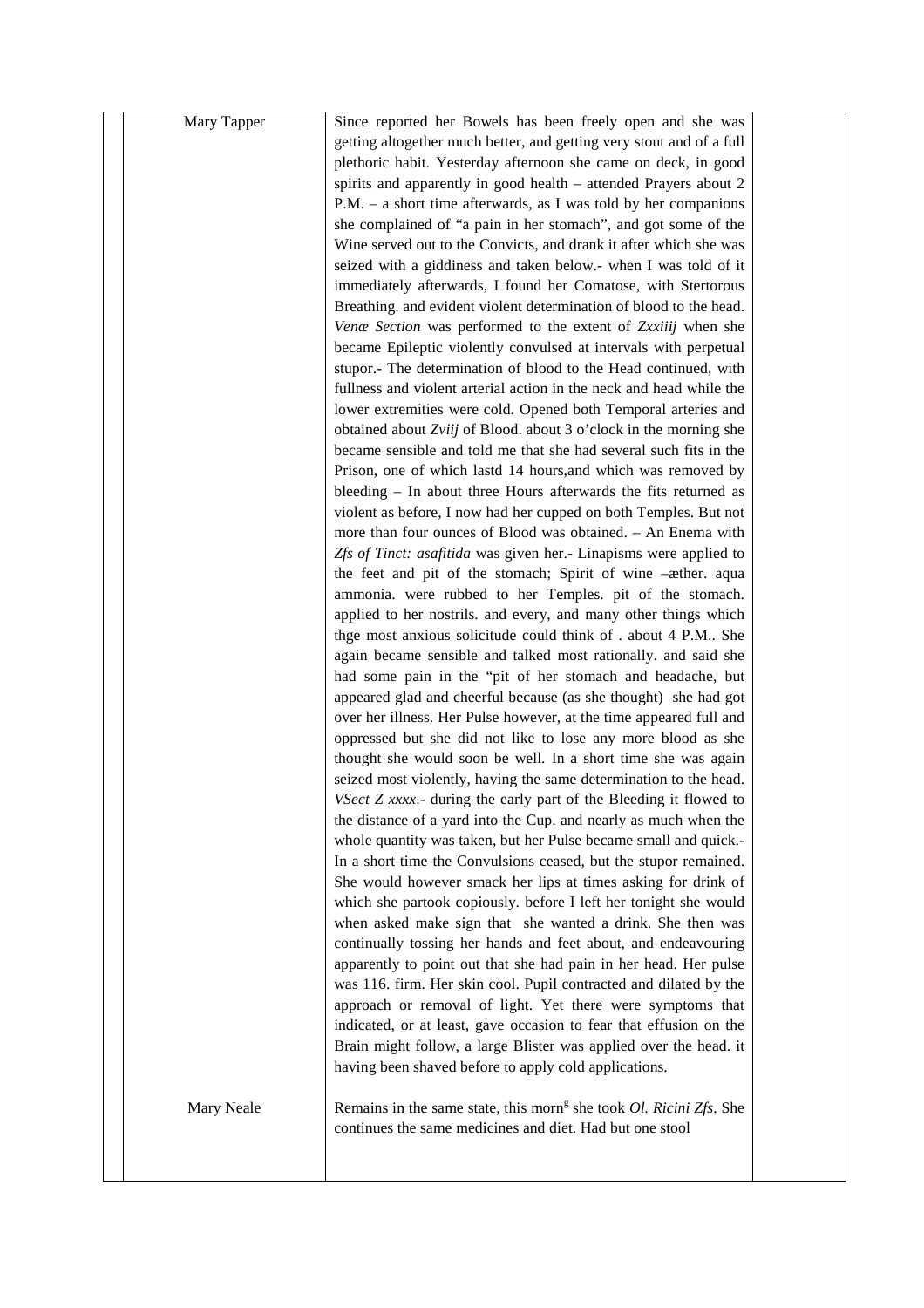| | | | |
|---|---|---|---|
| | Mary Tapper | Since reported her Bowels has been freely open and she was getting altogether much better, and getting very stout and of a full plethoric habit. Yesterday afternoon she came on deck, in good spirits and apparently in good health – attended Prayers about 2 P.M. – a short time afterwards, as I was told by her companions she complained of "a pain in her stomach", and got some of the Wine served out to the Convicts, and drank it after which she was seized with a giddiness and taken below.- when I was told of it immediately afterwards, I found her Comatose, with Stertorous Breathing. and evident violent determination of blood to the head. *Venæ Section* was performed to the extent of *Zxxiiij* when she became Epileptic violently convulsed at intervals with perpetual stupor.- The determination of blood to the Head continued, with fullness and violent arterial action in the neck and head while the lower extremities were cold. Opened both Temporal arteries and obtained about *Zviij* of Blood. about 3 o'clock in the morning she became sensible and told me that she had several such fits in the Prison, one of which lastd 14 hours,and which was removed by bleeding – In about three Hours afterwards the fits returned as violent as before, I now had her cupped on both Temples. But not more than four ounces of Blood was obtained. – An Enema with *Zfs of Tinct: asafitida* was given her.- Linapisms were applied to the feet and pit of the stomach; Spirit of wine –æther. aqua ammonia. were rubbed to her Temples. pit of the stomach. applied to her nostrils. and every, and many other things which thge most anxious solicitude could think of . about 4 P.M.. She again became sensible and talked most rationally. and said she had some pain in the "pit of her stomach and headache, but appeared glad and cheerful because (as she thought) she had got over her illness. Her Pulse however, at the time appeared full and oppressed but she did not like to lose any more blood as she thought she would soon be well. In a short time she was again seized most violently, having the same determination to the head. *VSect Z xxxx*.- during the early part of the Bleeding it flowed to the distance of a yard into the Cup. and nearly as much when the whole quantity was taken, but her Pulse became small and quick.- In a short time the Convulsions ceased, but the stupor remained. She would however smack her lips at times asking for drink of which she partook copiously. before I left her tonight she would when asked make sign that she wanted a drink. She then was continually tossing her hands and feet about, and endeavouring apparently to point out that she had pain in her head. Her pulse was 116. firm. Her skin cool. Pupil contracted and dilated by the approach or removal of light. Yet there were symptoms that indicated, or at least, gave occasion to fear that effusion on the Brain might follow, a large Blister was applied over the head. it having been shaved before to apply cold applications. | |
| | Mary Neale | Remains in the same state, this morn[g] she took *Ol. Ricini Zfs*. She continues the same medicines and diet. Had but one stool | |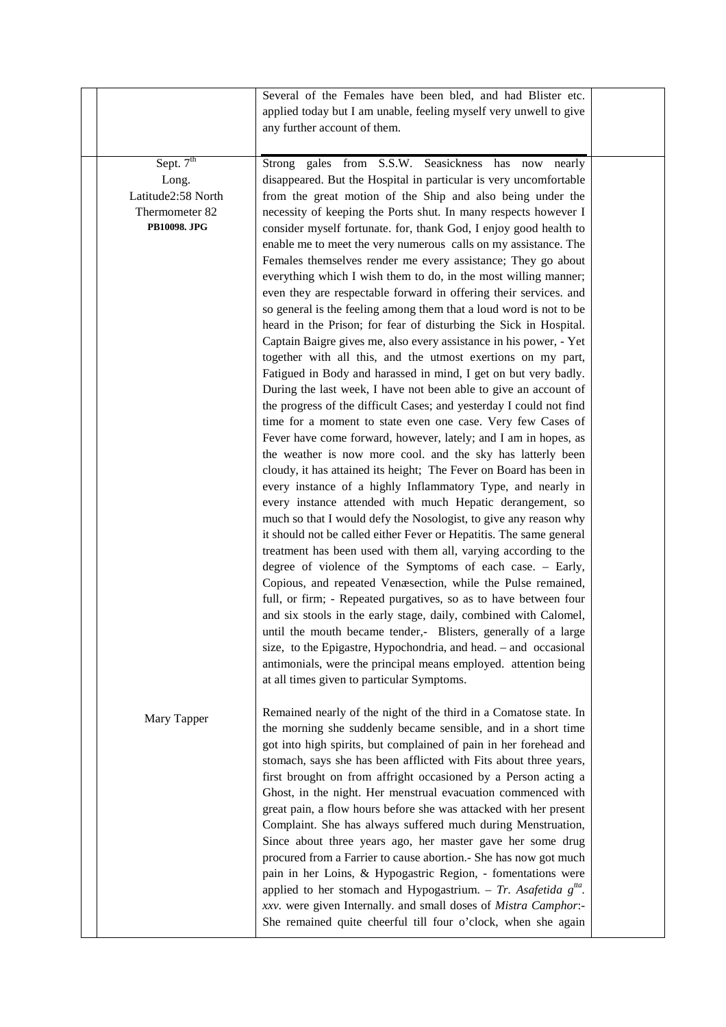| | | | |
|---|---|---|---|
| | | Several of the Females have been bled, and had Blister etc. applied today but I am unable, feeling myself very unwell to give any further account of them. | |
| | Sept. 7th<br>Long.<br>Latitude2:58 North<br>Thermometer 82<br>**PB10098. JPG** | Strong gales from S.S.W. Seasickness has now nearly disappeared. But the Hospital in particular is very uncomfortable from the great motion of the Ship and also being under the necessity of keeping the Ports shut. In many respects however I consider myself fortunate. for, thank God, I enjoy good health to enable me to meet the very numerous calls on my assistance. The Females themselves render me every assistance; They go about everything which I wish them to do, in the most willing manner; even they are respectable forward in offering their services. and so general is the feeling among them that a loud word is not to be heard in the Prison; for fear of disturbing the Sick in Hospital. Captain Baigre gives me, also every assistance in his power, - Yet together with all this, and the utmost exertions on my part, Fatigued in Body and harassed in mind, I get on but very badly. During the last week, I have not been able to give an account of the progress of the difficult Cases; and yesterday I could not find time for a moment to state even one case. Very few Cases of Fever have come forward, however, lately; and I am in hopes, as the weather is now more cool. and the sky has latterly been cloudy, it has attained its height; The Fever on Board has been in every instance of a highly Inflammatory Type, and nearly in every instance attended with much Hepatic derangement, so much so that I would defy the Nosologist, to give any reason why it should not be called either Fever or Hepatitis. The same general treatment has been used with them all, varying according to the degree of violence of the Symptoms of each case. – Early, Copious, and repeated Venæsection, while the Pulse remained, full, or firm; - Repeated purgatives, so as to have between four and six stools in the early stage, daily, combined with Calomel, until the mouth became tender,- Blisters, generally of a large size, to the Epigastre, Hypochondria, and head. – and occasional antimonials, were the principal means employed. attention being at all times given to particular Symptoms. | |
| | Mary Tapper | Remained nearly of the night of the third in a Comatose state. In the morning she suddenly became sensible, and in a short time got into high spirits, but complained of pain in her forehead and stomach, says she has been afflicted with Fits about three years, first brought on from affright occasioned by a Person acting a Ghost, in the night. Her menstrual evacuation commenced with great pain, a flow hours before she was attacked with her present Complaint. She has always suffered much during Menstruation, Since about three years ago, her master gave her some drug procured from a Farrier to cause abortion.- She has now got much pain in her Loins, & Hypogastric Region, - fomentations were applied to her stomach and Hypogastrium. – *Tr. Asafetida gtta. xxv.* were given Internally. and small doses of *Mistra Camphor*:- She remained quite cheerful till four o'clock, when she again | |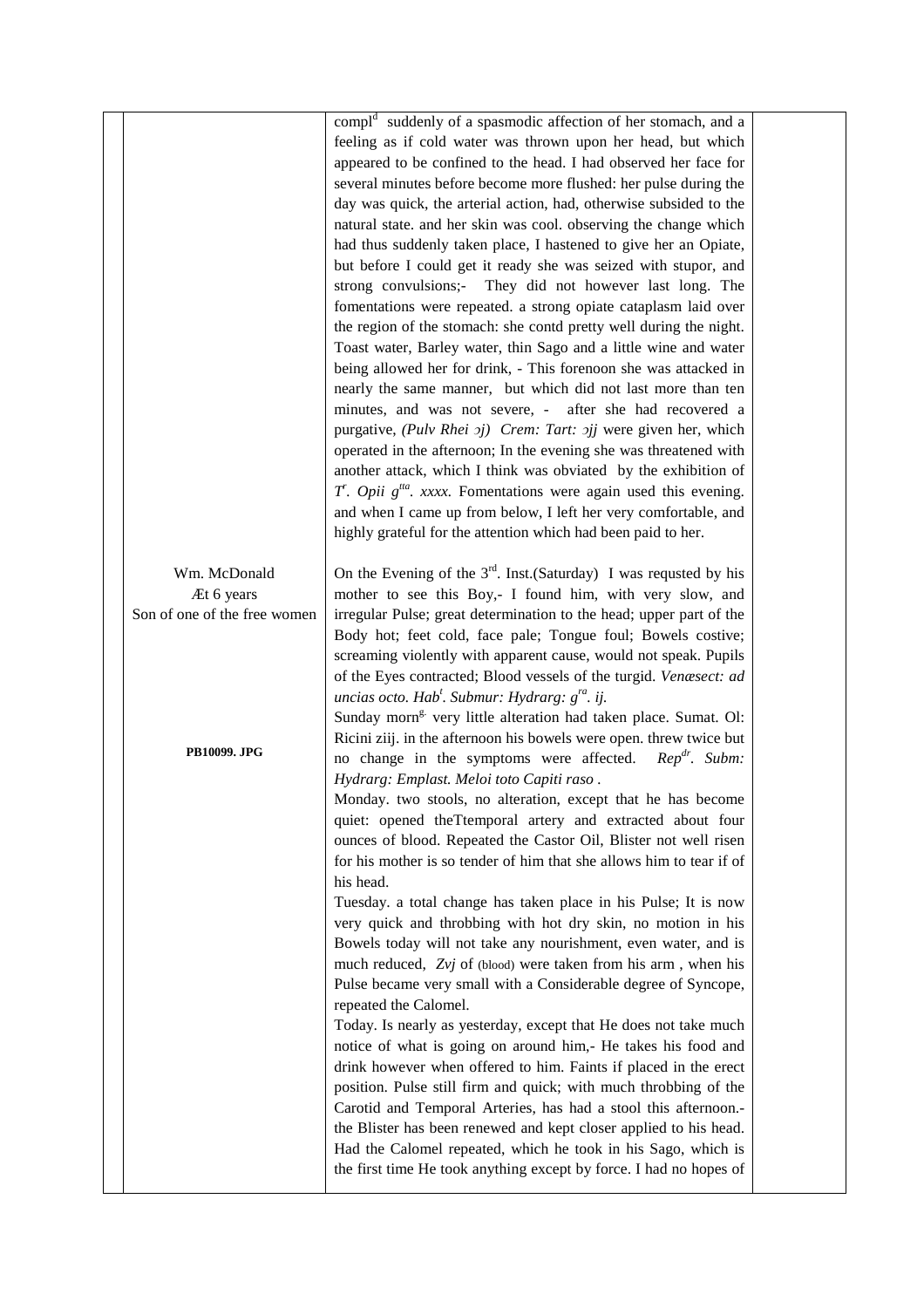| | | | |
|---|---|---|---|
| | | compl[d] suddenly of a spasmodic affection of her stomach, and a feeling as if cold water was thrown upon her head, but which appeared to be confined to the head. I had observed her face for several minutes before become more flushed: her pulse during the day was quick, the arterial action, had, otherwise subsided to the natural state. and her skin was cool. observing the change which had thus suddenly taken place, I hastened to give her an Opiate, but before I could get it ready she was seized with stupor, and strong convulsions;- They did not however last long. The fomentations were repeated. a strong opiate cataplasm laid over the region of the stomach: she contd pretty well during the night. Toast water, Barley water, thin Sago and a little wine and water being allowed her for drink, - This forenoon she was attacked in nearly the same manner, but which did not last more than ten minutes, and was not severe, - after she had recovered a purgative, *(Pulv Rhei ɔj) Crem: Tart: ɔjj* were given her, which operated in the afternoon; In the evening she was threatened with another attack, which I think was obviated by the exhibition of *T[r]. Opii g[tta]. xxxx.* Fomentations were again used this evening. and when I came up from below, I left her very comfortable, and highly grateful for the attention which had been paid to her. | |
| | Wm. McDonald<br>Æt 6 years<br>Son of one of the free women<br><br>**PB10099. JPG** | On the Evening of the 3[rd]. Inst.(Saturday) I was requsted by his mother to see this Boy,- I found him, with very slow, and irregular Pulse; great determination to the head; upper part of the Body hot; feet cold, face pale; Tongue foul; Bowels costive; screaming violently with apparent cause, would not speak. Pupils of the Eyes contracted; Blood vessels of the turgid. *Venæsect: ad uncias octo. Hab[t]. Submur: Hydrarg: g[ra]. ij.*<br>Sunday morn[g.] very little alteration had taken place. Sumat. Ol: Ricini ziij. in the afternoon his bowels were open. threw twice but no change in the symptoms were affected. *Rep[dr]. Subm: Hydrarg: Emplast. Meloi toto Capiti raso .*<br>Monday. two stools, no alteration, except that he has become quiet: opened theTtemporal artery and extracted about four ounces of blood. Repeated the Castor Oil, Blister not well risen for his mother is so tender of him that she allows him to tear if of his head.<br>Tuesday. a total change has taken place in his Pulse; It is now very quick and throbbing with hot dry skin, no motion in his Bowels today will not take any nourishment, even water, and is much reduced, *Zvj* of (blood) were taken from his arm , when his Pulse became very small with a Considerable degree of Syncope, repeated the Calomel.<br>Today. Is nearly as yesterday, except that He does not take much notice of what is going on around him,- He takes his food and drink however when offered to him. Faints if placed in the erect position. Pulse still firm and quick; with much throbbing of the Carotid and Temporal Arteries, has had a stool this afternoon.- the Blister has been renewed and kept closer applied to his head. Had the Calomel repeated, which he took in his Sago, which is the first time He took anything except by force. I had no hopes of | |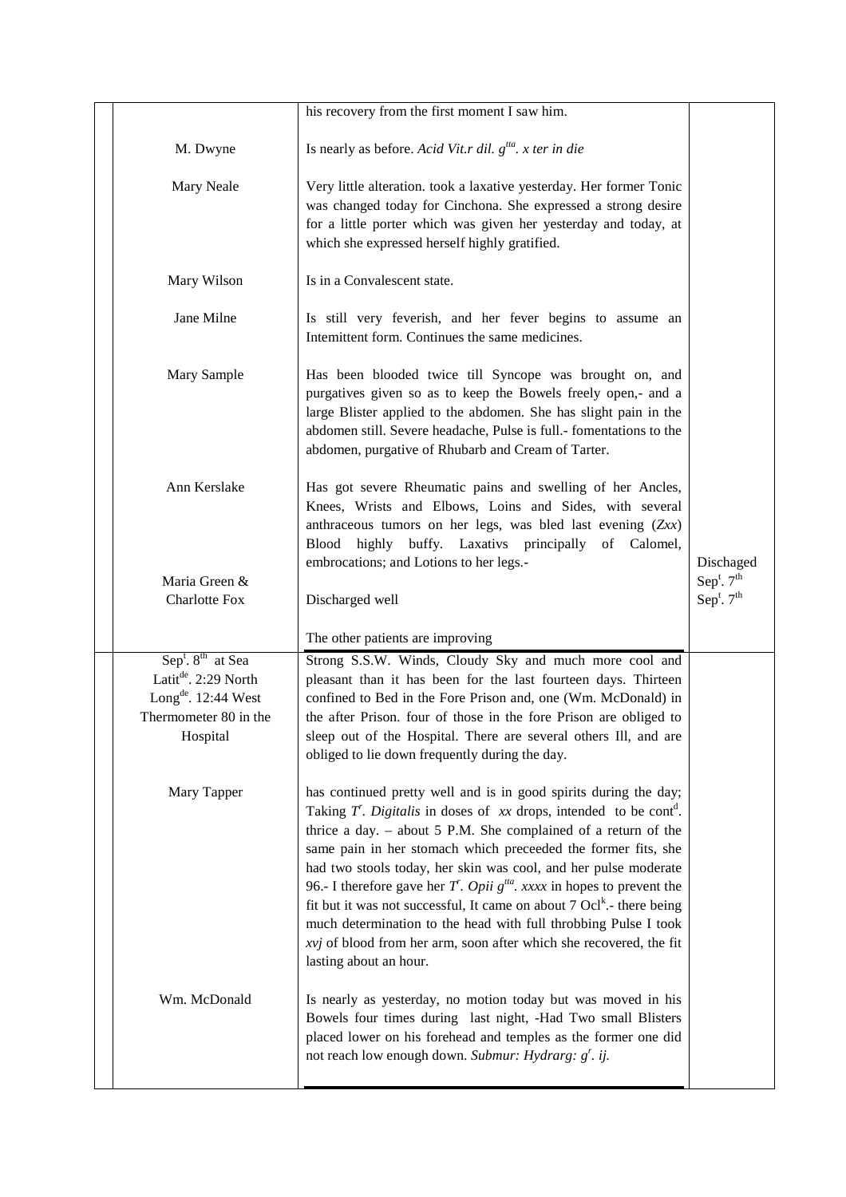| | | | |
|---|---|---|---|
| | | his recovery from the first moment I saw him. | |
| | M. Dwyne | Is nearly as before. *Acid Vit.r dil. g^tta^. x ter in die* | |
| | Mary Neale | Very little alteration. took a laxative yesterday. Her former Tonic was changed today for Cinchona. She expressed a strong desire for a little porter which was given her yesterday and today, at which she expressed herself highly gratified. | |
| | Mary Wilson | Is in a Convalescent state. | |
| | Jane Milne | Is still very feverish, and her fever begins to assume an Intemittent form. Continues the same medicines. | |
| | Mary Sample | Has been blooded twice till Syncope was brought on, and purgatives given so as to keep the Bowels freely open,- and a large Blister applied to the abdomen. She has slight pain in the abdomen still. Severe headache, Pulse is full.- fomentations to the abdomen, purgative of Rhubarb and Cream of Tarter. | |
| | Ann Kerslake | Has got severe Rheumatic pains and swelling of her Ancles, Knees, Wrists and Elbows, Loins and Sides, with several anthraceous tumors on her legs, was bled last evening (*Zxx*) Blood highly buffy. Laxativs principally of Calomel, embrocations; and Lotions to her legs.- | Dischaged |
| | Maria Green & Charlotte Fox | Discharged well | Sep^t^. 7^th^ Sep^t^. 7^th^ |
| | | The other patients are improving | |
| | Sep^t^. 8^th^ at Sea Latit^de^. 2:29 North Long^de^. 12:44 West Thermometer 80 in the Hospital | Strong S.S.W. Winds, Cloudy Sky and much more cool and pleasant than it has been for the last fourteen days. Thirteen confined to Bed in the Fore Prison and, one (Wm. McDonald) in the after Prison. four of those in the fore Prison are obliged to sleep out of the Hospital. There are several others Ill, and are obliged to lie down frequently during the day. | |
| | Mary Tapper | has continued pretty well and is in good spirits during the day; Taking *T^r^. Digitalis* in doses of *xx* drops, intended to be cont^d^. thrice a day. – about 5 P.M. She complained of a return of the same pain in her stomach which preceeded the former fits, she had two stools today, her skin was cool, and her pulse moderate 96.- I therefore gave her *T^r^. Opii g^tta^. xxxx* in hopes to prevent the fit but it was not successful, It came on about 7 Ocl^k^.- there being much determination to the head with full throbbing Pulse I took *xvj* of blood from her arm, soon after which she recovered, the fit lasting about an hour. | |
| | Wm. McDonald | Is nearly as yesterday, no motion today but was moved in his Bowels four times during last night, -Had Two small Blisters placed lower on his forehead and temples as the former one did not reach low enough down. *Submur: Hydrarg: g^r^. ij.* | |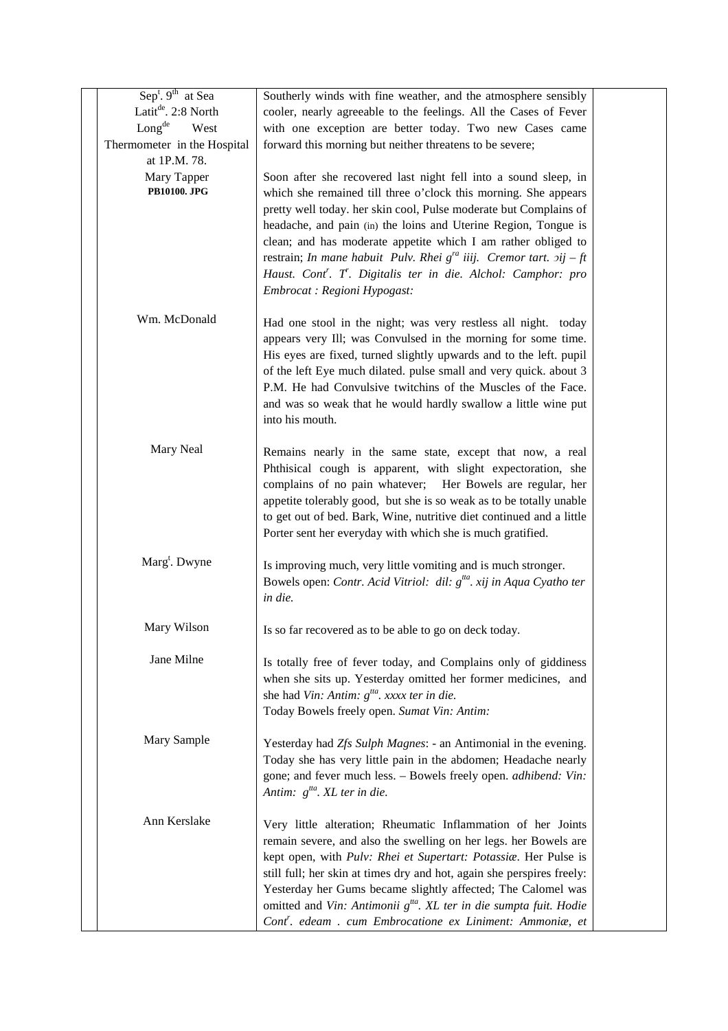| | | |
|---|---|---|
| Sep$^{t}$. 9$^{th}$ at Sea<br>Latit$^{de}$. 2:8 North<br>Long$^{de}$ West<br>Thermometer in the Hospital at 1P.M. 78. | Southerly winds with fine weather, and the atmosphere sensibly cooler, nearly agreeable to the feelings. All the Cases of Fever with one exception are better today. Two new Cases came forward this morning but neither threatens to be severe; | |
| Mary Tapper<br>**PB10100. JPG** | Soon after she recovered last night fell into a sound sleep, in which she remained till three o'clock this morning. She appears pretty well today. her skin cool, Pulse moderate but Complains of headache, and pain (in) the loins and Uterine Region, Tongue is clean; and has moderate appetite which I am rather obliged to restrain; *In mane habuit Pulv. Rhei g$^{ra}$ iiij. Cremor tart. ℈ij – ft Haust. Cont$^{r}$. T$^{r}$. Digitalis ter in die. Alchol: Camphor: pro Embrocat : Regioni Hypogast:* | |
| Wm. McDonald | Had one stool in the night; was very restless all night. today appears very Ill; was Convulsed in the morning for some time. His eyes are fixed, turned slightly upwards and to the left. pupil of the left Eye much dilated. pulse small and very quick. about 3 P.M. He had Convulsive twitchins of the Muscles of the Face. and was so weak that he would hardly swallow a little wine put into his mouth. | |
| Mary Neal | Remains nearly in the same state, except that now, a real Phthisical cough is apparent, with slight expectoration, she complains of no pain whatever; Her Bowels are regular, her appetite tolerably good, but she is so weak as to be totally unable to get out of bed. Bark, Wine, nutritive diet continued and a little Porter sent her everyday with which she is much gratified. | |
| Marg$^{t}$. Dwyne | Is improving much, very little vomiting and is much stronger. Bowels open: *Contr. Acid Vitriol: dil: g$^{tta}$. xij in Aqua Cyatho ter in die.* | |
| Mary Wilson | Is so far recovered as to be able to go on deck today. | |
| Jane Milne | Is totally free of fever today, and Complains only of giddiness when she sits up. Yesterday omitted her former medicines, and she had *Vin: Antim: g$^{tta}$. xxxx ter in die.*<br>Today Bowels freely open. *Sumat Vin: Antim:* | |
| Mary Sample | Yesterday had *Zfs Sulph Magnes*: - an Antimonial in the evening. Today she has very little pain in the abdomen; Headache nearly gone; and fever much less. – Bowels freely open. *adhibend: Vin: Antim: g$^{tta}$. XL ter in die.* | |
| Ann Kerslake | Very little alteration; Rheumatic Inflammation of her Joints remain severe, and also the swelling on her legs. her Bowels are kept open, with *Pulv: Rhei et Supertart: Potassiæ*. Her Pulse is still full; her skin at times dry and hot, again she perspires freely: Yesterday her Gums became slightly affected; The Calomel was omitted and *Vin: Antimonii g$^{tta}$. XL ter in die sumpta fuit. Hodie Cont$^{r}$. edeam . cum Embrocatione ex Liniment: Ammoniæ, et* | |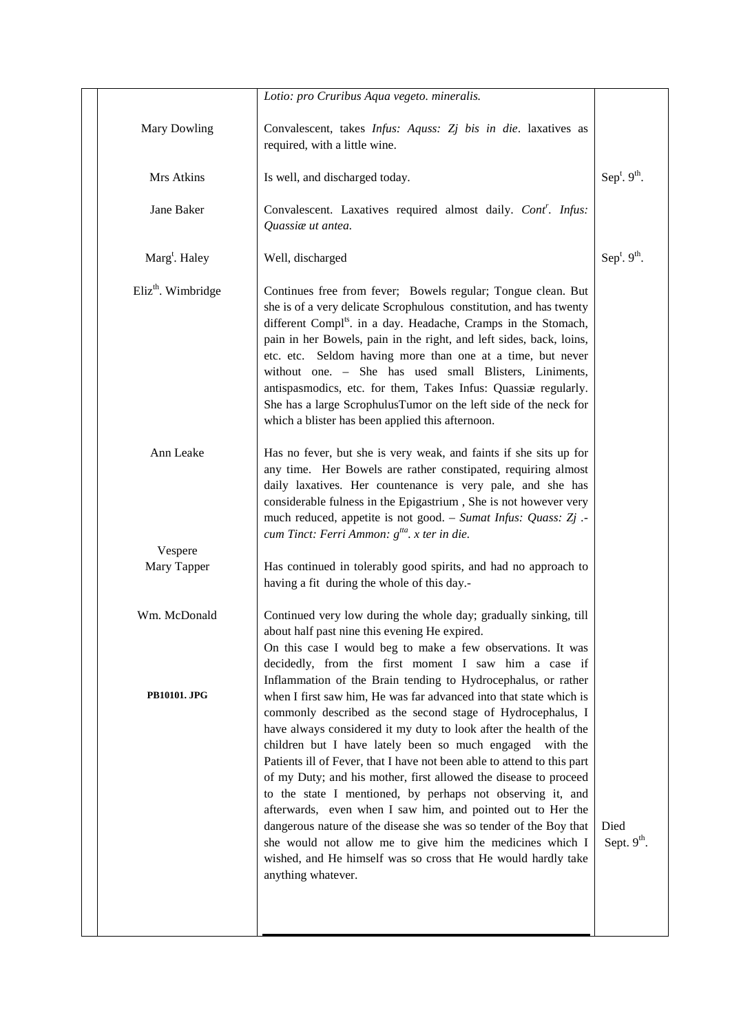| | | |
|---|---|---|
| | *Lotio: pro Cruribus Aqua vegeto. mineralis.* | |
| Mary Dowling | Convalescent, takes *Infus: Aquss: Zj bis in die*. laxatives as required, with a little wine. | |
| Mrs Atkins | Is well, and discharged today. | Sep[t]. 9[th]. |
| Jane Baker | Convalescent. Laxatives required almost daily. *Cont[r]. Infus: Quassiæ ut antea.* | |
| Marg[t]. Haley | Well, discharged | Sep[t]. 9[th]. |
| Eliz[th]. Wimbridge | Continues free from fever; Bowels regular; Tongue clean. But she is of a very delicate Scrophulous constitution, and has twenty different Compl[ts]. in a day. Headache, Cramps in the Stomach, pain in her Bowels, pain in the right, and left sides, back, loins, etc. etc. Seldom having more than one at a time, but never without one. – She has used small Blisters, Liniments, antispasmodics, etc. for them, Takes Infus: Quassiæ regularly. She has a large ScrophulusTumor on the left side of the neck for which a blister has been applied this afternoon. | |
| Ann Leake | Has no fever, but she is very weak, and faints if she sits up for any time. Her Bowels are rather constipated, requiring almost daily laxatives. Her countenance is very pale, and she has considerable fulness in the Epigastrium , She is not however very much reduced, appetite is not good. – *Sumat Infus: Quass: Zj .- cum Tinct: Ferri Ammon: g[tta]. x ter in die.* | |
| Vespere<br>Mary Tapper | Has continued in tolerably good spirits, and had no approach to having a fit during the whole of this day.- | |
| Wm. McDonald<br><br>**PB10101. JPG** | Continued very low during the whole day; gradually sinking, till about half past nine this evening He expired.<br>On this case I would beg to make a few observations. It was decidedly, from the first moment I saw him a case if Inflammation of the Brain tending to Hydrocephalus, or rather when I first saw him, He was far advanced into that state which is commonly described as the second stage of Hydrocephalus, I have always considered it my duty to look after the health of the children but I have lately been so much engaged with the Patients ill of Fever, that I have not been able to attend to this part of my Duty; and his mother, first allowed the disease to proceed to the state I mentioned, by perhaps not observing it, and afterwards, even when I saw him, and pointed out to Her the dangerous nature of the disease she was so tender of the Boy that she would not allow me to give him the medicines which I wished, and He himself was so cross that He would hardly take anything whatever. | Died Sept. 9[th]. |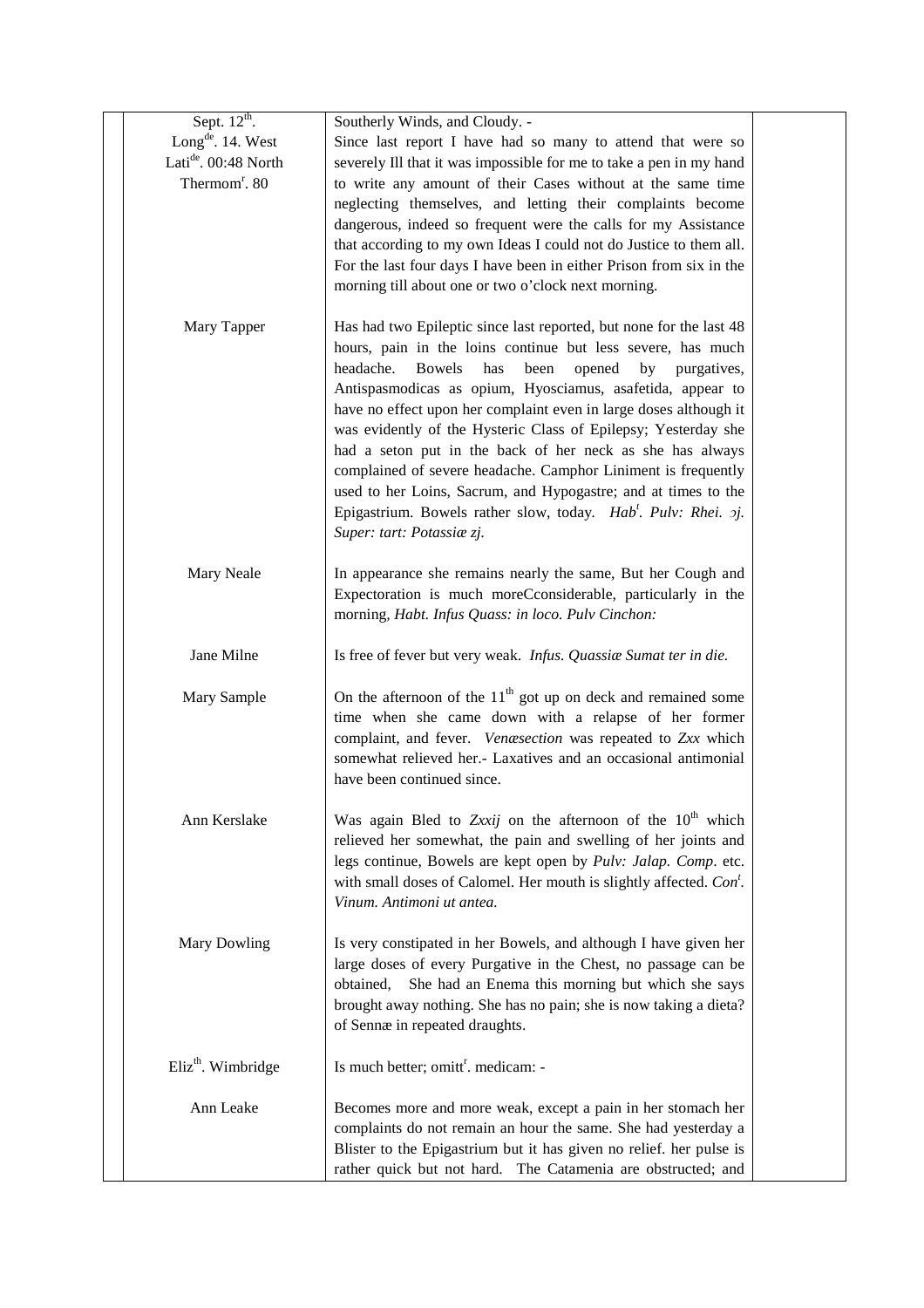| | | |
|---|---|---|
| Sept. 12th.<br>Longde. 14. West<br>Latide. 00:48 North<br>Thermomr. 80 | Southerly Winds, and Cloudy. -<br>Since last report I have had so many to attend that were so severely Ill that it was impossible for me to take a pen in my hand to write any amount of their Cases without at the same time neglecting themselves, and letting their complaints become dangerous, indeed so frequent were the calls for my Assistance that according to my own Ideas I could not do Justice to them all. For the last four days I have been in either Prison from six in the morning till about one or two o'clock next morning. | |
| Mary Tapper | Has had two Epileptic since last reported, but none for the last 48 hours, pain in the loins continue but less severe, has much headache. Bowels has been opened by purgatives, Antispasmodicas as opium, Hyosciamus, asafetida, appear to have no effect upon her complaint even in large doses although it was evidently of the Hysteric Class of Epilepsy; Yesterday she had a seton put in the back of her neck as she has always complained of severe headache. Camphor Liniment is frequently used to her Loins, Sacrum, and Hypogastre; and at times to the Epigastrium. Bowels rather slow, today. *Habt. Pulv: Rhei. ℈j. Super: tart: Potassiæ ℨj.* | |
| Mary Neale | In appearance she remains nearly the same, But her Cough and Expectoration is much moreCconsiderable, particularly in the morning, *Habt. Infus Quass: in loco. Pulv Cinchon:* | |
| Jane Milne | Is free of fever but very weak. *Infus. Quassiæ Sumat ter in die.* | |
| Mary Sample | On the afternoon of the 11th got up on deck and remained some time when she came down with a relapse of her former complaint, and fever. *Venæsection* was repeated to ℥xx which somewhat relieved her.- Laxatives and an occasional antimonial have been continued since. | |
| Ann Kerslake | Was again Bled to ℥xxij on the afternoon of the 10th which relieved her somewhat, the pain and swelling of her joints and legs continue, Bowels are kept open by *Pulv: Jalap. Comp*. etc. with small doses of Calomel. Her mouth is slightly affected. *Cont. Vinum. Antimoni ut antea.* | |
| Mary Dowling | Is very constipated in her Bowels, and although I have given her large doses of every Purgative in the Chest, no passage can be obtained, She had an Enema this morning but which she says brought away nothing. She has no pain; she is now taking a dieta? of Sennæ in repeated draughts. | |
| Elizth. Wimbridge | Is much better; omittr. medicam: - | |
| Ann Leake | Becomes more and more weak, except a pain in her stomach her complaints do not remain an hour the same. She had yesterday a Blister to the Epigastrium but it has given no relief. her pulse is rather quick but not hard. The Catamenia are obstructed; and | |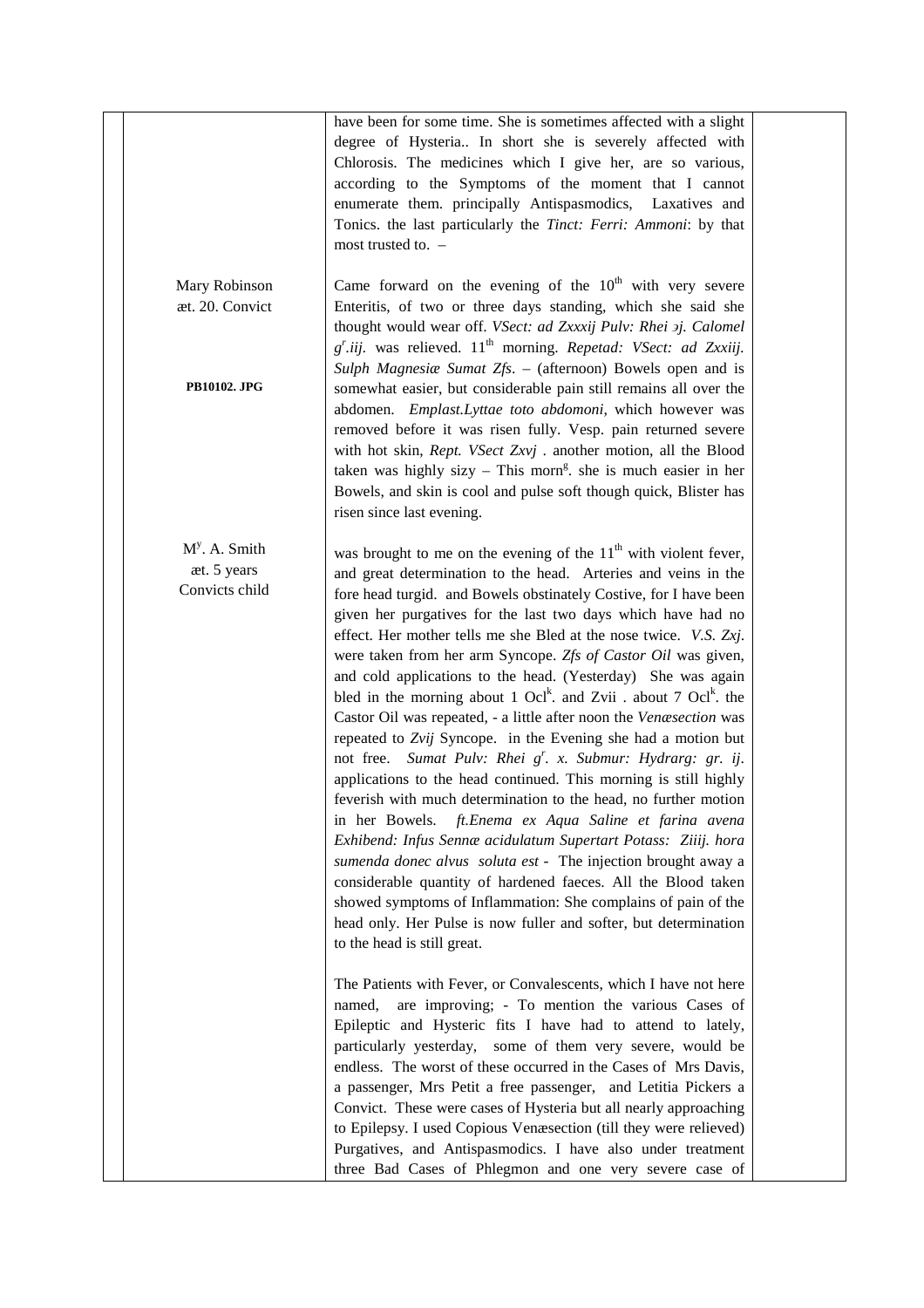| | | | |
|---|---|---|---|
| | | have been for some time. She is sometimes affected with a slight degree of Hysteria.. In short she is severely affected with Chlorosis. The medicines which I give her, are so various, according to the Symptoms of the moment that I cannot enumerate them. principally Antispasmodics, Laxatives and Tonics. the last particularly the *Tinct: Ferri: Ammoni*: by that most trusted to. – | |
| | Mary Robinson<br>æt. 20. Convict<br><br>**PB10102. JPG** | Came forward on the evening of the 10th with very severe Enteritis, of two or three days standing, which she said she thought would wear off. *VSect: ad Zxxxij Pulv: Rhei ɜj. Calomel gr.iij.* was relieved. 11th morning. *Repetad: VSect: ad Zxxiij. Sulph Magnesiæ Sumat Zfs*. – (afternoon) Bowels open and is somewhat easier, but considerable pain still remains all over the abdomen. *Emplast.Lyttae toto abdomoni*, which however was removed before it was risen fully. Vesp. pain returned severe with hot skin, *Rept. VSect Zxvj* . another motion, all the Blood taken was highly sizy – This morng. she is much easier in her Bowels, and skin is cool and pulse soft though quick, Blister has risen since last evening. | |
| | My. A. Smith<br>æt. 5 years<br>Convicts child | was brought to me on the evening of the 11th with violent fever, and great determination to the head. Arteries and veins in the fore head turgid. and Bowels obstinately Costive, for I have been given her purgatives for the last two days which have had no effect. Her mother tells me she Bled at the nose twice. *V.S. Zxj.* were taken from her arm Syncope. *Zfs of Castor Oil* was given, and cold applications to the head. (Yesterday) She was again bled in the morning about 1 Oclk. and Zvii . about 7 Oclk. the Castor Oil was repeated, - a little after noon the *Venæsection* was repeated to *Zvij* Syncope. in the Evening she had a motion but not free. *Sumat Pulv: Rhei gr. x. Submur: Hydrarg: gr. ij*. applications to the head continued. This morning is still highly feverish with much determination to the head, no further motion in her Bowels. *ft.Enema ex Aqua Saline et farina avena Exhibend: Infus Sennæ acidulatum Supertart Potass: Ziiij. hora sumenda donec alvus soluta est* - The injection brought away a considerable quantity of hardened faeces. All the Blood taken showed symptoms of Inflammation: She complains of pain of the head only. Her Pulse is now fuller and softer, but determination to the head is still great.<br><br>The Patients with Fever, or Convalescents, which I have not here named, are improving; - To mention the various Cases of Epileptic and Hysteric fits I have had to attend to lately, particularly yesterday, some of them very severe, would be endless. The worst of these occurred in the Cases of Mrs Davis, a passenger, Mrs Petit a free passenger, and Letitia Pickers a Convict. These were cases of Hysteria but all nearly approaching to Epilepsy. I used Copious Venæsection (till they were relieved) Purgatives, and Antispasmodics. I have also under treatment three Bad Cases of Phlegmon and one very severe case of | |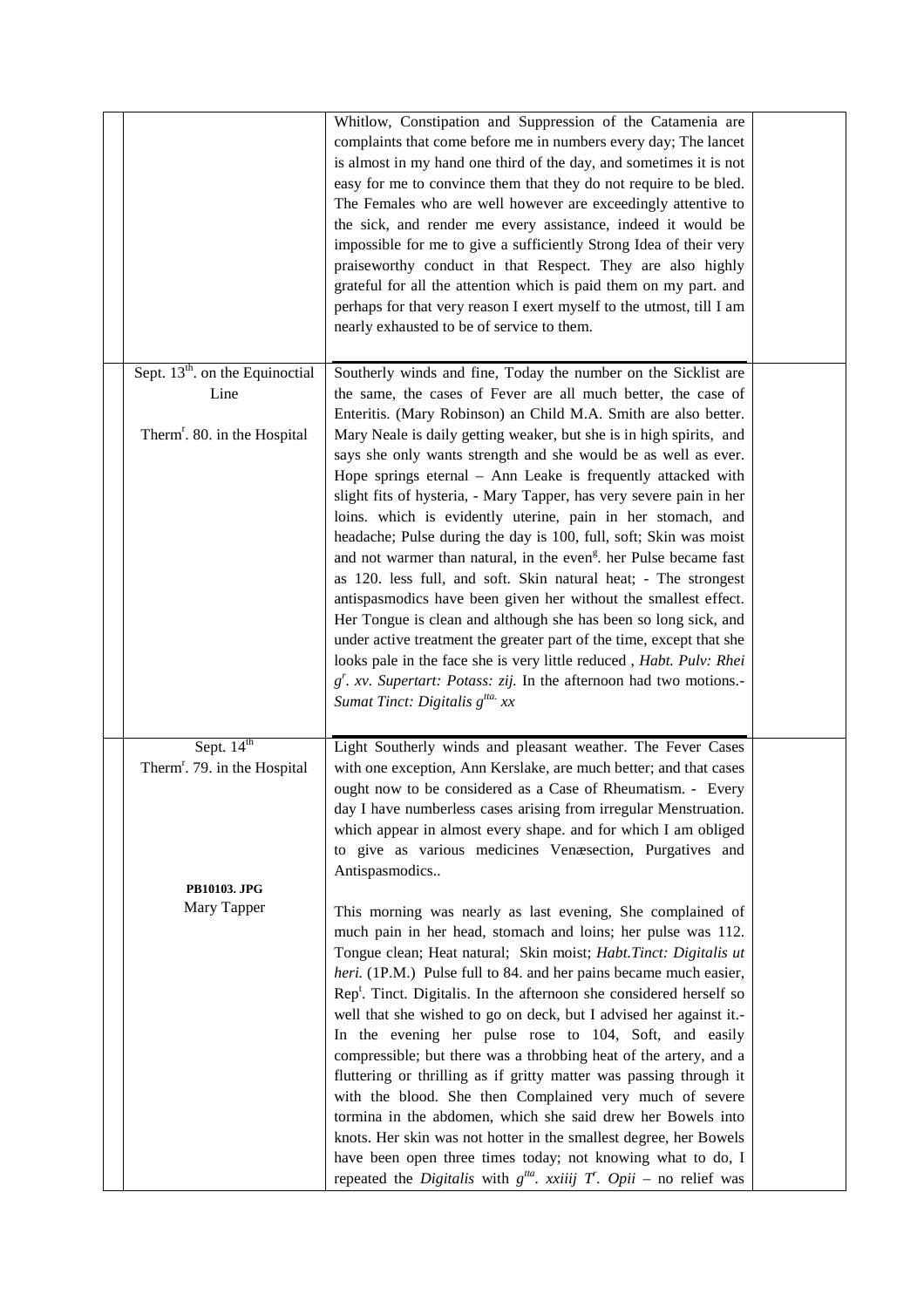| | | | |
|---|---|---|---|
| | | Whitlow, Constipation and Suppression of the Catamenia are complaints that come before me in numbers every day; The lancet is almost in my hand one third of the day, and sometimes it is not easy for me to convince them that they do not require to be bled. The Females who are well however are exceedingly attentive to the sick, and render me every assistance, indeed it would be impossible for me to give a sufficiently Strong Idea of their very praiseworthy conduct in that Respect. They are also highly grateful for all the attention which is paid them on my part. and perhaps for that very reason I exert myself to the utmost, till I am nearly exhausted to be of service to them. | |
| | Sept. 13th. on the Equinoctial Line<br><br>Thermr. 80. in the Hospital | Southerly winds and fine, Today the number on the Sicklist are the same, the cases of Fever are all much better, the case of Enteritis. (Mary Robinson) an Child M.A. Smith are also better. Mary Neale is daily getting weaker, but she is in high spirits, and says she only wants strength and she would be as well as ever. Hope springs eternal – Ann Leake is frequently attacked with slight fits of hysteria, - Mary Tapper, has very severe pain in her loins. which is evidently uterine, pain in her stomach, and headache; Pulse during the day is 100, full, soft; Skin was moist and not warmer than natural, in the eveng. her Pulse became fast as 120. less full, and soft. Skin natural heat; - The strongest antispasmodics have been given her without the smallest effect. Her Tongue is clean and although she has been so long sick, and under active treatment the greater part of the time, except that she looks pale in the face she is very little reduced , *Habt. Pulv: Rhei gr. xv. Supertart: Potass: zij.* In the afternoon had two motions.- *Sumat Tinct: Digitalis gtta. xx* | |
| | Sept. 14th<br>Thermr. 79. in the Hospital<br><br><br><br><br>**PB10103. JPG**<br>Mary Tapper | Light Southerly winds and pleasant weather. The Fever Cases with one exception, Ann Kerslake, are much better; and that cases ought now to be considered as a Case of Rheumatism. - Every day I have numberless cases arising from irregular Menstruation. which appear in almost every shape. and for which I am obliged to give as various medicines Venæsection, Purgatives and Antispasmodics..<br><br>This morning was nearly as last evening, She complained of much pain in her head, stomach and loins; her pulse was 112. Tongue clean; Heat natural; Skin moist; *Habt.Tinct: Digitalis ut heri.* (1P.M.) Pulse full to 84. and her pains became much easier, Rept. Tinct. Digitalis. In the afternoon she considered herself so well that she wished to go on deck, but I advised her against it.- In the evening her pulse rose to 104, Soft, and easily compressible; but there was a throbbing heat of the artery, and a fluttering or thrilling as if gritty matter was passing through it with the blood. She then Complained very much of severe tormina in the abdomen, which she said drew her Bowels into knots. Her skin was not hotter in the smallest degree, her Bowels have been open three times today; not knowing what to do, I repeated the *Digitalis* with *gtta. xxiiij Tr. Opii* – no relief was | |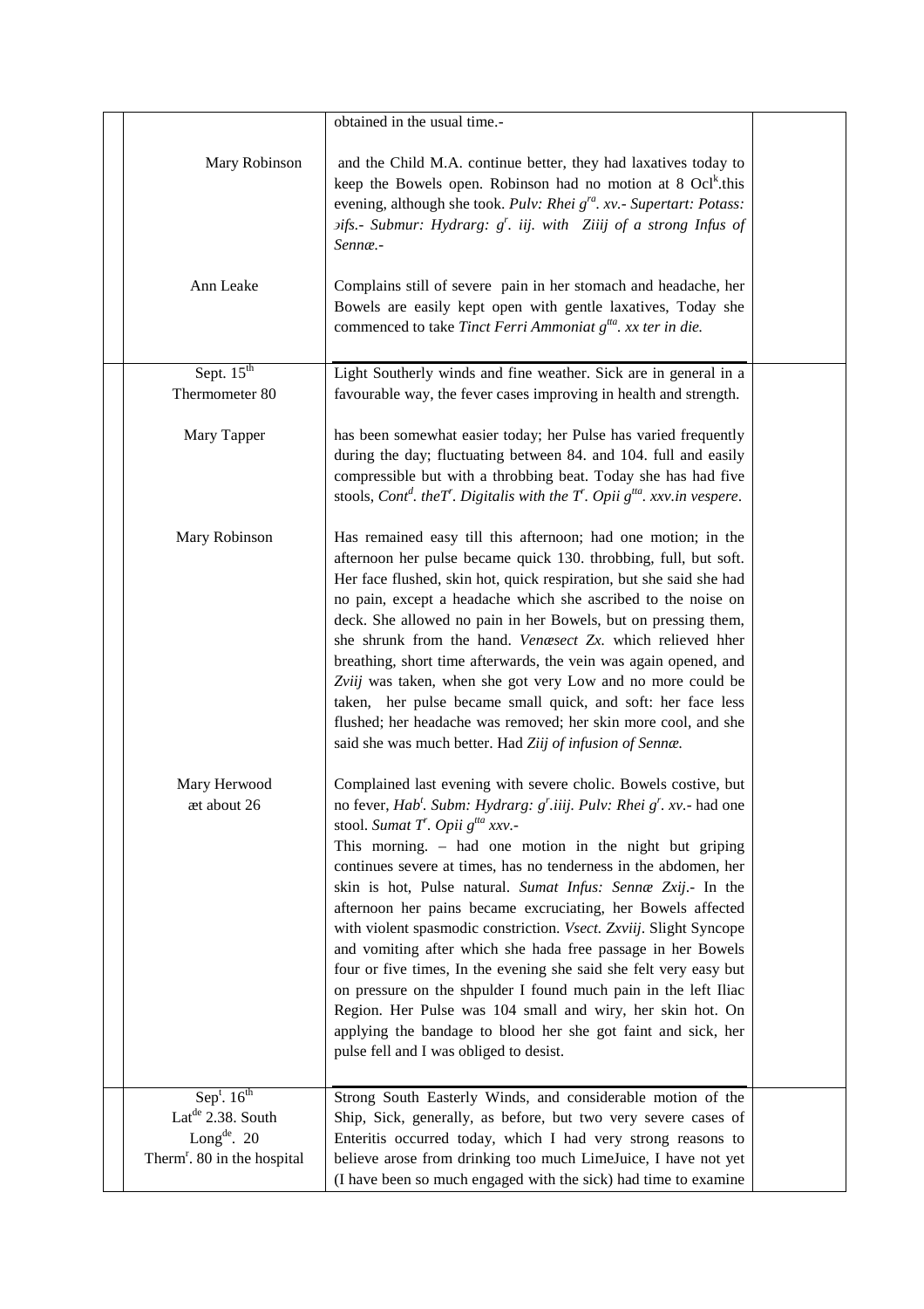| | | |
|---|---|---|
| | obtained in the usual time.- | |
| Mary Robinson | and the Child M.A. continue better, they had laxatives today to keep the Bowels open. Robinson had no motion at 8 Ocl[k].this evening, although she took. *Pulv: Rhei g[ra]. xv.- Supertart: Potass: ɔifs.- Submur: Hydrarg: g[r]. iij. with Ziiij of a strong Infus of Sennæ.-* | |
| Ann Leake | Complains still of severe pain in her stomach and headache, her Bowels are easily kept open with gentle laxatives, Today she commenced to take *Tinct Ferri Ammoniat g[tta]. xx ter in die.* | |
| Sept. 15[th] Thermometer 80 | Light Southerly winds and fine weather. Sick are in general in a favourable way, the fever cases improving in health and strength. | |
| Mary Tapper | has been somewhat easier today; her Pulse has varied frequently during the day; fluctuating between 84. and 104. full and easily compressible but with a throbbing beat. Today she has had five stools, *Cont[d]. theT[r]. Digitalis with the T[r]. Opii g[tta]. xxv.in vespere.* | |
| Mary Robinson | Has remained easy till this afternoon; had one motion; in the afternoon her pulse became quick 130. throbbing, full, but soft. Her face flushed, skin hot, quick respiration, but she said she had no pain, except a headache which she ascribed to the noise on deck. She allowed no pain in her Bowels, but on pressing them, she shrunk from the hand. *Venæsect Zx.* which relieved hher breathing, short time afterwards, the vein was again opened, and *Zviij* was taken, when she got very Low and no more could be taken, her pulse became small quick, and soft: her face less flushed; her headache was removed; her skin more cool, and she said she was much better. Had *Ziij of infusion of Sennæ.* | |
| Mary Herwood æt about 26 | Complained last evening with severe cholic. Bowels costive, but no fever, *Hab[t]. Subm: Hydrarg: g[r].iiij. Pulv: Rhei g[r]. xv.*- had one stool. *Sumat T[r]. Opii g[tta] xxv.*- This morning. – had one motion in the night but griping continues severe at times, has no tenderness in the abdomen, her skin is hot, Pulse natural. *Sumat Infus: Sennæ Zxij.*- In the afternoon her pains became excruciating, her Bowels affected with violent spasmodic constriction. *Vsect. Zxviij*. Slight Syncope and vomiting after which she hada free passage in her Bowels four or five times, In the evening she said she felt very easy but on pressure on the shpulder I found much pain in the left Iliac Region. Her Pulse was 104 small and wiry, her skin hot. On applying the bandage to blood her she got faint and sick, her pulse fell and I was obliged to desist. | |
| Sep[t]. 16[th] Lat[de] 2.38. South Long[de]. 20 Therm[r]. 80 in the hospital | Strong South Easterly Winds, and considerable motion of the Ship, Sick, generally, as before, but two very severe cases of Enteritis occurred today, which I had very strong reasons to believe arose from drinking too much LimeJuice, I have not yet (I have been so much engaged with the sick) had time to examine | |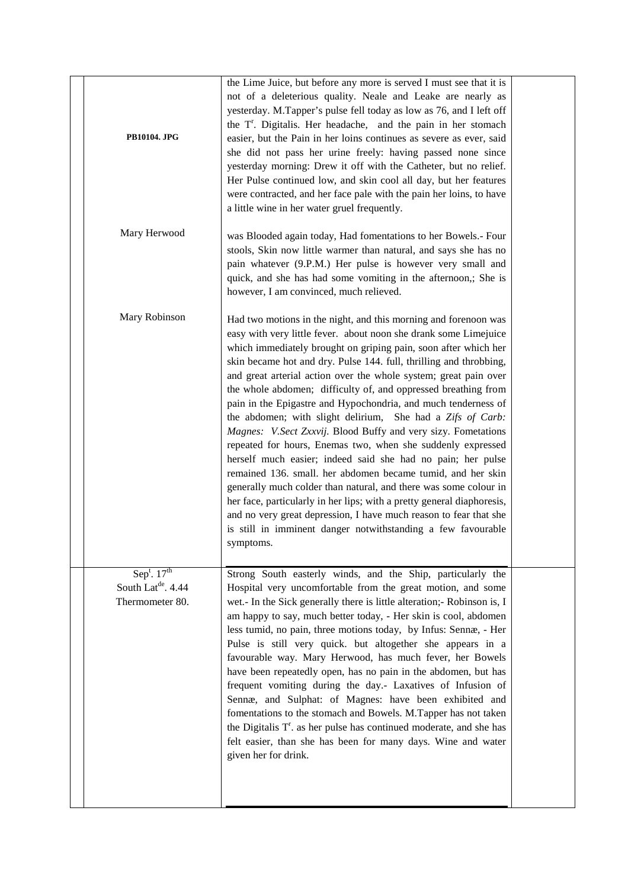| | | |
|---|---|---|
| **PB10104. JPG** | the Lime Juice, but before any more is served I must see that it is not of a deleterious quality. Neale and Leake are nearly as yesterday. M.Tapper's pulse fell today as low as 76, and I left off the T[r]. Digitalis. Her headache, and the pain in her stomach easier, but the Pain in her loins continues as severe as ever, said she did not pass her urine freely: having passed none since yesterday morning: Drew it off with the Catheter, but no relief. Her Pulse continued low, and skin cool all day, but her features were contracted, and her face pale with the pain her loins, to have a little wine in her water gruel frequently. | |
| Mary Herwood | was Blooded again today, Had fomentations to her Bowels.- Four stools, Skin now little warmer than natural, and says she has no pain whatever (9.P.M.) Her pulse is however very small and quick, and she has had some vomiting in the afternoon,; She is however, I am convinced, much relieved. | |
| Mary Robinson | Had two motions in the night, and this morning and forenoon was easy with very little fever. about noon she drank some Limejuice which immediately brought on griping pain, soon after which her skin became hot and dry. Pulse 144. full, thrilling and throbbing, and great arterial action over the whole system; great pain over the whole abdomen; difficulty of, and oppressed breathing from pain in the Epigastre and Hypochondria, and much tenderness of the abdomen; with slight delirium, She had a *Zifs of Carb: Magnes: V.Sect Zxxvij.* Blood Buffy and very sizy. Fometations repeated for hours, Enemas two, when she suddenly expressed herself much easier; indeed said she had no pain; her pulse remained 136. small. her abdomen became tumid, and her skin generally much colder than natural, and there was some colour in her face, particularly in her lips; with a pretty general diaphoresis, and no very great depression, I have much reason to fear that she is still in imminent danger notwithstanding a few favourable symptoms. | |
| Sep[t]. 17[th]<br>South Lat[de]. 4.44<br>Thermometer 80. | Strong South easterly winds, and the Ship, particularly the Hospital very uncomfortable from the great motion, and some wet.- In the Sick generally there is little alteration;- Robinson is, I am happy to say, much better today, - Her skin is cool, abdomen less tumid, no pain, three motions today, by Infus: Sennæ, - Her Pulse is still very quick. but altogether she appears in a favourable way. Mary Herwood, has much fever, her Bowels have been repeatedly open, has no pain in the abdomen, but has frequent vomiting during the day.- Laxatives of Infusion of Sennæ, and Sulphat: of Magnes: have been exhibited and fomentations to the stomach and Bowels. M.Tapper has not taken the Digitalis T[r]. as her pulse has continued moderate, and she has felt easier, than she has been for many days. Wine and water given her for drink. | |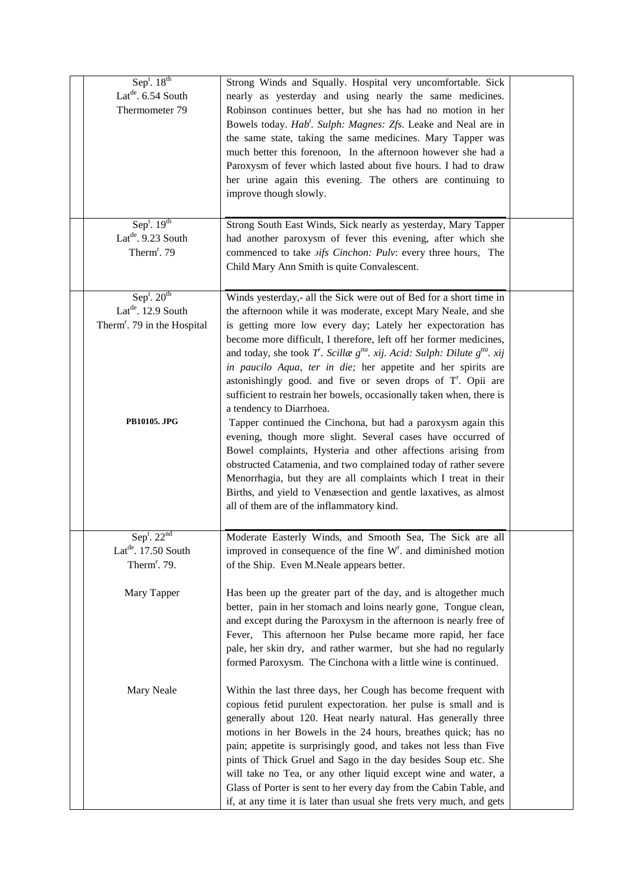| | | | |
|---|---|---|---|
| | Sep$^t$. 18$^{th}$<br>Lat$^{de}$. 6.54 South<br>Thermometer 79 | Strong Winds and Squally. Hospital very uncomfortable. Sick nearly as yesterday and using nearly the same medicines. Robinson continues better, but she has had no motion in her Bowels today. *Hab$^t$. Sulph: Magnes: Ʒfs*. Leake and Neal are in the same state, taking the same medicines. Mary Tapper was much better this forenoon, In the afternoon however she had a Paroxysm of fever which lasted about five hours. I had to draw her urine again this evening. The others are continuing to improve though slowly. | |
| | Sep$^t$. 19$^{th}$<br>Lat$^{de}$. 9.23 South<br>Therm$^r$. 79 | Strong South East Winds, Sick nearly as yesterday, Mary Tapper had another paroxysm of fever this evening, after which she commenced to take *϶ifs Cinchon: Pulv*: every three hours, The Child Mary Ann Smith is quite Convalescent. | |
| | Sep$^t$. 20$^{th}$<br>Lat$^{de}$. 12.9 South<br>Therm$^r$. 79 in the Hospital<br><br>**PB10105. JPG** | Winds yesterday,- all the Sick were out of Bed for a short time in the afternoon while it was moderate, except Mary Neale, and she is getting more low every day; Lately her expectoration has become more difficult, I therefore, left off her former medicines, and today, she took *T$^r$. Scillæ g$^{tta}$. xij. Acid: Sulph: Dilute g$^{tta}$. xij in paucilo Aqua, ter in die;* her appetite and her spirits are astonishingly good. and five or seven drops of T$^r$. Opii are sufficient to restrain her bowels, occasionally taken when, there is a tendency to Diarrhoea.<br>Tapper continued the Cinchona, but had a paroxysm again this evening, though more slight. Several cases have occurred of Bowel complaints, Hysteria and other affections arising from obstructed Catamenia, and two complained today of rather severe Menorrhagia, but they are all complaints which I treat in their Births, and yield to Venæsection and gentle laxatives, as almost all of them are of the inflammatory kind. | |
| | Sep$^t$. 22$^{nd}$<br>Lat$^{de}$. 17.50 South<br>Therm$^r$. 79.<br><br>Mary Tapper<br><br><br><br><br><br>Mary Neale | Moderate Easterly Winds, and Smooth Sea, The Sick are all improved in consequence of the fine W$^r$. and diminished motion of the Ship. Even M.Neale appears better.<br><br>Has been up the greater part of the day, and is altogether much better, pain in her stomach and loins nearly gone, Tongue clean, and except during the Paroxysm in the afternoon is nearly free of Fever, This afternoon her Pulse became more rapid, her face pale, her skin dry, and rather warmer, but she had no regularly formed Paroxysm. The Cinchona with a little wine is continued.<br><br>Within the last three days, her Cough has become frequent with copious fetid purulent expectoration. her pulse is small and is generally about 120. Heat nearly natural. Has generally three motions in her Bowels in the 24 hours, breathes quick; has no pain; appetite is surprisingly good, and takes not less than Five pints of Thick Gruel and Sago in the day besides Soup etc. She will take no Tea, or any other liquid except wine and water, a Glass of Porter is sent to her every day from the Cabin Table, and if, at any time it is later than usual she frets very much, and gets | |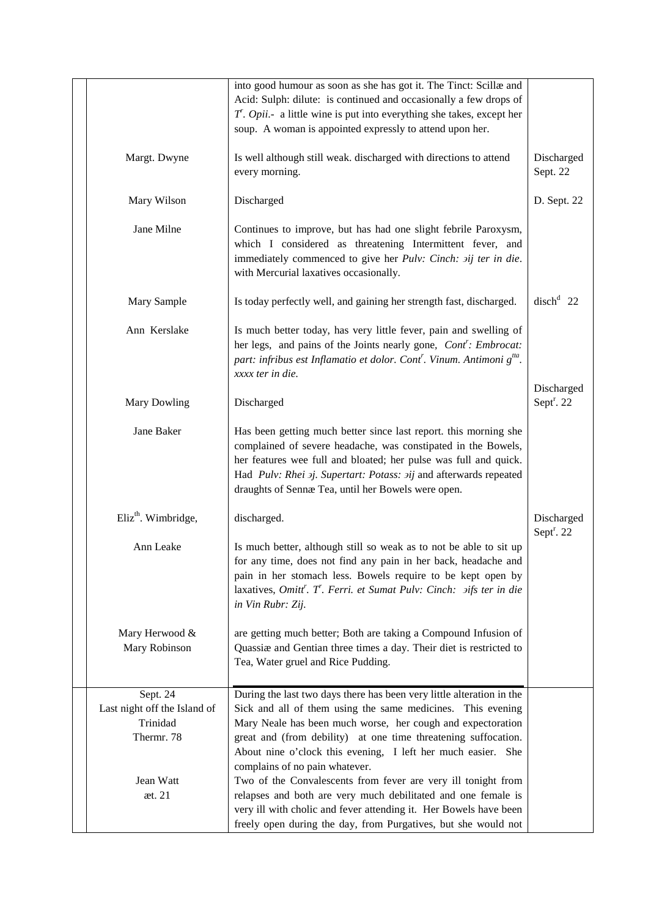| | | | |
|---|---|---|---|
| | | into good humour as soon as she has got it. The Tinct: Scillæ and Acid: Sulph: dilute: is continued and occasionally a few drops of *T*[r]. *Opii*.- a little wine is put into everything she takes, except her soup. A woman is appointed expressly to attend upon her. | |
| | Margt. Dwyne | Is well although still weak. discharged with directions to attend every morning. | Discharged Sept. 22 |
| | Mary Wilson | Discharged | D. Sept. 22 |
| | Jane Milne | Continues to improve, but has had one slight febrile Paroxysm, which I considered as threatening Intermittent fever, and immediately commenced to give her *Pulv: Cinch: ℈ij ter in die*. with Mercurial laxatives occasionally. | |
| | Mary Sample | Is today perfectly well, and gaining her strength fast, discharged. | disch[d] 22 |
| | Ann Kerslake | Is much better today, has very little fever, pain and swelling of her legs, and pains of the Joints nearly gone, *Cont*[r]*: Embrocat: part: infribus est Inflamatio et dolor. Cont*[r]*. Vinum. Antimoni g*[tta]*. xxxx ter in die.* | |
| | Mary Dowling | Discharged | Discharged Sept[r]. 22 |
| | Jane Baker | Has been getting much better since last report. this morning she complained of severe headache, was constipated in the Bowels, her features wee full and bloated; her pulse was full and quick. Had *Pulv: Rhei ℈j. Supertart: Potass: ℈ij* and afterwards repeated draughts of Sennæ Tea, until her Bowels were open. | |
| | Eliz[th]. Wimbridge, | discharged. | Discharged Sept[r]. 22 |
| | Ann Leake | Is much better, although still so weak as to not be able to sit up for any time, does not find any pain in her back, headache and pain in her stomach less. Bowels require to be kept open by laxatives, *Omitt*[r]*. T*[r]*. Ferri. et Sumat Pulv: Cinch: ℈ifs ter in die in Vin Rubr: Ʒij.* | |
| | Mary Herwood & Mary Robinson | are getting much better; Both are taking a Compound Infusion of Quassiæ and Gentian three times a day. Their diet is restricted to Tea, Water gruel and Rice Pudding. | |
| | Sept. 24 Last night off the Island of Trinidad Thermr. 78 | During the last two days there has been very little alteration in the Sick and all of them using the same medicines. This evening Mary Neale has been much worse, her cough and expectoration great and (from debility) at one time threatening suffocation. About nine o'clock this evening, I left her much easier. She complains of no pain whatever. | |
| | Jean Watt æt. 21 | Two of the Convalescents from fever are very ill tonight from relapses and both are very much debilitated and one female is very ill with cholic and fever attending it. Her Bowels have been freely open during the day, from Purgatives, but she would not | |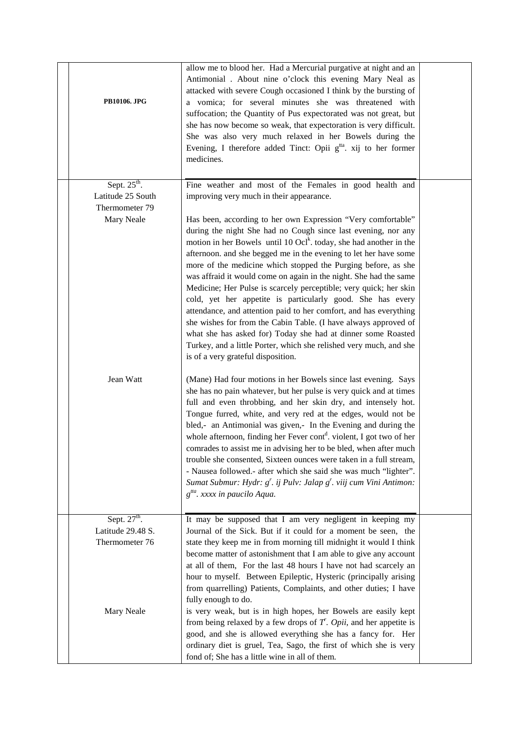| | | | |
|---|---|---|---|
| | **PB10106. JPG** | allow me to blood her. Had a Mercurial purgative at night and an Antimonial . About nine o'clock this evening Mary Neal as attacked with severe Cough occasioned I think by the bursting of a vomica; for several minutes she was threatened with suffocation; the Quantity of Pus expectorated was not great, but she has now become so weak, that expectoration is very difficult. She was also very much relaxed in her Bowels during the Evening, I therefore added Tinct: Opii g[tta]. xij to her former medicines. | |
| | Sept. 25[th]. Latitude 25 South Thermometer 79 | Fine weather and most of the Females in good health and improving very much in their appearance. | |
| | Mary Neale | Has been, according to her own Expression "Very comfortable" during the night She had no Cough since last evening, nor any motion in her Bowels until 10 Ocl[k]. today, she had another in the afternoon. and she begged me in the evening to let her have some more of the medicine which stopped the Purging before, as she was affraid it would come on again in the night. She had the same Medicine; Her Pulse is scarcely perceptible; very quick; her skin cold, yet her appetite is particularly good. She has every attendance, and attention paid to her comfort, and has everything she wishes for from the Cabin Table. (I have always approved of what she has asked for) Today she had at dinner some Roasted Turkey, and a little Porter, which she relished very much, and she is of a very grateful disposition. | |
| | Jean Watt | (Mane) Had four motions in her Bowels since last evening. Says she has no pain whatever, but her pulse is very quick and at times full and even throbbing, and her skin dry, and intensely hot. Tongue furred, white, and very red at the edges, would not be bled,- an Antimonial was given,- In the Evening and during the whole afternoon, finding her Fever cont[d]. violent, I got two of her comrades to assist me in advising her to be bled, when after much trouble she consented, Sixteen ounces were taken in a full stream, - Nausea followed.- after which she said she was much "lighter". *Sumat Submur: Hydr: g[r]. ij Pulv: Jalap g[r]. viij cum Vini Antimon: g[tta]. xxxx in paucilo Aqua.* | |
| | Sept. 27[th]. Latitude 29.48 S. Thermometer 76 | It may be supposed that I am very negligent in keeping my Journal of the Sick. But if it could for a moment be seen, the state they keep me in from morning till midnight it would I think become matter of astonishment that I am able to give any account at all of them, For the last 48 hours I have not had scarcely an hour to myself. Between Epileptic, Hysteric (principally arising from quarrelling) Patients, Complaints, and other duties; I have fully enough to do. | |
| | Mary Neale | is very weak, but is in high hopes, her Bowels are easily kept from being relaxed by a few drops of *T[r]. Opii*, and her appetite is good, and she is allowed everything she has a fancy for. Her ordinary diet is gruel, Tea, Sago, the first of which she is very fond of; She has a little wine in all of them. | |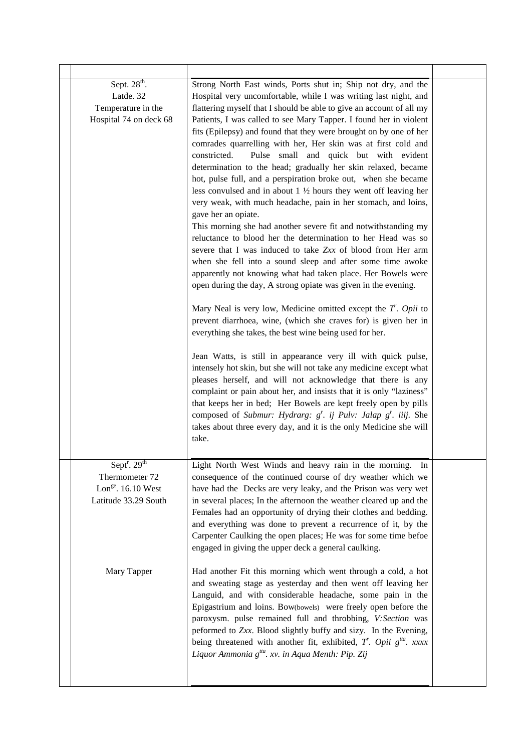| | Date / Notes | Entry | |
|---|---|---|---|
| | | | |
| | Sept. 28$^{th}$.<br>Latde. 32<br>Temperature in the Hospital 74 on deck 68 | Strong North East winds, Ports shut in; Ship not dry, and the Hospital very uncomfortable, while I was writing last night, and flattering myself that I should be able to give an account of all my Patients, I was called to see Mary Tapper. I found her in violent fits (Epilepsy) and found that they were brought on by one of her comrades quarrelling with her, Her skin was at first cold and constricted. Pulse small and quick but with evident determination to the head; gradually her skin relaxed, became hot, pulse full, and a perspiration broke out, when she became less convulsed and in about 1 ½ hours they went off leaving her very weak, with much headache, pain in her stomach, and loins, gave her an opiate.<br>This morning she had another severe fit and notwithstanding my reluctance to blood her the determination to her Head was so severe that I was induced to take *Zxx* of blood from Her arm when she fell into a sound sleep and after some time awoke apparently not knowing what had taken place. Her Bowels were open during the day, A strong opiate was given in the evening.<br><br>Mary Neal is very low, Medicine omitted except the *T$^r$. Opii* to prevent diarrhoea, wine, (which she craves for) is given her in everything she takes, the best wine being used for her.<br><br>Jean Watts, is still in appearance very ill with quick pulse, intensely hot skin, but she will not take any medicine except what pleases herself, and will not acknowledge that there is any complaint or pain about her, and insists that it is only "laziness" that keeps her in bed; Her Bowels are kept freely open by pills composed of *Submur: Hydrarg: g$^r$. ij Pulv: Jalap g$^r$. iiij.* She takes about three every day, and it is the only Medicine she will take. | |
| | Sept$^r$. 29$^{th}$<br>Thermometer 72<br>Lon$^{ge}$. 16.10 West<br>Latitude 33.29 South | Light North West Winds and heavy rain in the morning. In consequence of the continued course of dry weather which we have had the Decks are very leaky, and the Prison was very wet in several places; In the afternoon the weather cleared up and the Females had an opportunity of drying their clothes and bedding. and everything was done to prevent a recurrence of it, by the Carpenter Caulking the open places; He was for some time befoe engaged in giving the upper deck a general caulking. | |
| | Mary Tapper | Had another Fit this morning which went through a cold, a hot and sweating stage as yesterday and then went off leaving her Languid, and with considerable headache, some pain in the Epigastrium and loins. Bow(bowels) were freely open before the paroxysm. pulse remained full and throbbing, *V:Section* was peformed to *Zxx*. Blood slightly buffy and sizy. In the Evening, being threatened with another fit, exhibited, *T$^r$. Opii g$^{tta}$. xxxx Liquor Ammonia g$^{tta}$. xv. in Aqua Menth: Pip. Zij* | |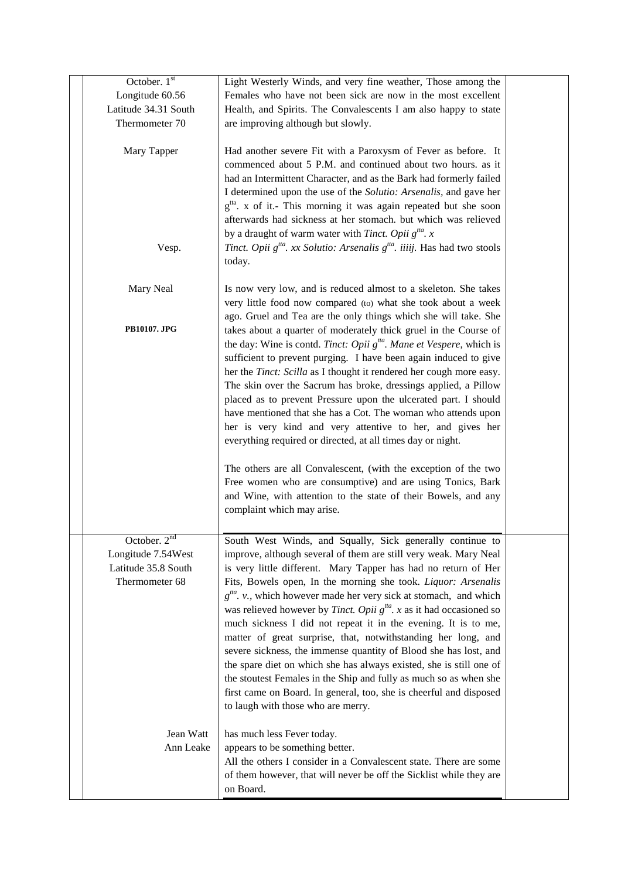| | | | |
|---|---|---|---|
| | October. 1[st]<br>Longitude 60.56<br>Latitude 34.31 South<br>Thermometer 70 | Light Westerly Winds, and very fine weather, Those among the Females who have not been sick are now in the most excellent Health, and Spirits. The Convalescents I am also happy to state are improving although but slowly. | |
| | Mary Tapper<br><br><br><br><br><br><br>Vesp. | Had another severe Fit with a Paroxysm of Fever as before. It commenced about 5 P.M. and continued about two hours. as it had an Intermittent Character, and as the Bark had formerly failed I determined upon the use of the *Solutio: Arsenalis*, and gave her g[tta]. x of it.- This morning it was again repeated but she soon afterwards had sickness at her stomach. but which was relieved by a draught of warm water with *Tinct. Opii g[tta]. x*<br>*Tinct. Opii g[tta]. xx Solutio: Arsenalis g[tta]. iiiij.* Has had two stools today. | |
| | Mary Neal<br><br><br>**PB10107. JPG** | Is now very low, and is reduced almost to a skeleton. She takes very little food now compared (to) what she took about a week ago. Gruel and Tea are the only things which she will take. She takes about a quarter of moderately thick gruel in the Course of the day: Wine is contd. *Tinct: Opii g[tta]. Mane et Vespere*, which is sufficient to prevent purging. I have been again induced to give her the *Tinct: Scilla* as I thought it rendered her cough more easy. The skin over the Sacrum has broke, dressings applied, a Pillow placed as to prevent Pressure upon the ulcerated part. I should have mentioned that she has a Cot. The woman who attends upon her is very kind and very attentive to her, and gives her everything required or directed, at all times day or night.<br><br>The others are all Convalescent, (with the exception of the two Free women who are consumptive) and are using Tonics, Bark and Wine, with attention to the state of their Bowels, and any complaint which may arise. | |
| | October. 2[nd]<br>Longitude 7.54West<br>Latitude 35.8 South<br>Thermometer 68 | South West Winds, and Squally, Sick generally continue to improve, although several of them are still very weak. Mary Neal is very little different. Mary Tapper has had no return of Her Fits, Bowels open, In the morning she took. *Liquor: Arsenalis g[tta]. v.*, which however made her very sick at stomach, and which was relieved however by *Tinct. Opii g[tta]. x* as it had occasioned so much sickness I did not repeat it in the evening. It is to me, matter of great surprise, that, notwithstanding her long, and severe sickness, the immense quantity of Blood she has lost, and the spare diet on which she has always existed, she is still one of the stoutest Females in the Ship and fully as much so as when she first came on Board. In general, too, she is cheerful and disposed to laugh with those who are merry. | |
| | Jean Watt<br>Ann Leake | has much less Fever today.<br>appears to be something better.<br>All the others I consider in a Convalescent state. There are some of them however, that will never be off the Sicklist while they are on Board. | |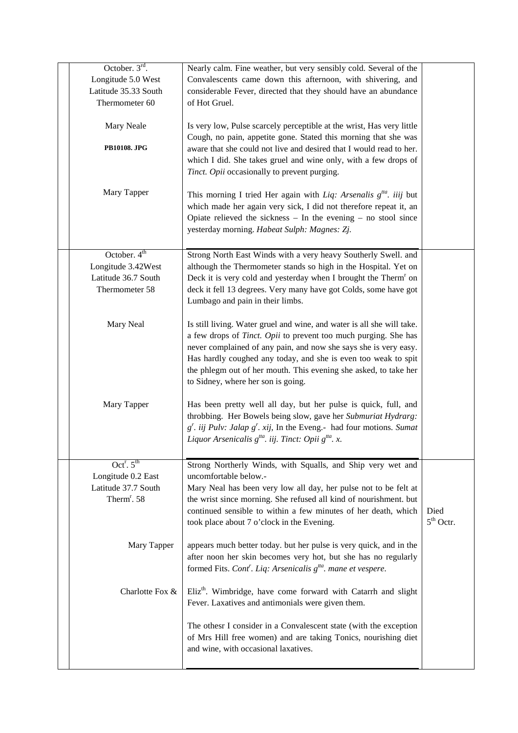| | | | |
|---|---|---|---|
| | October. 3[rd].<br>Longitude 5.0 West<br>Latitude 35.33 South<br>Thermometer 60 | Nearly calm. Fine weather, but very sensibly cold. Several of the Convalescents came down this afternoon, with shivering, and considerable Fever, directed that they should have an abundance of Hot Gruel. | |
| | Mary Neale<br><br>**PB10108. JPG** | Is very low, Pulse scarcely perceptible at the wrist, Has very little Cough, no pain, appetite gone. Stated this morning that she was aware that she could not live and desired that I would read to her. which I did. She takes gruel and wine only, with a few drops of *Tinct. Opii* occasionally to prevent purging. | |
| | Mary Tapper | This morning I tried Her again with *Liq: Arsenalis g[tta]. iiij* but which made her again very sick, I did not therefore repeat it, an Opiate relieved the sickness – In the evening – no stool since yesterday morning. *Habeat Sulph: Magnes: Zj.* | |
| | October. 4[th]<br>Longitude 3.42West<br>Latitude 36.7 South<br>Thermometer 58 | Strong North East Winds with a very heavy Southerly Swell. and although the Thermometer stands so high in the Hospital. Yet on Deck it is very cold and yesterday when I brought the Therm[r] on deck it fell 13 degrees. Very many have got Colds, some have got Lumbago and pain in their limbs. | |
| | Mary Neal | Is still living. Water gruel and wine, and water is all she will take. a few drops of *Tinct. Opii* to prevent too much purging. She has never complained of any pain, and now she says she is very easy. Has hardly coughed any today, and she is even too weak to spit the phlegm out of her mouth. This evening she asked, to take her to Sidney, where her son is going. | |
| | Mary Tapper | Has been pretty well all day, but her pulse is quick, full, and throbbing. Her Bowels being slow, gave her *Submuriat Hydrarg: g[r]. iij Pulv: Jalap g[r]. xij*, In the Eveng.- had four motions. *Sumat Liquor Arsenicalis g[tta]. iij. Tinct: Opii g[tta]. x.* | |
| | Oct[r]. 5[th]<br>Longitude 0.2 East<br>Latitude 37.7 South<br>Therm[r]. 58 | Strong Northerly Winds, with Squalls, and Ship very wet and uncomfortable below.-<br>Mary Neal has been very low all day, her pulse not to be felt at the wrist since morning. She refused all kind of nourishment. but continued sensible to within a few minutes of her death, which took place about 7 o'clock in the Evening. | Died 5[th] Octr. |
| | Mary Tapper | appears much better today. but her pulse is very quick, and in the after noon her skin becomes very hot, but she has no regularly formed Fits. *Cont[r]. Liq: Arsenicalis g[tta]. mane et vespere.* | |
| | Charlotte Fox & | Eliz[th]. Wimbridge, have come forward with Catarrh and slight Fever. Laxatives and antimonials were given them.<br><br>The othesr I consider in a Convalescent state (with the exception of Mrs Hill free women) and are taking Tonics, nourishing diet and wine, with occasional laxatives. | |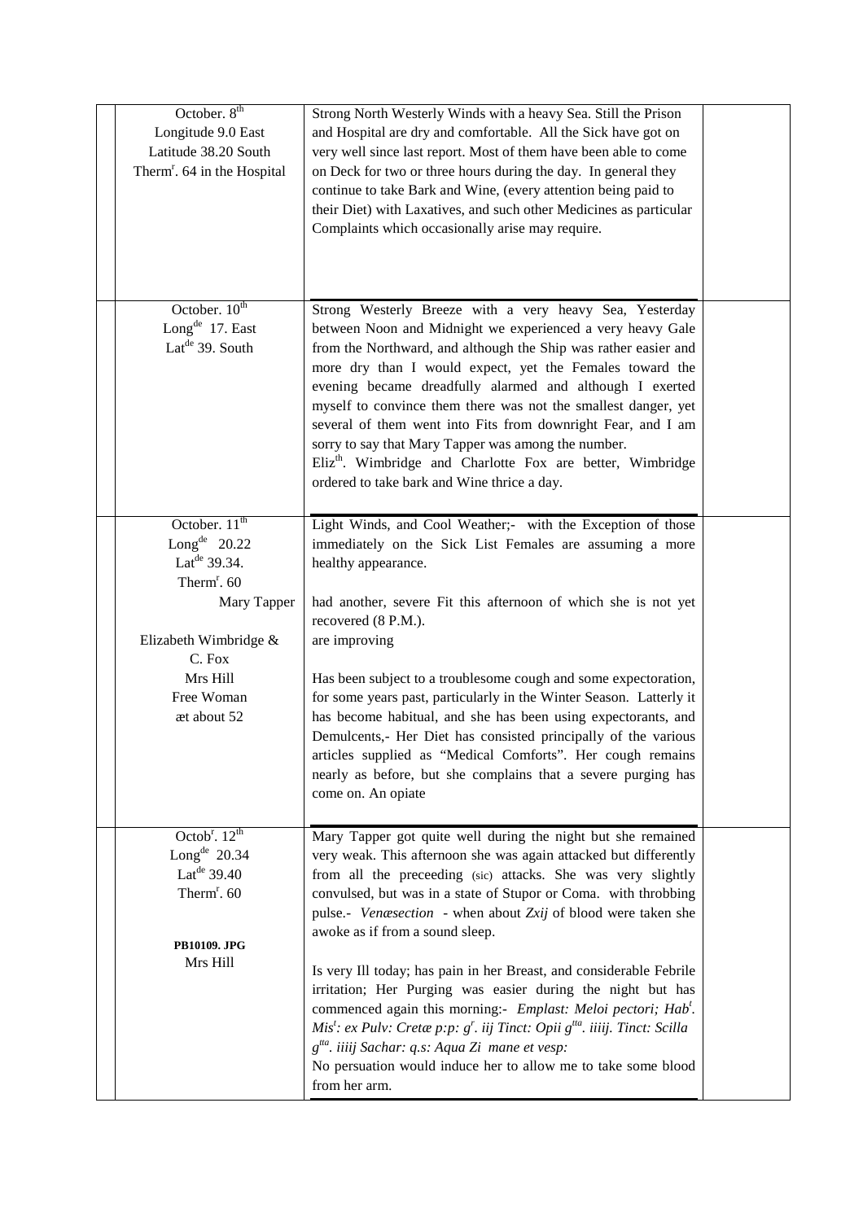| | | | |
|---|---|---|---|
| | October. 8$^{th}$<br>Longitude 9.0 East<br>Latitude 38.20 South<br>Therm$^{r}$. 64 in the Hospital | Strong North Westerly Winds with a heavy Sea. Still the Prison and Hospital are dry and comfortable. All the Sick have got on very well since last report. Most of them have been able to come on Deck for two or three hours during the day. In general they continue to take Bark and Wine, (every attention being paid to their Diet) with Laxatives, and such other Medicines as particular Complaints which occasionally arise may require. | |
| | October. 10$^{th}$<br>Long$^{de}$ 17. East<br>Lat$^{de}$ 39. South | Strong Westerly Breeze with a very heavy Sea, Yesterday between Noon and Midnight we experienced a very heavy Gale from the Northward, and although the Ship was rather easier and more dry than I would expect, yet the Females toward the evening became dreadfully alarmed and although I exerted myself to convince them there was not the smallest danger, yet several of them went into Fits from downright Fear, and I am sorry to say that Mary Tapper was among the number.<br>Eliz$^{th}$. Wimbridge and Charlotte Fox are better, Wimbridge ordered to take bark and Wine thrice a day. | |
| | October. 11$^{th}$<br>Long$^{de}$ 20.22<br>Lat$^{de}$ 39.34.<br>Therm$^{r}$. 60<br>Mary Tapper<br><br>Elizabeth Wimbridge & C. Fox<br>Mrs Hill<br>Free Woman<br>æt about 52 | Light Winds, and Cool Weather;- with the Exception of those immediately on the Sick List Females are assuming a more healthy appearance.<br><br>had another, severe Fit this afternoon of which she is not yet recovered (8 P.M.).<br>are improving<br><br>Has been subject to a troublesome cough and some expectoration, for some years past, particularly in the Winter Season. Latterly it has become habitual, and she has been using expectorants, and Demulcents,- Her Diet has consisted principally of the various articles supplied as "Medical Comforts". Her cough remains nearly as before, but she complains that a severe purging has come on. An opiate | |
| | Octob$^{r}$. 12$^{th}$<br>Long$^{de}$ 20.34<br>Lat$^{de}$ 39.40<br>Therm$^{r}$. 60<br><br>**PB10109. JPG**<br>Mrs Hill | Mary Tapper got quite well during the night but she remained very weak. This afternoon she was again attacked but differently from all the preceeding (sic) attacks. She was very slightly convulsed, but was in a state of Stupor or Coma. with throbbing pulse.- *Venæsection* - when about *Zxij* of blood were taken she awoke as if from a sound sleep.<br><br>Is very Ill today; has pain in her Breast, and considerable Febrile irritation; Her Purging was easier during the night but has commenced again this morning:- *Emplast: Meloi pectori; Hab$^{t}$. Mis$^{t}$: ex Pulv: Cretæ p:p: g$^{r}$. iij Tinct: Opii g$^{tta}$. iiiij. Tinct: Scilla g$^{tta}$. iiiij Sachar: q.s: Aqua Zi mane et vesp:*<br>No persuasion would induce her to allow me to take some blood from her arm. | |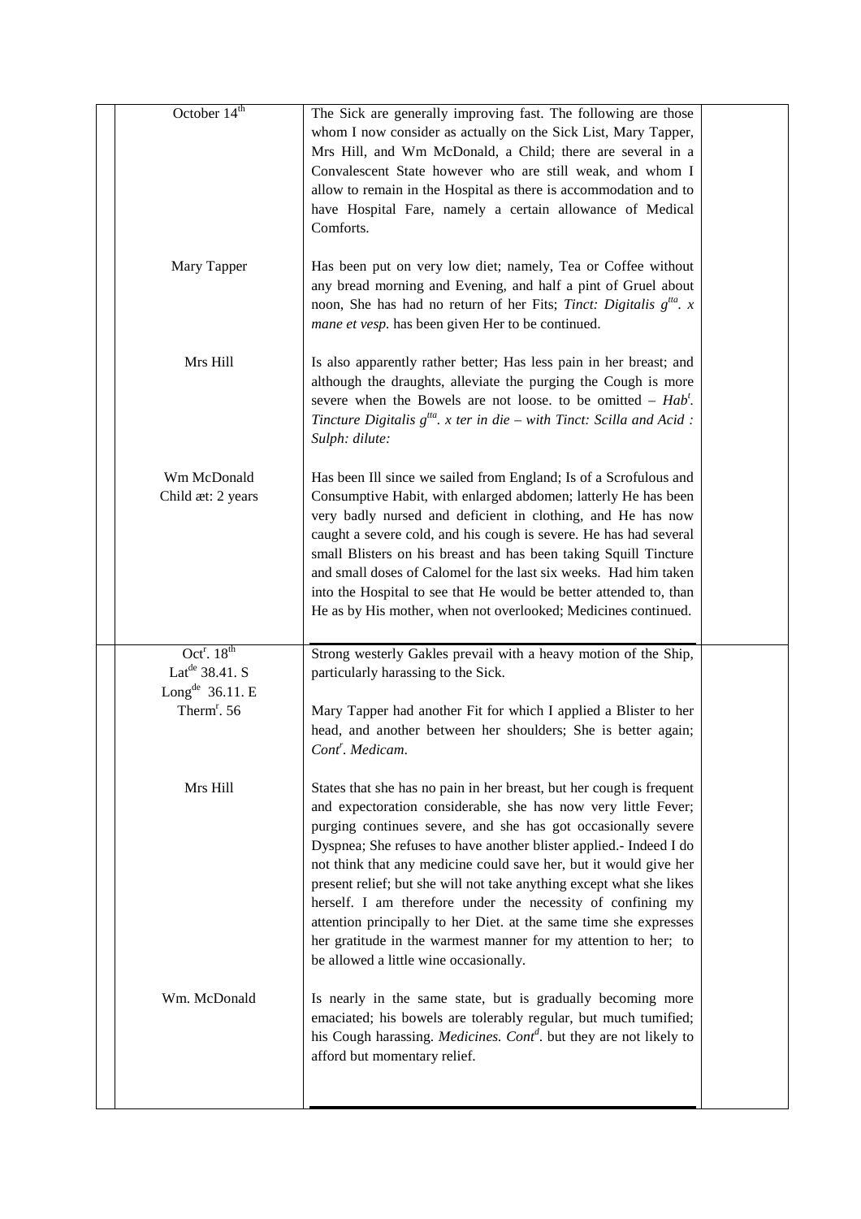| | | | |
|---|---|---|---|
| | October 14th | The Sick are generally improving fast. The following are those whom I now consider as actually on the Sick List, Mary Tapper, Mrs Hill, and Wm McDonald, a Child; there are several in a Convalescent State however who are still weak, and whom I allow to remain in the Hospital as there is accommodation and to have Hospital Fare, namely a certain allowance of Medical Comforts. | |
| | Mary Tapper | Has been put on very low diet; namely, Tea or Coffee without any bread morning and Evening, and half a pint of Gruel about noon, She has had no return of her Fits; *Tinct: Digitalis* $g^{tta}$. *x mane et vesp.* has been given Her to be continued. | |
| | Mrs Hill | Is also apparently rather better; Has less pain in her breast; and although the draughts, alleviate the purging the Cough is more severe when the Bowels are not loose. to be omitted – *Hab*[t]. *Tincture Digitalis* $g^{tta}$. *x ter in die – with Tinct: Scilla and Acid : Sulph: dilute:* | |
| | Wm McDonald<br>Child æt: 2 years | Has been Ill since we sailed from England; Is of a Scrofulous and Consumptive Habit, with enlarged abdomen; latterly He has been very badly nursed and deficient in clothing, and He has now caught a severe cold, and his cough is severe. He has had several small Blisters on his breast and has been taking Squill Tincture and small doses of Calomel for the last six weeks. Had him taken into the Hospital to see that He would be better attended to, than He as by His mother, when not overlooked; Medicines continued. | |
| | Oct[r]. 18th<br>Lat[de] 38.41. S<br>Long[de] 36.11. E<br>Therm[r]. 56 | Strong westerly Gakles prevail with a heavy motion of the Ship, particularly harassing to the Sick.<br><br>Mary Tapper had another Fit for which I applied a Blister to her head, and another between her shoulders; She is better again; *Cont*[r]. *Medicam.* | |
| | Mrs Hill | States that she has no pain in her breast, but her cough is frequent and expectoration considerable, she has now very little Fever; purging continues severe, and she has got occasionally severe Dyspnea; She refuses to have another blister applied.- Indeed I do not think that any medicine could save her, but it would give her present relief; but she will not take anything except what she likes herself. I am therefore under the necessity of confining my attention principally to her Diet. at the same time she expresses her gratitude in the warmest manner for my attention to her; to be allowed a little wine occasionally. | |
| | Wm. McDonald | Is nearly in the same state, but is gradually becoming more emaciated; his bowels are tolerably regular, but much tumified; his Cough harassing. *Medicines. Cont*[d]. but they are not likely to afford but momentary relief. | |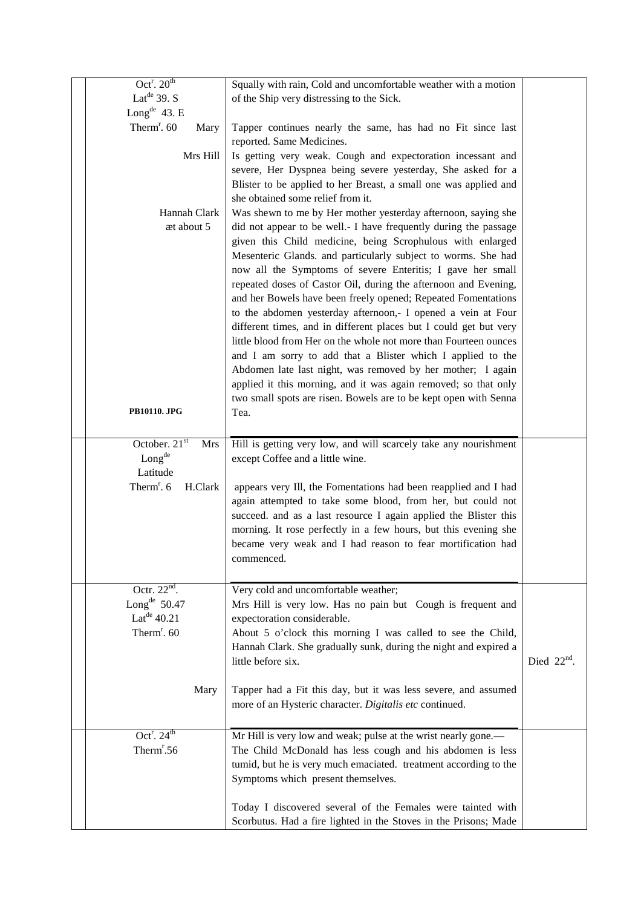| | | | |
|---|---|---|---|
| | Oct$^{r}$. 20$^{th}$<br>Lat$^{de}$ 39. S<br>Long$^{de}$ 43. E<br>Therm$^{r}$. 60 Mary | Squally with rain, Cold and uncomfortable weather with a motion of the Ship very distressing to the Sick.<br><br>Tapper continues nearly the same, has had no Fit since last reported. Same Medicines. | |
| | Mrs Hill | Is getting very weak. Cough and expectoration incessant and severe, Her Dyspnea being severe yesterday, She asked for a Blister to be applied to her Breast, a small one was applied and she obtained some relief from it. | |
| | Hannah Clark<br>æt about 5<br><br><br><br><br><br><br><br><br><br><br>**PB10110. JPG** | Was shewn to me by Her mother yesterday afternoon, saying she did not appear to be well.- I have frequently during the passage given this Child medicine, being Scrophulous with enlarged Mesenteric Glands. and particularly subject to worms. She had now all the Symptoms of severe Enteritis; I gave her small repeated doses of Castor Oil, during the afternoon and Evening, and her Bowels have been freely opened; Repeated Fomentations to the abdomen yesterday afternoon,- I opened a vein at Four different times, and in different places but I could get but very little blood from Her on the whole not more than Fourteen ounces and I am sorry to add that a Blister which I applied to the Abdomen late last night, was removed by her mother; I again applied it this morning, and it was again removed; so that only two small spots are risen. Bowels are to be kept open with Senna Tea. | |
| | October. 21$^{st}$ Mrs<br>Long$^{de}$<br>Latitude<br>Therm$^{r}$. 6 H.Clark | Hill is getting very low, and will scarcely take any nourishment except Coffee and a little wine.<br><br>appears very Ill, the Fomentations had been reapplied and I had again attempted to take some blood, from her, but could not succeed. and as a last resource I again applied the Blister this morning. It rose perfectly in a few hours, but this evening she became very weak and I had reason to fear mortification had commenced. | |
| | Octr. 22$^{nd}$.<br>Long$^{de}$ 50.47<br>Lat$^{de}$ 40.21<br>Therm$^{r}$. 60 | Very cold and uncomfortable weather;<br>Mrs Hill is very low. Has no pain but Cough is frequent and expectoration considerable.<br>About 5 o'clock this morning I was called to see the Child, Hannah Clark. She gradually sunk, during the night and expired a little before six. | Died 22$^{nd}$. |
| | Mary | Tapper had a Fit this day, but it was less severe, and assumed more of an Hysteric character. *Digitalis etc* continued. | |
| | Oct$^{r}$. 24$^{th}$<br>Therm$^{r}$.56 | Mr Hill is very low and weak; pulse at the wrist nearly gone.—<br>The Child McDonald has less cough and his abdomen is less tumid, but he is very much emaciated. treatment according to the Symptoms which present themselves.<br><br>Today I discovered several of the Females were tainted with Scorbutus. Had a fire lighted in the Stoves in the Prisons; Made | |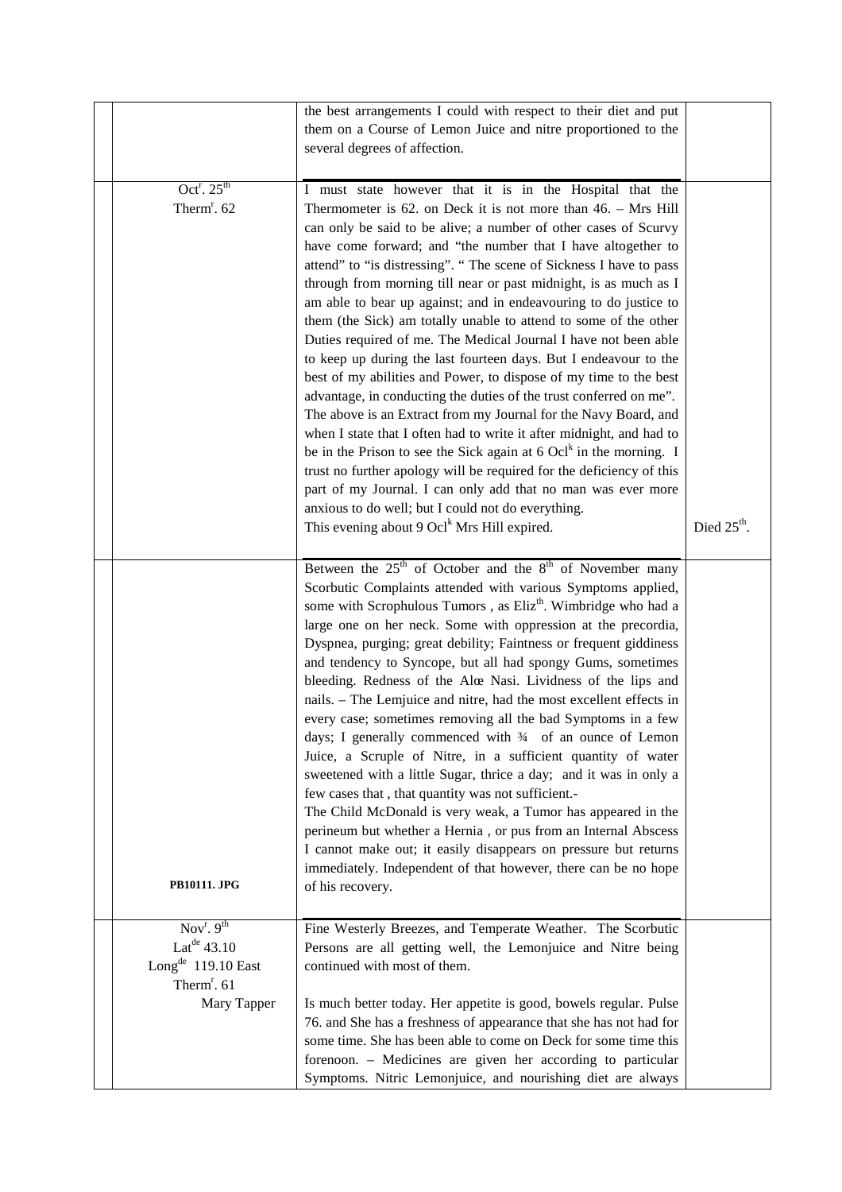| | | | |
|---|---|---|---|
| | | the best arrangements I could with respect to their diet and put them on a Course of Lemon Juice and nitre proportioned to the several degrees of affection. | |
| | Oct$^{r}$. 25$^{th}$<br>Therm$^{r}$. 62 | I must state however that it is in the Hospital that the Thermometer is 62. on Deck it is not more than 46. – Mrs Hill can only be said to be alive; a number of other cases of Scurvy have come forward; and "the number that I have altogether to attend" to "is distressing". " The scene of Sickness I have to pass through from morning till near or past midnight, is as much as I am able to bear up against; and in endeavouring to do justice to them (the Sick) am totally unable to attend to some of the other Duties required of me. The Medical Journal I have not been able to keep up during the last fourteen days. But I endeavour to the best of my abilities and Power, to dispose of my time to the best advantage, in conducting the duties of the trust conferred on me". The above is an Extract from my Journal for the Navy Board, and when I state that I often had to write it after midnight, and had to be in the Prison to see the Sick again at 6 Ocl$^{k}$ in the morning. I trust no further apology will be required for the deficiency of this part of my Journal. I can only add that no man was ever more anxious to do well; but I could not do everything.<br>This evening about 9 Ocl$^{k}$ Mrs Hill expired. | Died 25$^{th}$. |
| | PB10111. JPG | Between the 25$^{th}$ of October and the 8$^{th}$ of November many Scorbutic Complaints attended with various Symptoms applied, some with Scrophulous Tumors , as Eliz$^{th}$. Wimbridge who had a large one on her neck. Some with oppression at the precordia, Dyspnea, purging; great debility; Faintness or frequent giddiness and tendency to Syncope, but all had spongy Gums, sometimes bleeding. Redness of the Alœ Nasi. Lividness of the lips and nails. – The Lemjuice and nitre, had the most excellent effects in every case; sometimes removing all the bad Symptoms in a few days; I generally commenced with ¾ of an ounce of Lemon Juice, a Scruple of Nitre, in a sufficient quantity of water sweetened with a little Sugar, thrice a day; and it was in only a few cases that , that quantity was not sufficient.-<br>The Child McDonald is very weak, a Tumor has appeared in the perineum but whether a Hernia , or pus from an Internal Abscess I cannot make out; it easily disappears on pressure but returns immediately. Independent of that however, there can be no hope of his recovery. | |
| | Nov$^{r}$. 9$^{th}$<br>Lat$^{de}$ 43.10<br>Long$^{de}$ 119.10 East<br>Therm$^{r}$. 61<br>Mary Tapper | Fine Westerly Breezes, and Temperate Weather. The Scorbutic Persons are all getting well, the Lemonjuice and Nitre being continued with most of them.<br><br>Is much better today. Her appetite is good, bowels regular. Pulse 76. and She has a freshness of appearance that she has not had for some time. She has been able to come on Deck for some time this forenoon. – Medicines are given her according to particular Symptoms. Nitric Lemonjuice, and nourishing diet are always | |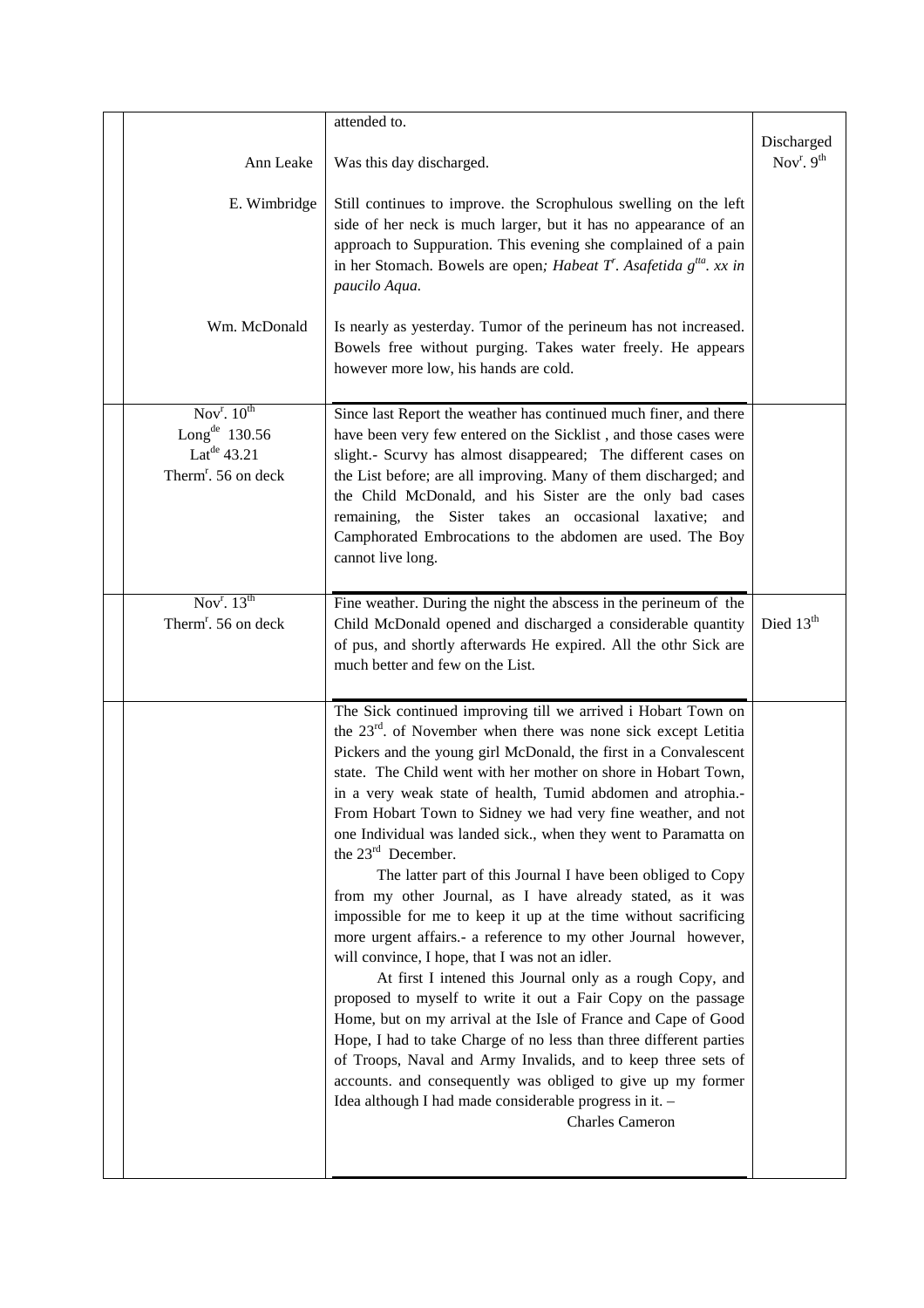| | | | |
|---|---|---|---|
| | | attended to. | |
| | Ann Leake | Was this day discharged. | Discharged Nov$^{r}$. 9$^{th}$ |
| | E. Wimbridge | Still continues to improve. the Scrophulous swelling on the left side of her neck is much larger, but it has no appearance of an approach to Suppuration. This evening she complained of a pain in her Stomach. Bowels are open*; Habeat T$^{r}$. Asafetida g$^{tta}$. xx in paucilo Aqua.* | |
| | Wm. McDonald | Is nearly as yesterday. Tumor of the perineum has not increased. Bowels free without purging. Takes water freely. He appears however more low, his hands are cold. | |
| | Nov$^{r}$. 10$^{th}$ Long$^{de}$ 130.56 Lat$^{de}$ 43.21 Therm$^{r}$. 56 on deck | Since last Report the weather has continued much finer, and there have been very few entered on the Sicklist , and those cases were slight.- Scurvy has almost disappeared; The different cases on the List before; are all improving. Many of them discharged; and the Child McDonald, and his Sister are the only bad cases remaining, the Sister takes an occasional laxative; and Camphorated Embrocations to the abdomen are used. The Boy cannot live long. | |
| | Nov$^{r}$. 13$^{th}$ Therm$^{r}$. 56 on deck | Fine weather. During the night the abscess in the perineum of the Child McDonald opened and discharged a considerable quantity of pus, and shortly afterwards He expired. All the othr Sick are much better and few on the List. | Died 13$^{th}$ |
| | | The Sick continued improving till we arrived i Hobart Town on the 23$^{rd}$. of November when there was none sick except Letitia Pickers and the young girl McDonald, the first in a Convalescent state. The Child went with her mother on shore in Hobart Town, in a very weak state of health, Tumid abdomen and atrophia.- From Hobart Town to Sidney we had very fine weather, and not one Individual was landed sick., when they went to Paramatta on the 23$^{rd}$ December.<br>The latter part of this Journal I have been obliged to Copy from my other Journal, as I have already stated, as it was impossible for me to keep it up at the time without sacrificing more urgent affairs.- a reference to my other Journal however, will convince, I hope, that I was not an idler.<br>At first I intened this Journal only as a rough Copy, and proposed to myself to write it out a Fair Copy on the passage Home, but on my arrival at the Isle of France and Cape of Good Hope, I had to take Charge of no less than three different parties of Troops, Naval and Army Invalids, and to keep three sets of accounts. and consequently was obliged to give up my former Idea although I had made considerable progress in it. –<br>Charles Cameron | |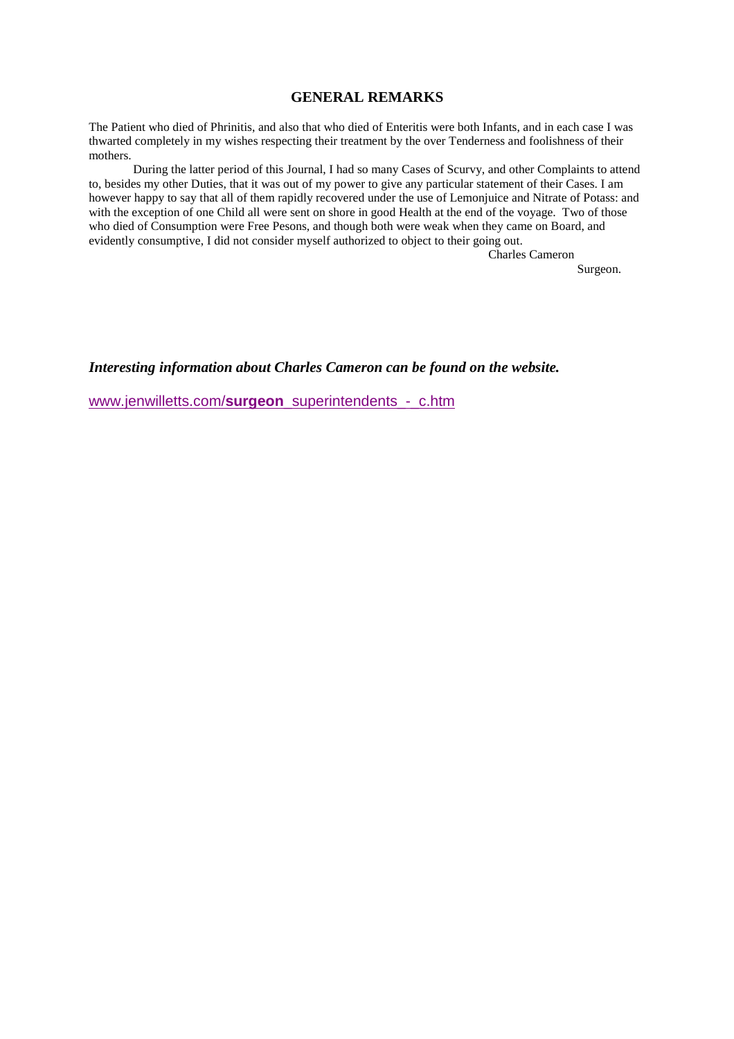## GENERAL REMARKS

The Patient who died of Phrinitis, and also that who died of Enteritis were both Infants, and in each case I was thwarted completely in my wishes respecting their treatment by the over Tenderness and foolishness of their mothers.

During the latter period of this Journal, I had so many Cases of Scurvy, and other Complaints to attend to, besides my other Duties, that it was out of my power to give any particular statement of their Cases. I am however happy to say that all of them rapidly recovered under the use of Lemonjuice and Nitrate of Potass: and with the exception of one Child all were sent on shore in good Health at the end of the voyage. Two of those who died of Consumption were Free Pesons, and though both were weak when they came on Board, and evidently consumptive, I did not consider myself authorized to object to their going out.

Charles Cameron
Surgeon.

***Interesting information about Charles Cameron can be found on the website.***

www.jenwilletts.com/**surgeon**_superintendents_-_c.htm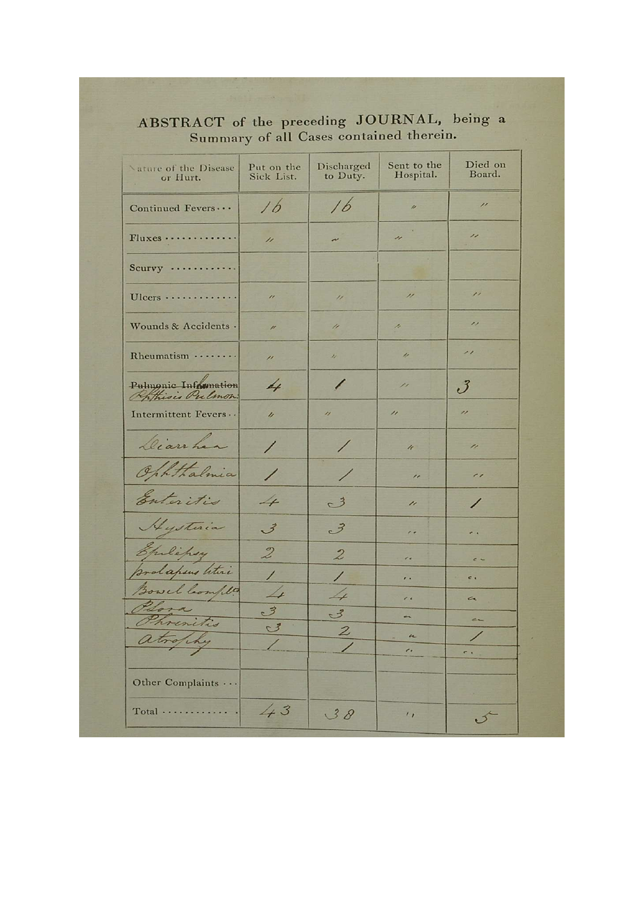# ABSTRACT of the preceding JOURNAL, being a Summary of all Cases contained therein.

| Nature of the Disease or Hurt. | Put on the Sick List. | Discharged to Duty. | Sent to the Hospital. | Died on Board. |
|---|---|---|---|---|
| Continued Fevers | 16 | 16 | " | " |
| Fluxes | " | ~ | " | " |
| Scurvy | | | | |
| Ulcers | " | " | " | " |
| Wounds & Accidents | " | " | " | " |
| Rheumatism | " | " | " | " |
| ~~Pulmonic Inflammation~~ Phthisis Pulmon: | 4 | 1 | " | 3 |
| Intermittent Fevers | " | " | " | " |
| Diarrhœa | 1 | 1 | " | " |
| Ophthalmia | 1 | 1 | " | " |
| Enteritis | 4 | 3 | " | 1 |
| Hysteria | 3 | 3 | .. | .. |
| Epilepsy | 2 | 2 | .. | .. |
| prolapsus Uteri | 1 | 1 | .. | .. |
| Bowel Complts | 4 | 4 | .. | ~ |
| Pleura | 3 | 3 | ~ | ~ |
| Phrenitis | 3 | 2 | " | 1 |
| atrophy | 1 | 1 | " | .. |
| | | | | |
| Other Complaints | | | | |
| Total | 43 | 38 | " | 5 |